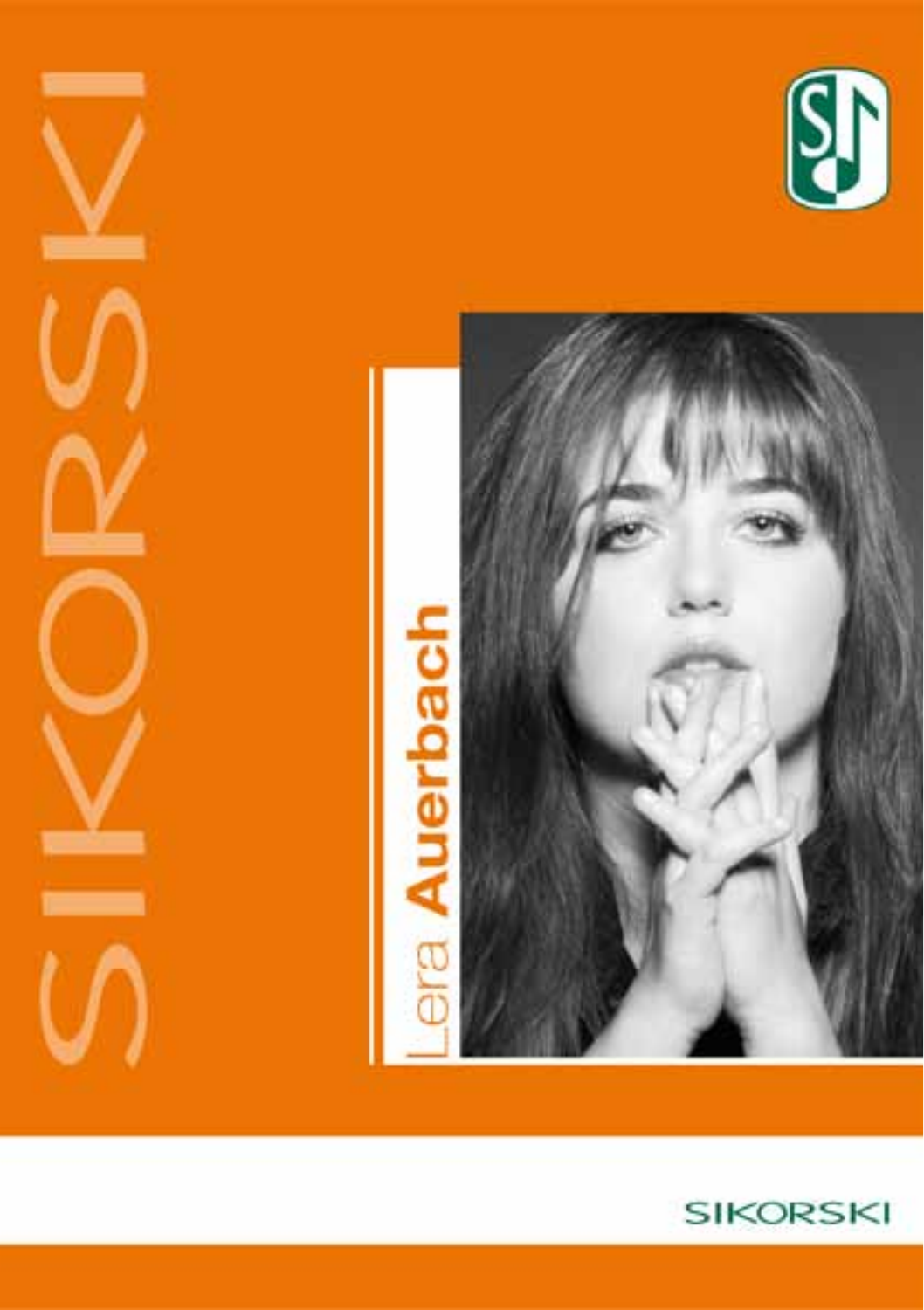SIKORSKI

# Lera **Auerbach**

SIKORSKI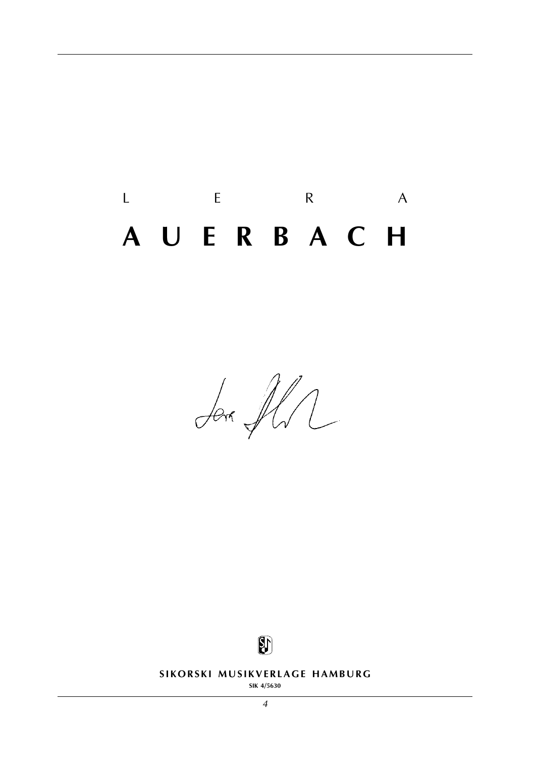L E R A

# A U E R B A C H

**SIKORSKI MUSIKVERLAGE HAMBURG**

SIK 4/5630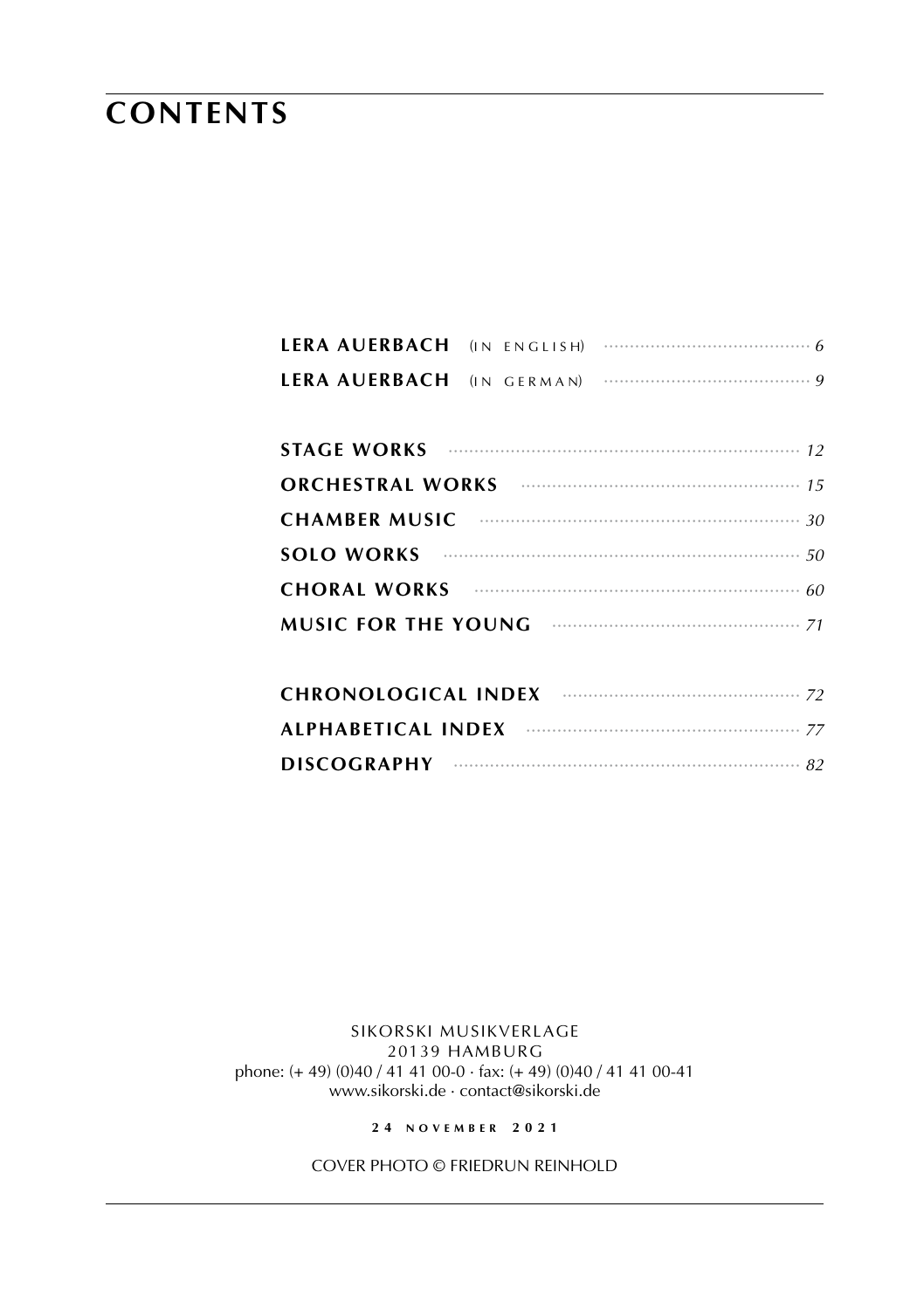# CONTENTS

**LERA AUERBACH** (IN ENGLISH) ........ *6*

**LERA AUERBACH** (IN GERMAN) ........ *9*

**STAGE WORKS** ........ *12*

**ORCHESTRAL WORKS** ........ *15*

**CHAMBER MUSIC** ........ *30*

**SOLO WORKS** ........ *50*

**CHORAL WORKS** ........ *60*

**MUSIC FOR THE YOUNG** ........ *71*

**CHRONOLOGICAL INDEX** ........ *72*

**ALPHABETICAL INDEX** ........ *77*

**DISCOGRAPHY** ........ *82*

SIKORSKI MUSIKVERLAGE
20139 HAMBURG
phone: (+ 49) (0)40 / 41 41 00-0 · fax: (+ 49) (0)40 / 41 41 00-41
www.sikorski.de · contact@sikorski.de

**24 NOVEMBER 2021**

COVER PHOTO © FRIEDRUN REINHOLD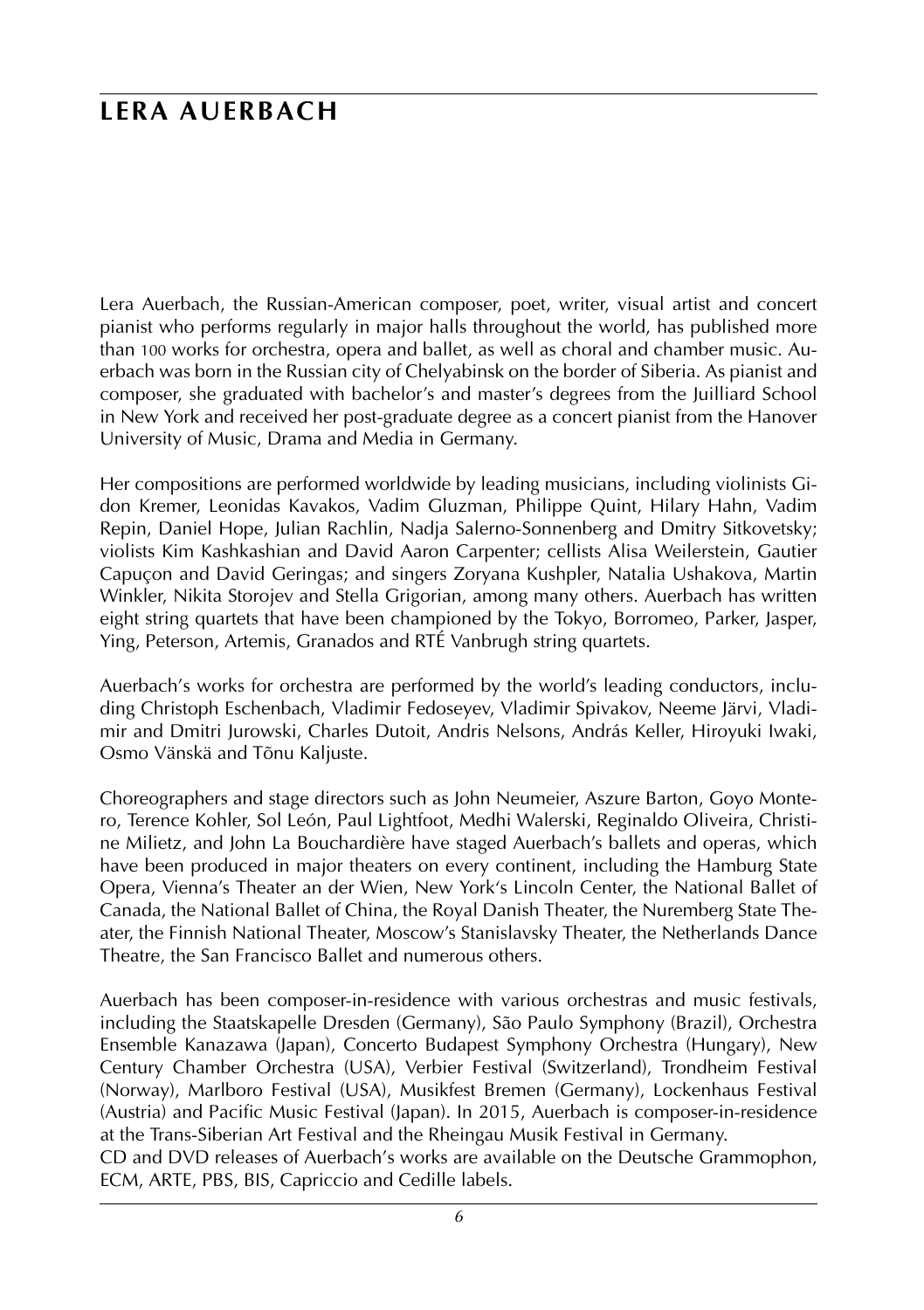# LERA AUERBACH

Lera Auerbach, the Russian-American composer, poet, writer, visual artist and concert pianist who performs regularly in major halls throughout the world, has published more than 100 works for orchestra, opera and ballet, as well as choral and chamber music. Auerbach was born in the Russian city of Chelyabinsk on the border of Siberia. As pianist and composer, she graduated with bachelor's and master's degrees from the Juilliard School in New York and received her post-graduate degree as a concert pianist from the Hanover University of Music, Drama and Media in Germany.

Her compositions are performed worldwide by leading musicians, including violinists Gidon Kremer, Leonidas Kavakos, Vadim Gluzman, Philippe Quint, Hilary Hahn, Vadim Repin, Daniel Hope, Julian Rachlin, Nadja Salerno-Sonnenberg and Dmitry Sitkovetsky; violists Kim Kashkashian and David Aaron Carpenter; cellists Alisa Weilerstein, Gautier Capuçon and David Geringas; and singers Zoryana Kushpler, Natalia Ushakova, Martin Winkler, Nikita Storojev and Stella Grigorian, among many others. Auerbach has written eight string quartets that have been championed by the Tokyo, Borromeo, Parker, Jasper, Ying, Peterson, Artemis, Granados and RTÉ Vanbrugh string quartets.

Auerbach's works for orchestra are performed by the world's leading conductors, including Christoph Eschenbach, Vladimir Fedoseyev, Vladimir Spivakov, Neeme Järvi, Vladimir and Dmitri Jurowski, Charles Dutoit, Andris Nelsons, András Keller, Hiroyuki Iwaki, Osmo Vänskä and Tõnu Kaljuste.

Choreographers and stage directors such as John Neumeier, Aszure Barton, Goyo Montero, Terence Kohler, Sol León, Paul Lightfoot, Medhi Walerski, Reginaldo Oliveira, Christine Milietz, and John La Bouchardière have staged Auerbach's ballets and operas, which have been produced in major theaters on every continent, including the Hamburg State Opera, Vienna's Theater an der Wien, New York's Lincoln Center, the National Ballet of Canada, the National Ballet of China, the Royal Danish Theater, the Nuremberg State Theater, the Finnish National Theater, Moscow's Stanislavsky Theater, the Netherlands Dance Theatre, the San Francisco Ballet and numerous others.

Auerbach has been composer-in-residence with various orchestras and music festivals, including the Staatskapelle Dresden (Germany), São Paulo Symphony (Brazil), Orchestra Ensemble Kanazawa (Japan), Concerto Budapest Symphony Orchestra (Hungary), New Century Chamber Orchestra (USA), Verbier Festival (Switzerland), Trondheim Festival (Norway), Marlboro Festival (USA), Musikfest Bremen (Germany), Lockenhaus Festival (Austria) and Pacific Music Festival (Japan). In 2015, Auerbach is composer-in-residence at the Trans-Siberian Art Festival and the Rheingau Musik Festival in Germany.
CD and DVD releases of Auerbach's works are available on the Deutsche Grammophon, ECM, ARTE, PBS, BIS, Capriccio and Cedille labels.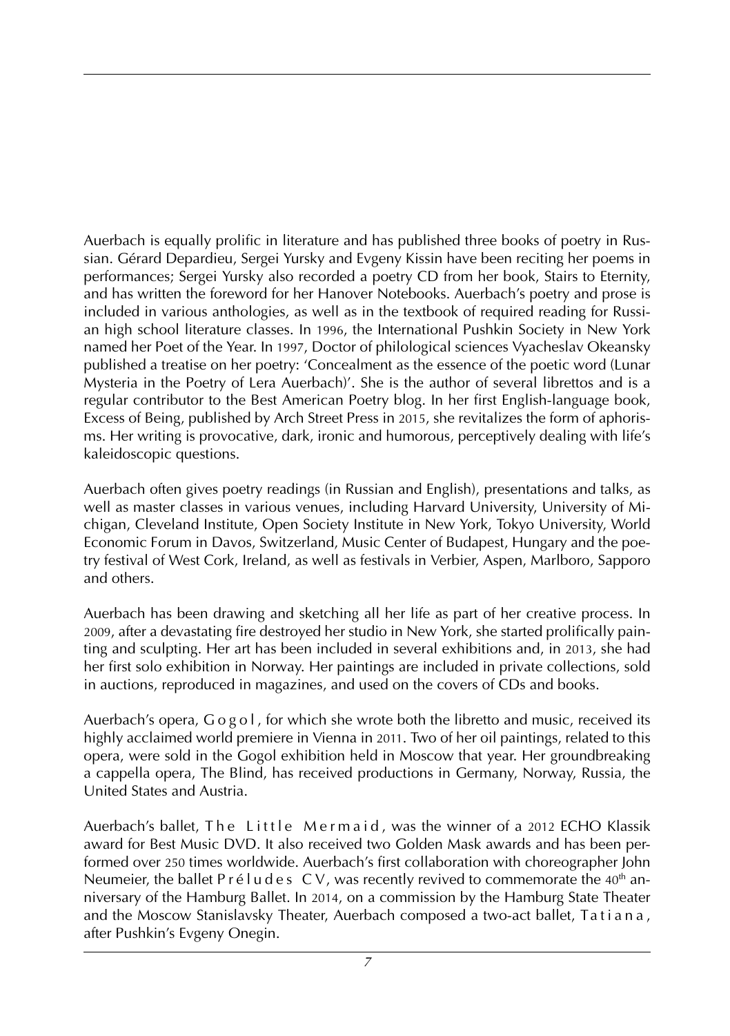Auerbach is equally prolific in literature and has published three books of poetry in Russian. Gérard Depardieu, Sergei Yursky and Evgeny Kissin have been reciting her poems in performances; Sergei Yursky also recorded a poetry CD from her book, Stairs to Eternity, and has written the foreword for her Hanover Notebooks. Auerbach's poetry and prose is included in various anthologies, as well as in the textbook of required reading for Russian high school literature classes. In 1996, the International Pushkin Society in New York named her Poet of the Year. In 1997, Doctor of philological sciences Vyacheslav Okeansky published a treatise on her poetry: 'Concealment as the essence of the poetic word (Lunar Mysteria in the Poetry of Lera Auerbach)'. She is the author of several librettos and is a regular contributor to the Best American Poetry blog. In her first English-language book, Excess of Being, published by Arch Street Press in 2015, she revitalizes the form of aphorisms. Her writing is provocative, dark, ironic and humorous, perceptively dealing with life's kaleidoscopic questions.

Auerbach often gives poetry readings (in Russian and English), presentations and talks, as well as master classes in various venues, including Harvard University, University of Michigan, Cleveland Institute, Open Society Institute in New York, Tokyo University, World Economic Forum in Davos, Switzerland, Music Center of Budapest, Hungary and the poetry festival of West Cork, Ireland, as well as festivals in Verbier, Aspen, Marlboro, Sapporo and others.

Auerbach has been drawing and sketching all her life as part of her creative process. In 2009, after a devastating fire destroyed her studio in New York, she started prolifically painting and sculpting. Her art has been included in several exhibitions and, in 2013, she had her first solo exhibition in Norway. Her paintings are included in private collections, sold in auctions, reproduced in magazines, and used on the covers of CDs and books.

Auerbach's opera, Gogol, for which she wrote both the libretto and music, received its highly acclaimed world premiere in Vienna in 2011. Two of her oil paintings, related to this opera, were sold in the Gogol exhibition held in Moscow that year. Her groundbreaking a cappella opera, The Blind, has received productions in Germany, Norway, Russia, the United States and Austria.

Auerbach's ballet, The Little Mermaid, was the winner of a 2012 ECHO Klassik award for Best Music DVD. It also received two Golden Mask awards and has been performed over 250 times worldwide. Auerbach's first collaboration with choreographer John Neumeier, the ballet Préludes CV, was recently revived to commemorate the 40th anniversary of the Hamburg Ballet. In 2014, on a commission by the Hamburg State Theater and the Moscow Stanislavsky Theater, Auerbach composed a two-act ballet, Tatiana, after Pushkin's Evgeny Onegin.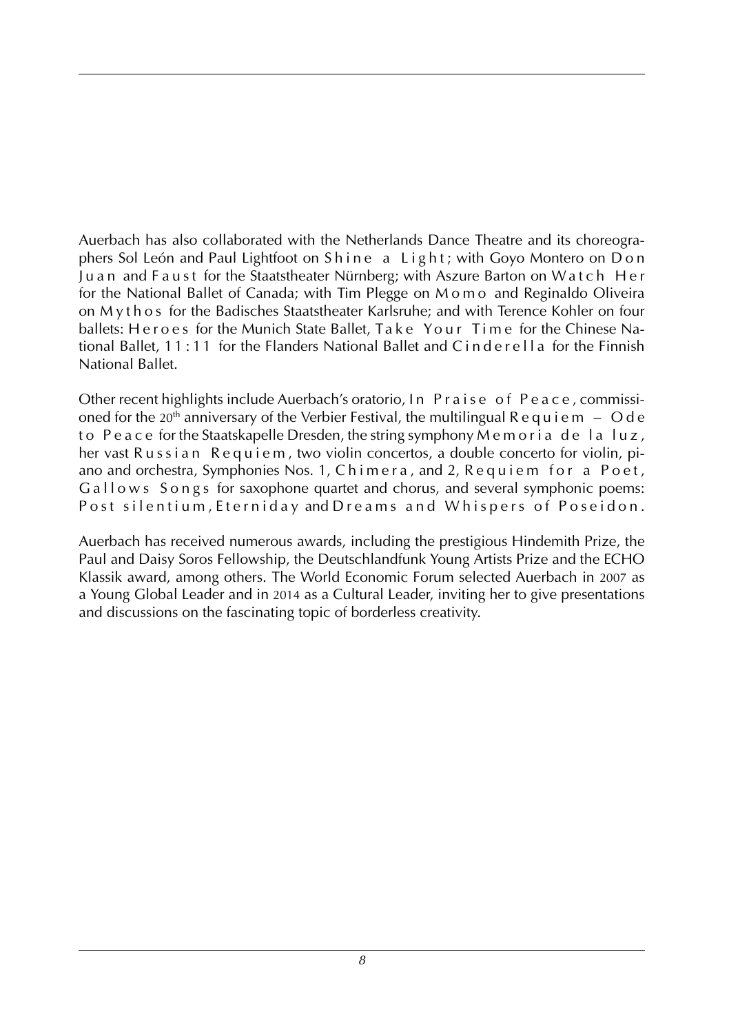Auerbach has also collaborated with the Netherlands Dance Theatre and its choreographers Sol León and Paul Lightfoot on *Shine a Light*; with Goyo Montero on *Don Juan* and *Faust* for the Staatstheater Nürnberg; with Aszure Barton on *Watch Her* for the National Ballet of Canada; with Tim Plegge on *Momo* and Reginaldo Oliveira on *Mythos* for the Badisches Staatstheater Karlsruhe; and with Terence Kohler on four ballets: *Heroes* for the Munich State Ballet, *Take Your Time* for the Chinese National Ballet, *11:11* for the Flanders National Ballet and *Cinderella* for the Finnish National Ballet.

Other recent highlights include Auerbach's oratorio, *In Praise of Peace*, commissioned for the 20th anniversary of the Verbier Festival, the multilingual *Requiem – Ode to Peace* for the Staatskapelle Dresden, the string symphony *Memoria de la luz*, her vast *Russian Requiem*, two violin concertos, a double concerto for violin, piano and orchestra, Symphonies Nos. 1, *Chimera*, and 2, *Requiem for a Poet*, *Gallows Songs* for saxophone quartet and chorus, and several symphonic poems: *Post silentium*, *Eterniday* and *Dreams and Whispers of Poseidon*.

Auerbach has received numerous awards, including the prestigious Hindemith Prize, the Paul and Daisy Soros Fellowship, the Deutschlandfunk Young Artists Prize and the ECHO Klassik award, among others. The World Economic Forum selected Auerbach in 2007 as a Young Global Leader and in 2014 as a Cultural Leader, inviting her to give presentations and discussions on the fascinating topic of borderless creativity.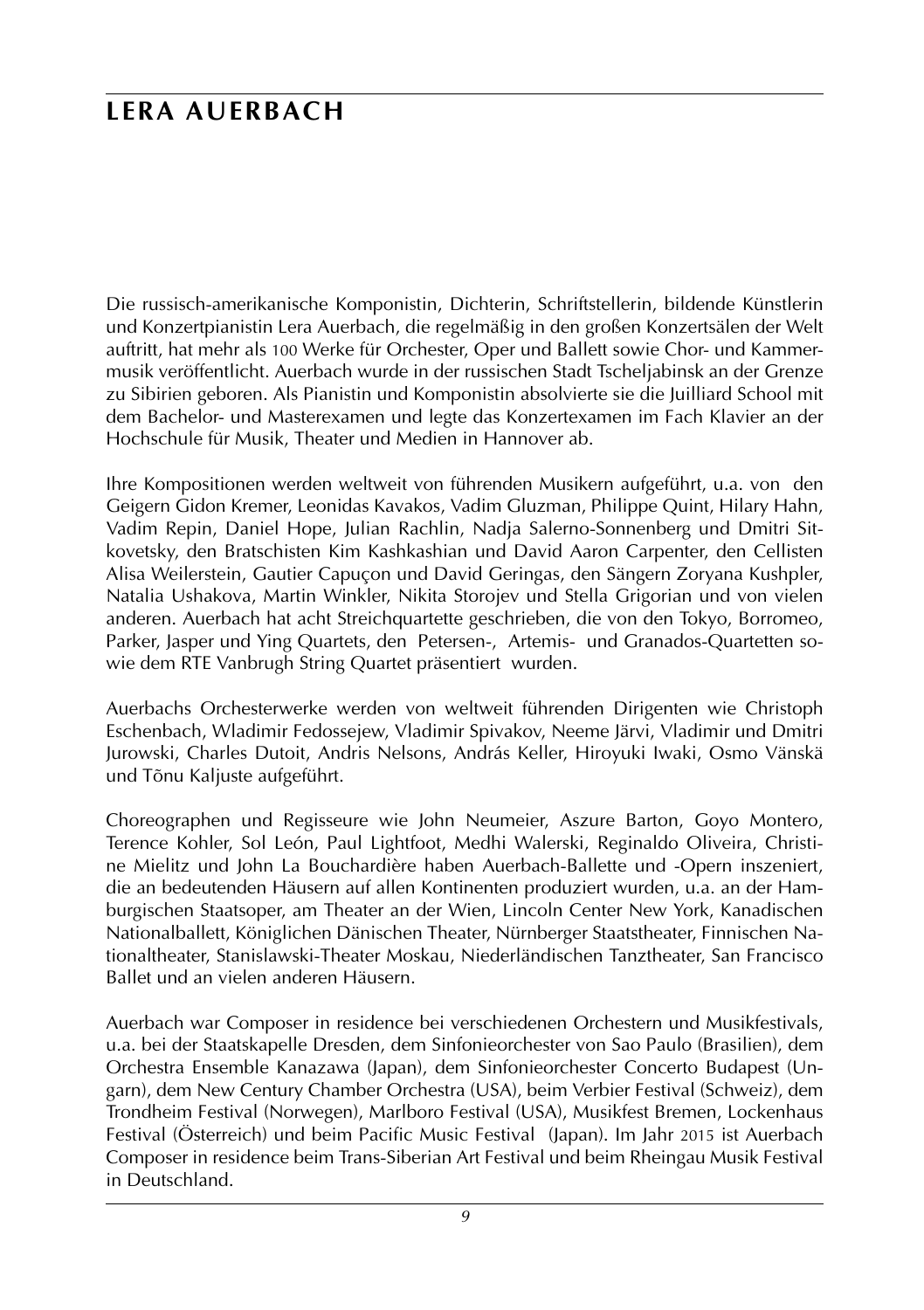# LERA AUERBACH

Die russisch-amerikanische Komponistin, Dichterin, Schriftstellerin, bildende Künstlerin und Konzertpianistin Lera Auerbach, die regelmäßig in den großen Konzertsälen der Welt auftritt, hat mehr als 100 Werke für Orchester, Oper und Ballett sowie Chor- und Kammermusik veröffentlicht. Auerbach wurde in der russischen Stadt Tscheljabinsk an der Grenze zu Sibirien geboren. Als Pianistin und Komponistin absolvierte sie die Juilliard School mit dem Bachelor- und Masterexamen und legte das Konzertexamen im Fach Klavier an der Hochschule für Musik, Theater und Medien in Hannover ab.

Ihre Kompositionen werden weltweit von führenden Musikern aufgeführt, u.a. von den Geigern Gidon Kremer, Leonidas Kavakos, Vadim Gluzman, Philippe Quint, Hilary Hahn, Vadim Repin, Daniel Hope, Julian Rachlin, Nadja Salerno-Sonnenberg und Dmitri Sitkovetsky, den Bratschisten Kim Kashkashian und David Aaron Carpenter, den Cellisten Alisa Weilerstein, Gautier Capuçon und David Geringas, den Sängern Zoryana Kushpler, Natalia Ushakova, Martin Winkler, Nikita Storojev und Stella Grigorian und von vielen anderen. Auerbach hat acht Streichquartette geschrieben, die von den Tokyo, Borromeo, Parker, Jasper und Ying Quartets, den Petersen-, Artemis- und Granados-Quartetten sowie dem RTE Vanbrugh String Quartet präsentiert wurden.

Auerbachs Orchesterwerke werden von weltweit führenden Dirigenten wie Christoph Eschenbach, Wladimir Fedossejew, Vladimir Spivakov, Neeme Järvi, Vladimir und Dmitri Jurowski, Charles Dutoit, Andris Nelsons, András Keller, Hiroyuki Iwaki, Osmo Vänskä und Tõnu Kaljuste aufgeführt.

Choreographen und Regisseure wie John Neumeier, Aszure Barton, Goyo Montero, Terence Kohler, Sol León, Paul Lightfoot, Medhi Walerski, Reginaldo Oliveira, Christine Mielitz und John La Bouchardière haben Auerbach-Ballette und -Opern inszeniert, die an bedeutenden Häusern auf allen Kontinenten produziert wurden, u.a. an der Hamburgischen Staatsoper, am Theater an der Wien, Lincoln Center New York, Kanadischen Nationalballett, Königlichen Dänischen Theater, Nürnberger Staatstheater, Finnischen Nationaltheater, Stanislawski-Theater Moskau, Niederländischen Tanztheater, San Francisco Ballet und an vielen anderen Häusern.

Auerbach war Composer in residence bei verschiedenen Orchestern und Musikfestivals, u.a. bei der Staatskapelle Dresden, dem Sinfonieorchester von Sao Paulo (Brasilien), dem Orchestra Ensemble Kanazawa (Japan), dem Sinfonieorchester Concerto Budapest (Ungarn), dem New Century Chamber Orchestra (USA), beim Verbier Festival (Schweiz), dem Trondheim Festival (Norwegen), Marlboro Festival (USA), Musikfest Bremen, Lockenhaus Festival (Österreich) und beim Pacific Music Festival (Japan). Im Jahr 2015 ist Auerbach Composer in residence beim Trans-Siberian Art Festival und beim Rheingau Musik Festival in Deutschland.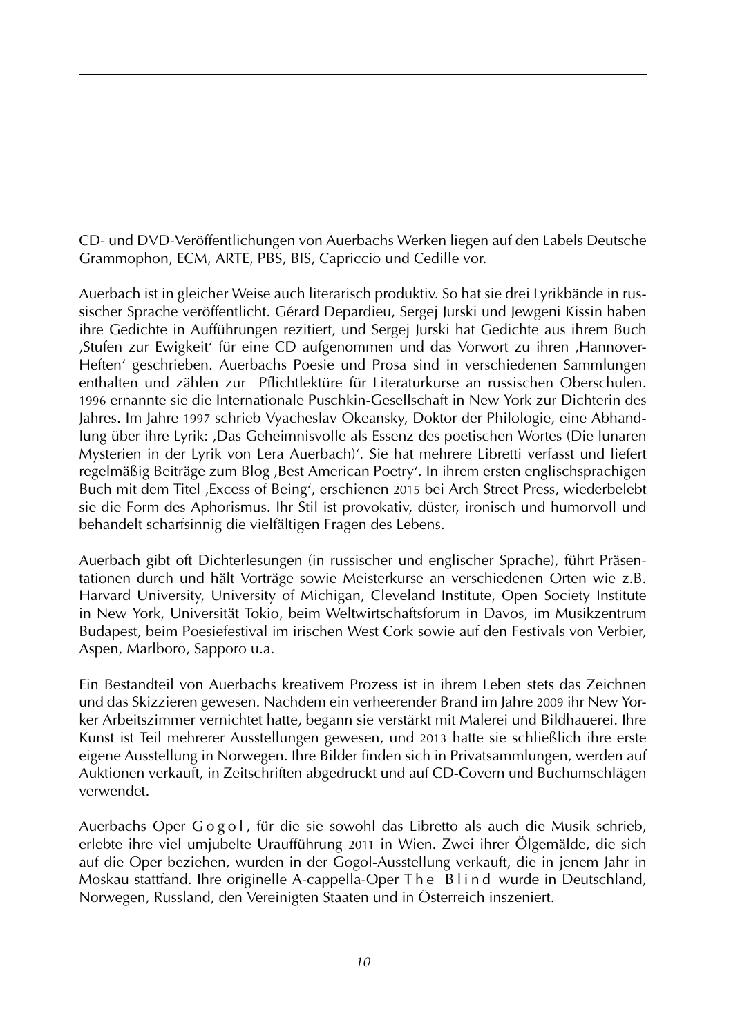CD- und DVD-Veröffentlichungen von Auerbachs Werken liegen auf den Labels Deutsche Grammophon, ECM, ARTE, PBS, BIS, Capriccio und Cedille vor.

Auerbach ist in gleicher Weise auch literarisch produktiv. So hat sie drei Lyrikbände in russischer Sprache veröffentlicht. Gérard Depardieu, Sergej Jurski und Jewgeni Kissin haben ihre Gedichte in Aufführungen rezitiert, und Sergej Jurski hat Gedichte aus ihrem Buch ‚Stufen zur Ewigkeit' für eine CD aufgenommen und das Vorwort zu ihren ‚Hannover-Heften' geschrieben. Auerbachs Poesie und Prosa sind in verschiedenen Sammlungen enthalten und zählen zur Pflichtlektüre für Literaturkurse an russischen Oberschulen. 1996 ernannte sie die Internationale Puschkin-Gesellschaft in New York zur Dichterin des Jahres. Im Jahre 1997 schrieb Vyacheslav Okeansky, Doktor der Philologie, eine Abhandlung über ihre Lyrik: ‚Das Geheimnisvolle als Essenz des poetischen Wortes (Die lunaren Mysterien in der Lyrik von Lera Auerbach)'. Sie hat mehrere Libretti verfasst und liefert regelmäßig Beiträge zum Blog ‚Best American Poetry'. In ihrem ersten englischsprachigen Buch mit dem Titel ‚Excess of Being', erschienen 2015 bei Arch Street Press, wiederbelebt sie die Form des Aphorismus. Ihr Stil ist provokativ, düster, ironisch und humorvoll und behandelt scharfsinnig die vielfältigen Fragen des Lebens.

Auerbach gibt oft Dichterlesungen (in russischer und englischer Sprache), führt Präsentationen durch und hält Vorträge sowie Meisterkurse an verschiedenen Orten wie z.B. Harvard University, University of Michigan, Cleveland Institute, Open Society Institute in New York, Universität Tokio, beim Weltwirtschaftsforum in Davos, im Musikzentrum Budapest, beim Poesiefestival im irischen West Cork sowie auf den Festivals von Verbier, Aspen, Marlboro, Sapporo u.a.

Ein Bestandteil von Auerbachs kreativem Prozess ist in ihrem Leben stets das Zeichnen und das Skizzieren gewesen. Nachdem ein verheerender Brand im Jahre 2009 ihr New Yorker Arbeitszimmer vernichtet hatte, begann sie verstärkt mit Malerei und Bildhauerei. Ihre Kunst ist Teil mehrerer Ausstellungen gewesen, und 2013 hatte sie schließlich ihre erste eigene Ausstellung in Norwegen. Ihre Bilder finden sich in Privatsammlungen, werden auf Auktionen verkauft, in Zeitschriften abgedruckt und auf CD-Covern und Buchumschlägen verwendet.

Auerbachs Oper G o g o l , für die sie sowohl das Libretto als auch die Musik schrieb, erlebte ihre viel umjubelte Uraufführung 2011 in Wien. Zwei ihrer Ölgemälde, die sich auf die Oper beziehen, wurden in der Gogol-Ausstellung verkauft, die in jenem Jahr in Moskau stattfand. Ihre originelle A-cappella-Oper T h e B l i n d wurde in Deutschland, Norwegen, Russland, den Vereinigten Staaten und in Österreich inszeniert.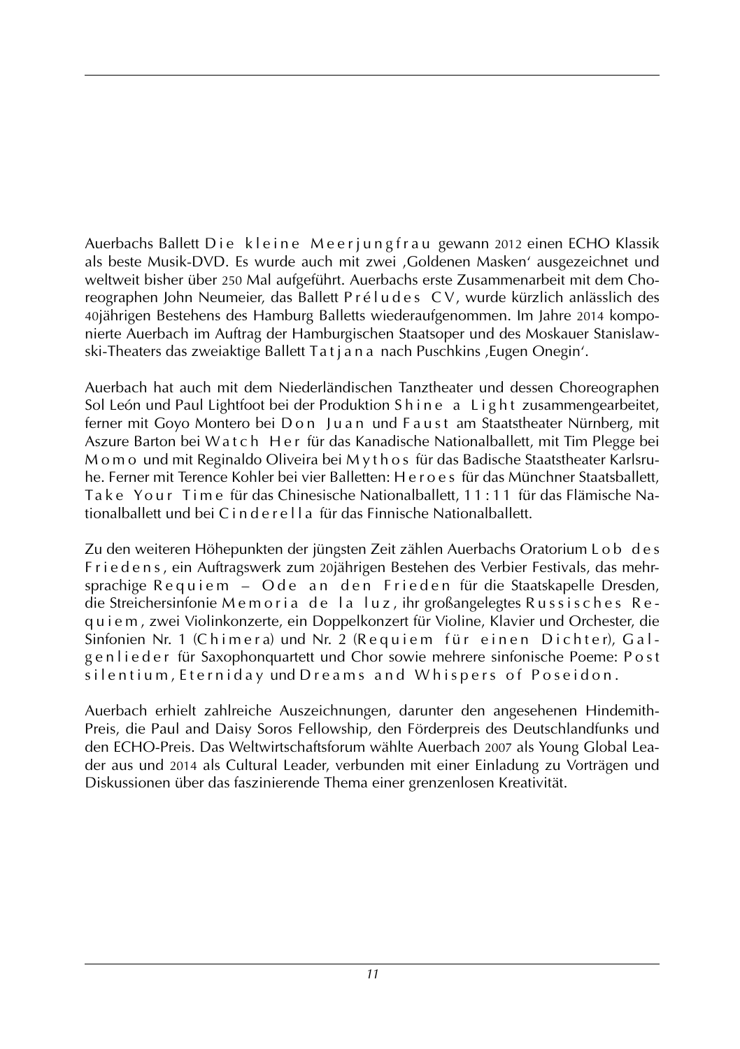Auerbachs Ballett *Die kleine Meerjungfrau* gewann 2012 einen ECHO Klassik als beste Musik-DVD. Es wurde auch mit zwei ‚Goldenen Masken' ausgezeichnet und weltweit bisher über 250 Mal aufgeführt. Auerbachs erste Zusammenarbeit mit dem Choreographen John Neumeier, das Ballett *Préludes CV*, wurde kürzlich anlässlich des 40jährigen Bestehens des Hamburg Balletts wiederaufgenommen. Im Jahre 2014 komponierte Auerbach im Auftrag der Hamburgischen Staatsoper und des Moskauer Stanislawski-Theaters das zweiaktige Ballett *Tatjana* nach Puschkins ‚Eugen Onegin'.

Auerbach hat auch mit dem Niederländischen Tanztheater und dessen Choreographen Sol León und Paul Lightfoot bei der Produktion *Shine a Light* zusammengearbeitet, ferner mit Goyo Montero bei *Don Juan* und *Faust* am Staatstheater Nürnberg, mit Aszure Barton bei *Watch Her* für das Kanadische Nationalballett, mit Tim Plegge bei *Momo* und mit Reginaldo Oliveira bei *Mythos* für das Badische Staatstheater Karlsruhe. Ferner mit Terence Kohler bei vier Balletten: *Heroes* für das Münchner Staatsballett, *Take Your Time* für das Chinesische Nationalballett, *11:11* für das Flämische Nationalballett und bei *Cinderella* für das Finnische Nationalballett.

Zu den weiteren Höhepunkten der jüngsten Zeit zählen Auerbachs Oratorium *Lob des Friedens*, ein Auftragswerk zum 20jährigen Bestehen des Verbier Festivals, das mehrsprachige *Requiem – Ode an den Frieden* für die Staatskapelle Dresden, die Streichersinfonie *Memoria de la luz*, ihr großangelegtes *Russisches Requiem*, zwei Violinkonzerte, ein Doppelkonzert für Violine, Klavier und Orchester, die Sinfonien Nr. 1 (*Chimera*) und Nr. 2 (*Requiem für einen Dichter*), *Galgenlieder* für Saxophonquartett und Chor sowie mehrere sinfonische Poeme: *Post silentium*, *Eterniday* und *Dreams and Whispers of Poseidon*.

Auerbach erhielt zahlreiche Auszeichnungen, darunter den angesehenen Hindemith-Preis, die Paul and Daisy Soros Fellowship, den Förderpreis des Deutschlandfunks und den ECHO-Preis. Das Weltwirtschaftsforum wählte Auerbach 2007 als Young Global Leader aus und 2014 als Cultural Leader, verbunden mit einer Einladung zu Vorträgen und Diskussionen über das faszinierende Thema einer grenzenlosen Kreativität.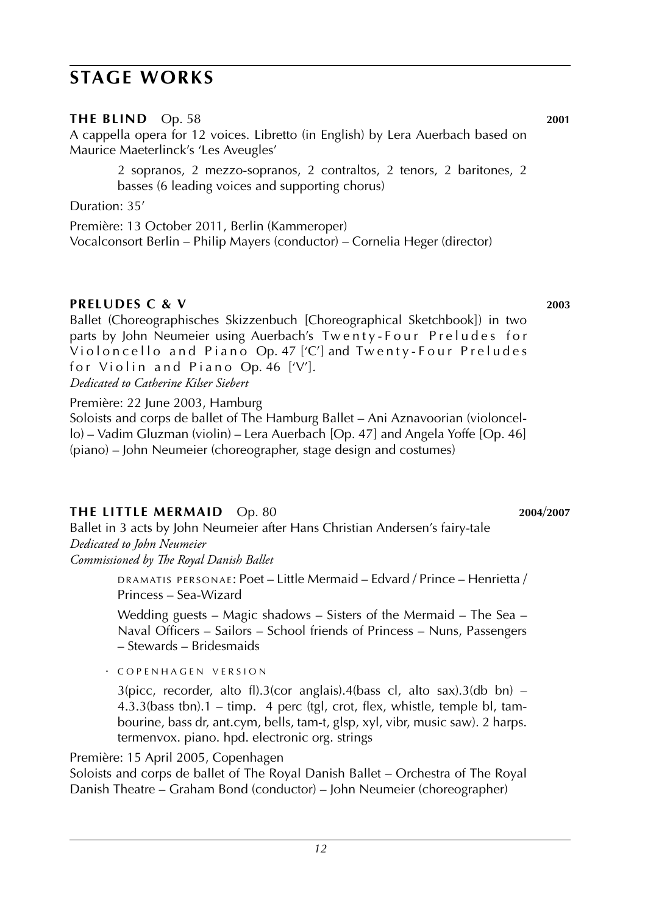# STAGE WORKS

### THE BLIND Op. 58 — 2001

A cappella opera for 12 voices. Libretto (in English) by Lera Auerbach based on Maurice Maeterlinck's 'Les Aveugles'

> 2 sopranos, 2 mezzo-sopranos, 2 contraltos, 2 tenors, 2 baritones, 2 basses (6 leading voices and supporting chorus)

Duration: 35'

Première: 13 October 2011, Berlin (Kammeroper)
Vocalconsort Berlin – Philip Mayers (conductor) – Cornelia Heger (director)

### PRELUDES C & V — 2003

Ballet (Choreographisches Skizzenbuch [Choreographical Sketchbook]) in two parts by John Neumeier using Auerbach's Twenty-Four Preludes for Violoncello and Piano Op. 47 ['C'] and Twenty-Four Preludes for Violin and Piano Op. 46 ['V'].
*Dedicated to Catherine Kilser Siebert*

Première: 22 June 2003, Hamburg
Soloists and corps de ballet of The Hamburg Ballet – Ani Aznavoorian (violoncello) – Vadim Gluzman (violin) – Lera Auerbach [Op. 47] and Angela Yoffe [Op. 46] (piano) – John Neumeier (choreographer, stage design and costumes)

### THE LITTLE MERMAID Op. 80 — 2004/2007

Ballet in 3 acts by John Neumeier after Hans Christian Andersen's fairy-tale
*Dedicated to John Neumeier*
*Commissioned by The Royal Danish Ballet*

> DRAMATIS PERSONAE: Poet – Little Mermaid – Edvard / Prince – Henrietta / Princess – Sea-Wizard
>
> Wedding guests – Magic shadows – Sisters of the Mermaid – The Sea – Naval Officers – Sailors – School friends of Princess – Nuns, Passengers – Stewards – Bridesmaids

· COPENHAGEN VERSION

> 3(picc, recorder, alto fl).3(cor anglais).4(bass cl, alto sax).3(db bn) – 4.3.3(bass tbn).1 – timp. 4 perc (tgl, crot, flex, whistle, temple bl, tambourine, bass dr, ant.cym, bells, tam-t, glsp, xyl, vibr, music saw). 2 harps. termenvox. piano. hpd. electronic org. strings

Première: 15 April 2005, Copenhagen
Soloists and corps de ballet of The Royal Danish Ballet – Orchestra of The Royal Danish Theatre – Graham Bond (conductor) – John Neumeier (choreographer)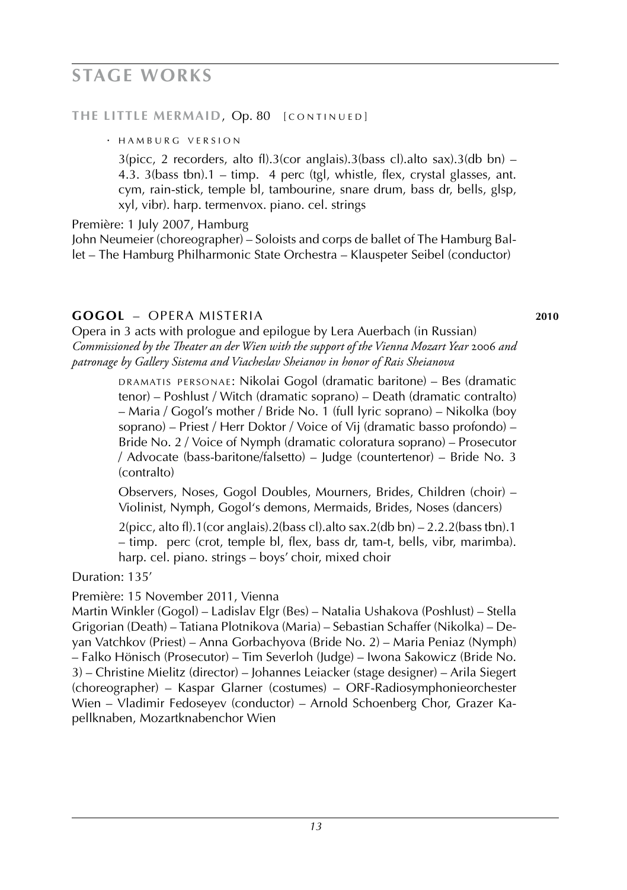# STAGE WORKS

**THE LITTLE MERMAID**, Op. 80 [CONTINUED]

· HAMBURG VERSION

3(picc, 2 recorders, alto fl).3(cor anglais).3(bass cl).alto sax).3(db bn) – 4.3. 3(bass tbn).1 – timp. 4 perc (tgl, whistle, flex, crystal glasses, ant. cym, rain-stick, temple bl, tambourine, snare drum, bass dr, bells, glsp, xyl, vibr). harp. termenvox. piano. cel. strings

Première: 1 July 2007, Hamburg
John Neumeier (choreographer) – Soloists and corps de ballet of The Hamburg Ballet – The Hamburg Philharmonic State Orchestra – Klauspeter Seibel (conductor)

## GOGOL – OPERA MISTERIA **2010**

Opera in 3 acts with prologue and epilogue by Lera Auerbach (in Russian)
*Commissioned by the Theater an der Wien with the support of the Vienna Mozart Year 2006 and patronage by Gallery Sistema and Viacheslav Sheianov in honor of Rais Sheianova*

DRAMATIS PERSONAE: Nikolai Gogol (dramatic baritone) – Bes (dramatic tenor) – Poshlust / Witch (dramatic soprano) – Death (dramatic contralto) – Maria / Gogol's mother / Bride No. 1 (full lyric soprano) – Nikolka (boy soprano) – Priest / Herr Doktor / Voice of Vij (dramatic basso profondo) – Bride No. 2 / Voice of Nymph (dramatic coloratura soprano) – Prosecutor / Advocate (bass-baritone/falsetto) – Judge (countertenor) – Bride No. 3 (contralto)

Observers, Noses, Gogol Doubles, Mourners, Brides, Children (choir) – Violinist, Nymph, Gogol's demons, Mermaids, Brides, Noses (dancers)

2(picc, alto fl).1(cor anglais).2(bass cl).alto sax.2(db bn) – 2.2.2(bass tbn).1 – timp. perc (crot, temple bl, flex, bass dr, tam-t, bells, vibr, marimba). harp. cel. piano. strings – boys' choir, mixed choir

Duration: 135'

Première: 15 November 2011, Vienna
Martin Winkler (Gogol) – Ladislav Elgr (Bes) – Natalia Ushakova (Poshlust) – Stella Grigorian (Death) – Tatiana Plotnikova (Maria) – Sebastian Schaffer (Nikolka) – Deyan Vatchkov (Priest) – Anna Gorbachyova (Bride No. 2) – Maria Peniaz (Nymph) – Falko Hönisch (Prosecutor) – Tim Severloh (Judge) – Iwona Sakowicz (Bride No. 3) – Christine Mielitz (director) – Johannes Leiacker (stage designer) – Arila Siegert (choreographer) – Kaspar Glarner (costumes) – ORF-Radiosymphonieorchester Wien – Vladimir Fedoseyev (conductor) – Arnold Schoenberg Chor, Grazer Kapellknaben, Mozartknabenchor Wien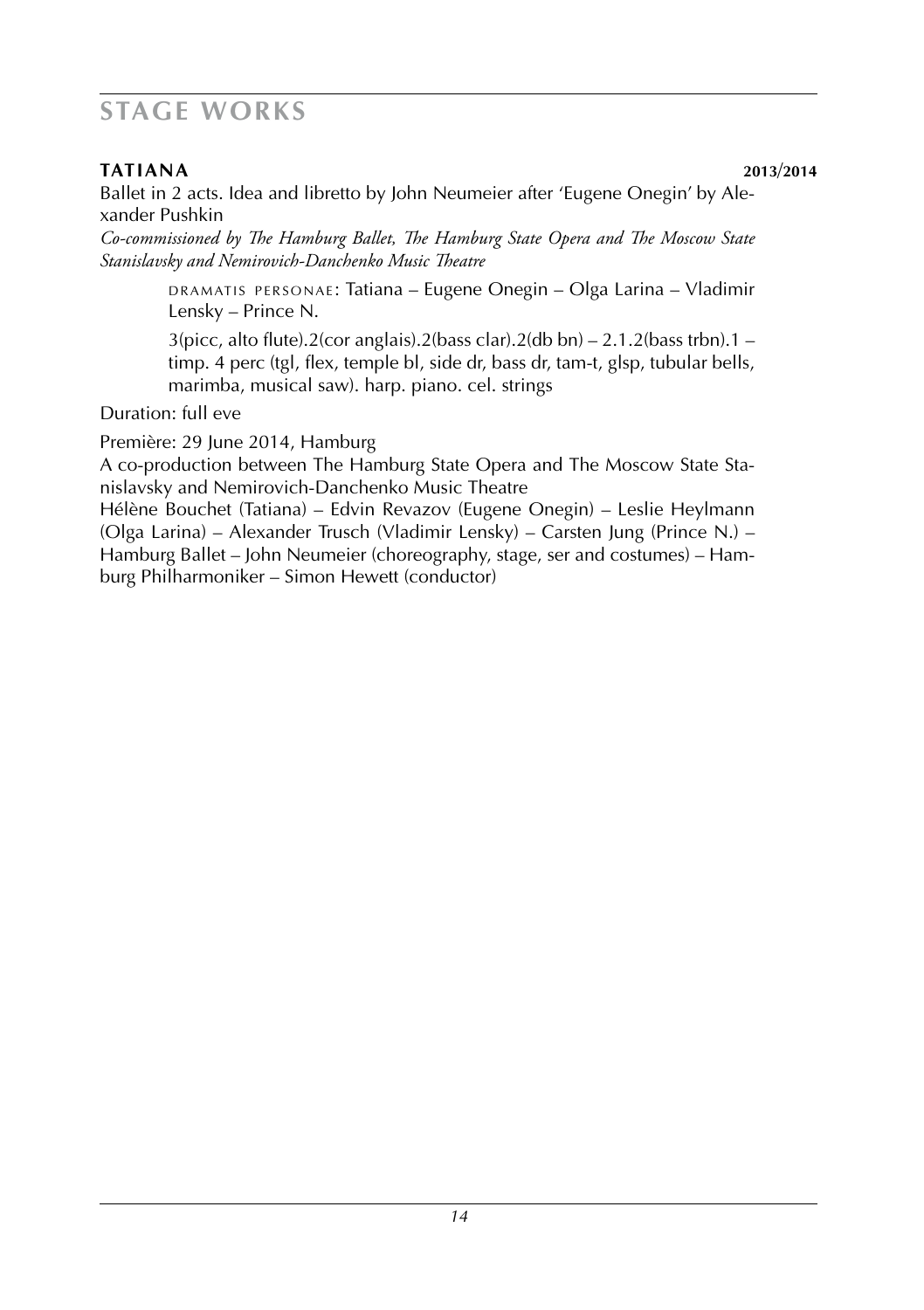# STAGE WORKS

**TATIANA** **2013/2014**

Ballet in 2 acts. Idea and libretto by John Neumeier after 'Eugene Onegin' by Alexander Pushkin

*Co-commissioned by The Hamburg Ballet, The Hamburg State Opera and The Moscow State Stanislavsky and Nemirovich-Danchenko Music Theatre*

> DRAMATIS PERSONAE: Tatiana – Eugene Onegin – Olga Larina – Vladimir Lensky – Prince N.
>
> 3(picc, alto flute).2(cor anglais).2(bass clar).2(db bn) – 2.1.2(bass trbn).1 – timp. 4 perc (tgl, flex, temple bl, side dr, bass dr, tam-t, glsp, tubular bells, marimba, musical saw). harp. piano. cel. strings

Duration: full eve

Première: 29 June 2014, Hamburg

A co-production between The Hamburg State Opera and The Moscow State Stanislavsky and Nemirovich-Danchenko Music Theatre

Hélène Bouchet (Tatiana) – Edvin Revazov (Eugene Onegin) – Leslie Heylmann (Olga Larina) – Alexander Trusch (Vladimir Lensky) – Carsten Jung (Prince N.) – Hamburg Ballet – John Neumeier (choreography, stage, ser and costumes) – Hamburg Philharmoniker – Simon Hewett (conductor)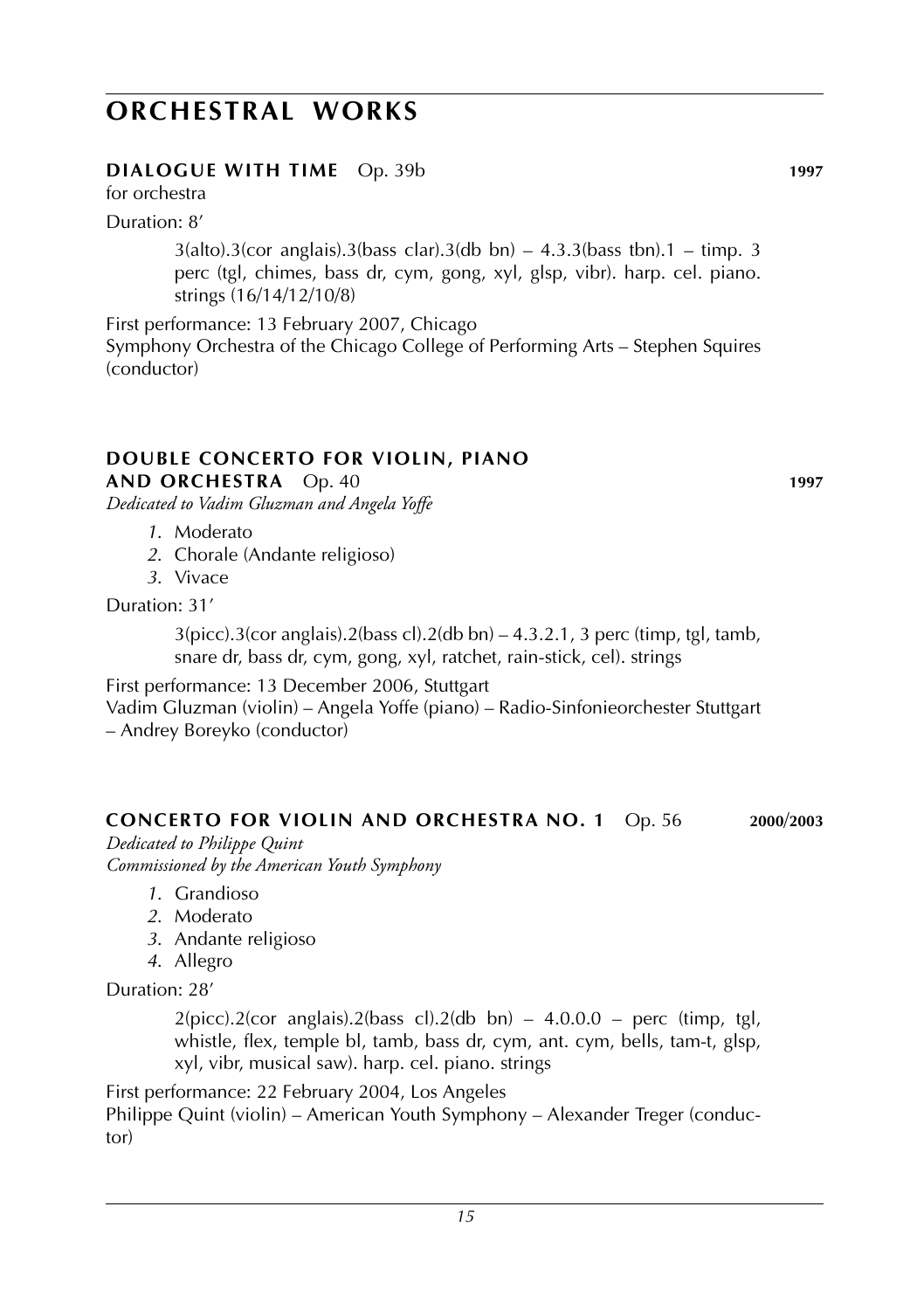# ORCHESTRAL WORKS

### DIALOGUE WITH TIME Op. 39b **1997**

for orchestra

Duration: 8'

> 3(alto).3(cor anglais).3(bass clar).3(db bn) – 4.3.3(bass tbn).1 – timp. 3 perc (tgl, chimes, bass dr, cym, gong, xyl, glsp, vibr). harp. cel. piano. strings (16/14/12/10/8)

First performance: 13 February 2007, Chicago
Symphony Orchestra of the Chicago College of Performing Arts – Stephen Squires (conductor)

### DOUBLE CONCERTO FOR VIOLIN, PIANO AND ORCHESTRA Op. 40 **1997**

*Dedicated to Vadim Gluzman and Angela Yoffe*

*1.* Moderato
*2.* Chorale (Andante religioso)
*3.* Vivace

Duration: 31'

> 3(picc).3(cor anglais).2(bass cl).2(db bn) – 4.3.2.1, 3 perc (timp, tgl, tamb, snare dr, bass dr, cym, gong, xyl, ratchet, rain-stick, cel). strings

First performance: 13 December 2006, Stuttgart
Vadim Gluzman (violin) – Angela Yoffe (piano) – Radio-Sinfonieorchester Stuttgart – Andrey Boreyko (conductor)

### CONCERTO FOR VIOLIN AND ORCHESTRA NO. 1 Op. 56 **2000/2003**

*Dedicated to Philippe Quint*
*Commissioned by the American Youth Symphony*

*1.* Grandioso
*2.* Moderato
*3.* Andante religioso
*4.* Allegro

Duration: 28'

> 2(picc).2(cor anglais).2(bass cl).2(db bn) – 4.0.0.0 – perc (timp, tgl, whistle, flex, temple bl, tamb, bass dr, cym, ant. cym, bells, tam-t, glsp, xyl, vibr, musical saw). harp. cel. piano. strings

First performance: 22 February 2004, Los Angeles
Philippe Quint (violin) – American Youth Symphony – Alexander Treger (conductor)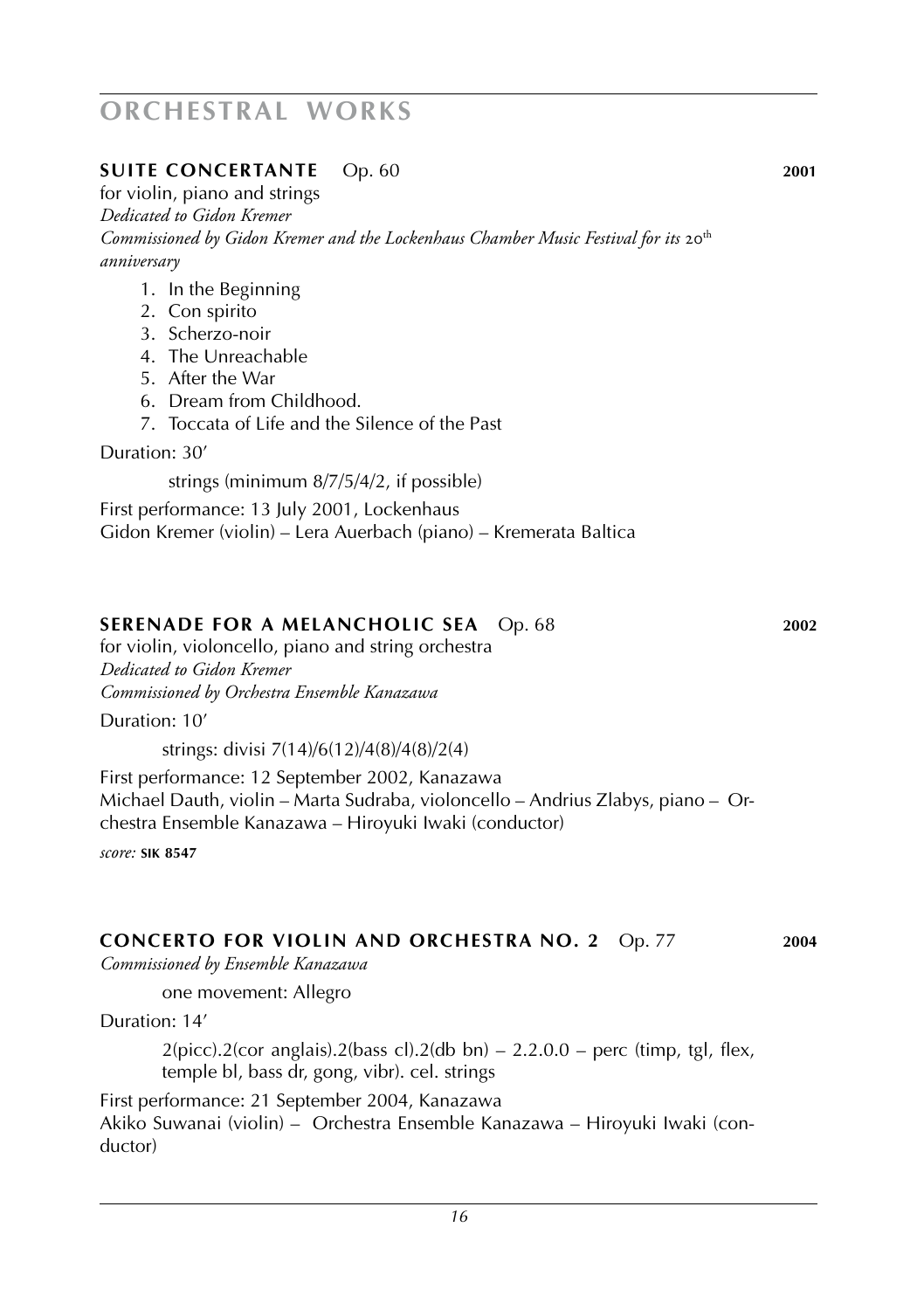# ORCHESTRAL WORKS

## SUITE CONCERTANTE Op. 60 **2001**

for violin, piano and strings
*Dedicated to Gidon Kremer*
*Commissioned by Gidon Kremer and the Lockenhaus Chamber Music Festival for its 20th anniversary*

1. In the Beginning
2. Con spirito
3. Scherzo-noir
4. The Unreachable
5. After the War
6. Dream from Childhood.
7. Toccata of Life and the Silence of the Past

Duration: 30'

strings (minimum 8/7/5/4/2, if possible)

First performance: 13 July 2001, Lockenhaus
Gidon Kremer (violin) – Lera Auerbach (piano) – Kremerata Baltica

## SERENADE FOR A MELANCHOLIC SEA Op. 68 **2002**

for violin, violoncello, piano and string orchestra
*Dedicated to Gidon Kremer*
*Commissioned by Orchestra Ensemble Kanazawa*

Duration: 10'

strings: divisi 7(14)/6(12)/4(8)/4(8)/2(4)

First performance: 12 September 2002, Kanazawa
Michael Dauth, violin – Marta Sudraba, violoncello – Andrius Zlabys, piano – Orchestra Ensemble Kanazawa – Hiroyuki Iwaki (conductor)

*score:* **SIK 8547**

## CONCERTO FOR VIOLIN AND ORCHESTRA NO. 2 Op. 77 **2004**

*Commissioned by Ensemble Kanazawa*

one movement: Allegro

Duration: 14'

2(picc).2(cor anglais).2(bass cl).2(db bn) – 2.2.0.0 – perc (timp, tgl, flex, temple bl, bass dr, gong, vibr). cel. strings

First performance: 21 September 2004, Kanazawa
Akiko Suwanai (violin) – Orchestra Ensemble Kanazawa – Hiroyuki Iwaki (conductor)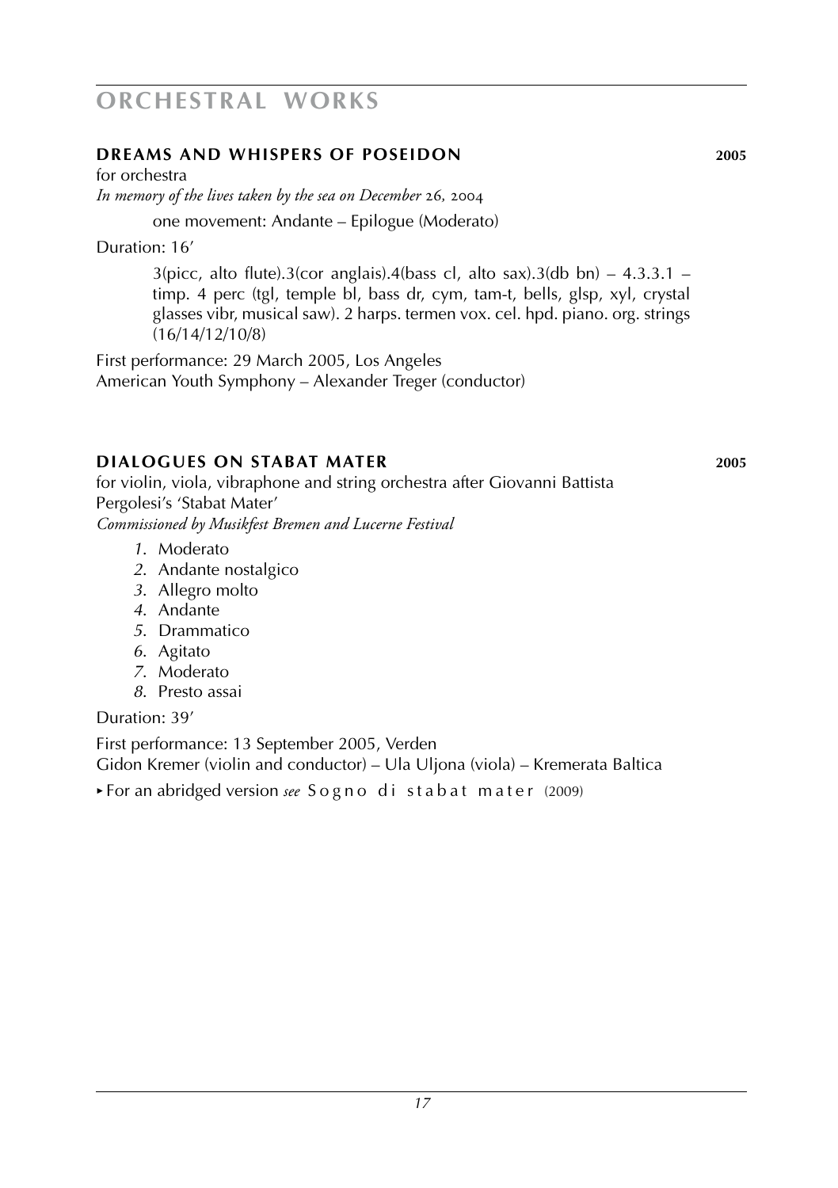# ORCHESTRAL WORKS

### DREAMS AND WHISPERS OF POSEIDON 2005

for orchestra
*In memory of the lives taken by the sea on December 26, 2004*

one movement: Andante – Epilogue (Moderato)

Duration: 16'

3(picc, alto flute).3(cor anglais).4(bass cl, alto sax).3(db bn) – 4.3.3.1 – timp. 4 perc (tgl, temple bl, bass dr, cym, tam-t, bells, glsp, xyl, crystal glasses vibr, musical saw). 2 harps. termen vox. cel. hpd. piano. org. strings (16/14/12/10/8)

First performance: 29 March 2005, Los Angeles
American Youth Symphony – Alexander Treger (conductor)

### DIALOGUES ON STABAT MATER 2005

for violin, viola, vibraphone and string orchestra after Giovanni Battista Pergolesi's 'Stabat Mater'
*Commissioned by Musikfest Bremen and Lucerne Festival*

1. Moderato
2. Andante nostalgico
3. Allegro molto
4. Andante
5. Drammatico
6. Agitato
7. Moderato
8. Presto assai

Duration: 39'

First performance: 13 September 2005, Verden
Gidon Kremer (violin and conductor) – Ula Uljona (viola) – Kremerata Baltica

▸ For an abridged version *see* Sogno di stabat mater (2009)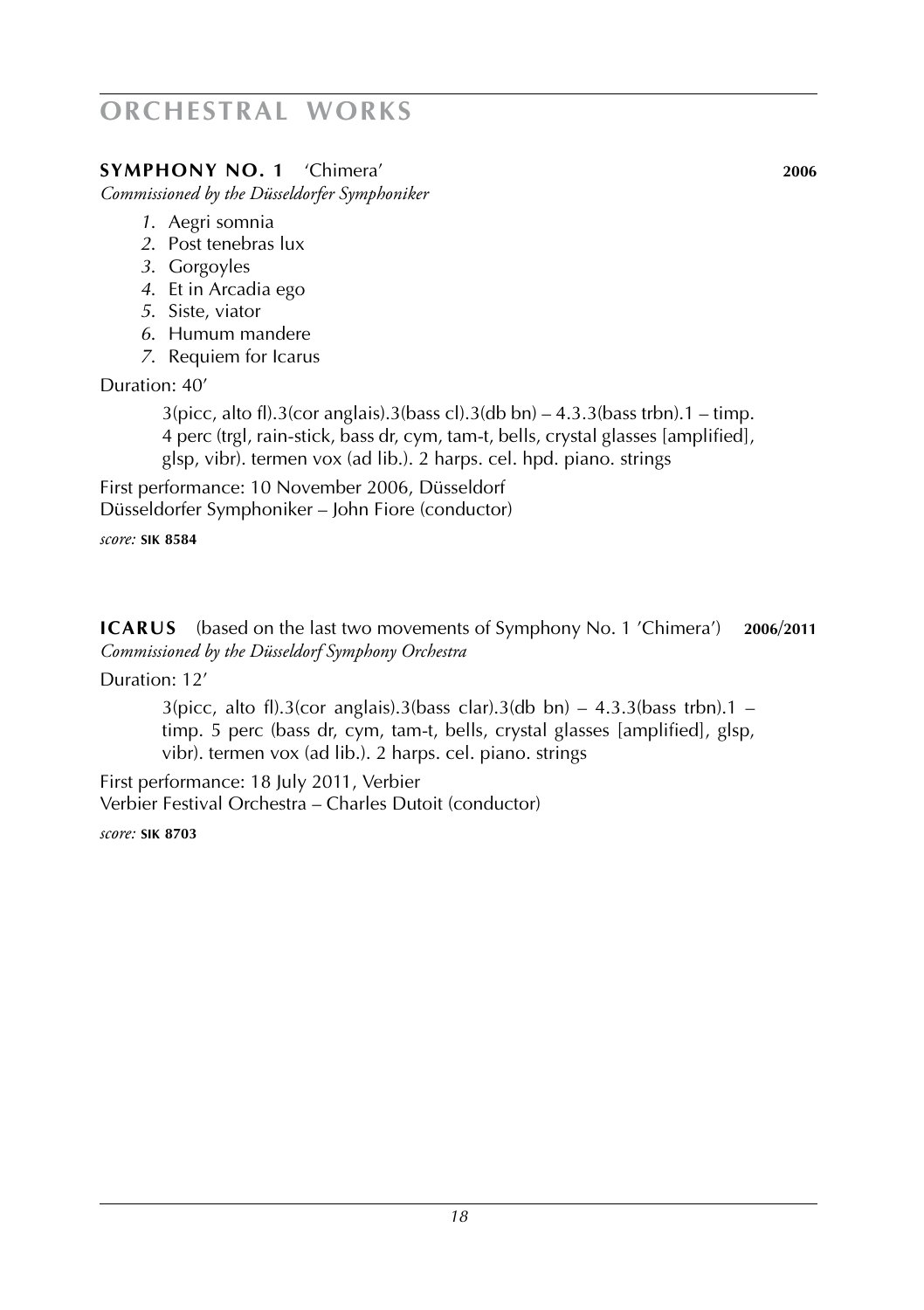# ORCHESTRAL WORKS

### SYMPHONY NO. 1 'Chimera' 2006

*Commissioned by the Düsseldorfer Symphoniker*

1. Aegri somnia
2. Post tenebras lux
3. Gorgoyles
4. Et in Arcadia ego
5. Siste, viator
6. Humum mandere
7. Requiem for Icarus

Duration: 40'

3(picc, alto fl).3(cor anglais).3(bass cl).3(db bn) – 4.3.3(bass trbn).1 – timp. 4 perc (trgl, rain-stick, bass dr, cym, tam-t, bells, crystal glasses [amplified], glsp, vibr). termen vox (ad lib.). 2 harps. cel. hpd. piano. strings

First performance: 10 November 2006, Düsseldorf
Düsseldorfer Symphoniker – John Fiore (conductor)

*score:* **SIK 8584**

### ICARUS (based on the last two movements of Symphony No. 1 'Chimera') 2006/2011

*Commissioned by the Düsseldorf Symphony Orchestra*

Duration: 12'

3(picc, alto fl).3(cor anglais).3(bass clar).3(db bn) – 4.3.3(bass trbn).1 – timp. 5 perc (bass dr, cym, tam-t, bells, crystal glasses [amplified], glsp, vibr). termen vox (ad lib.). 2 harps. cel. piano. strings

First performance: 18 July 2011, Verbier
Verbier Festival Orchestra – Charles Dutoit (conductor)

*score:* **SIK 8703**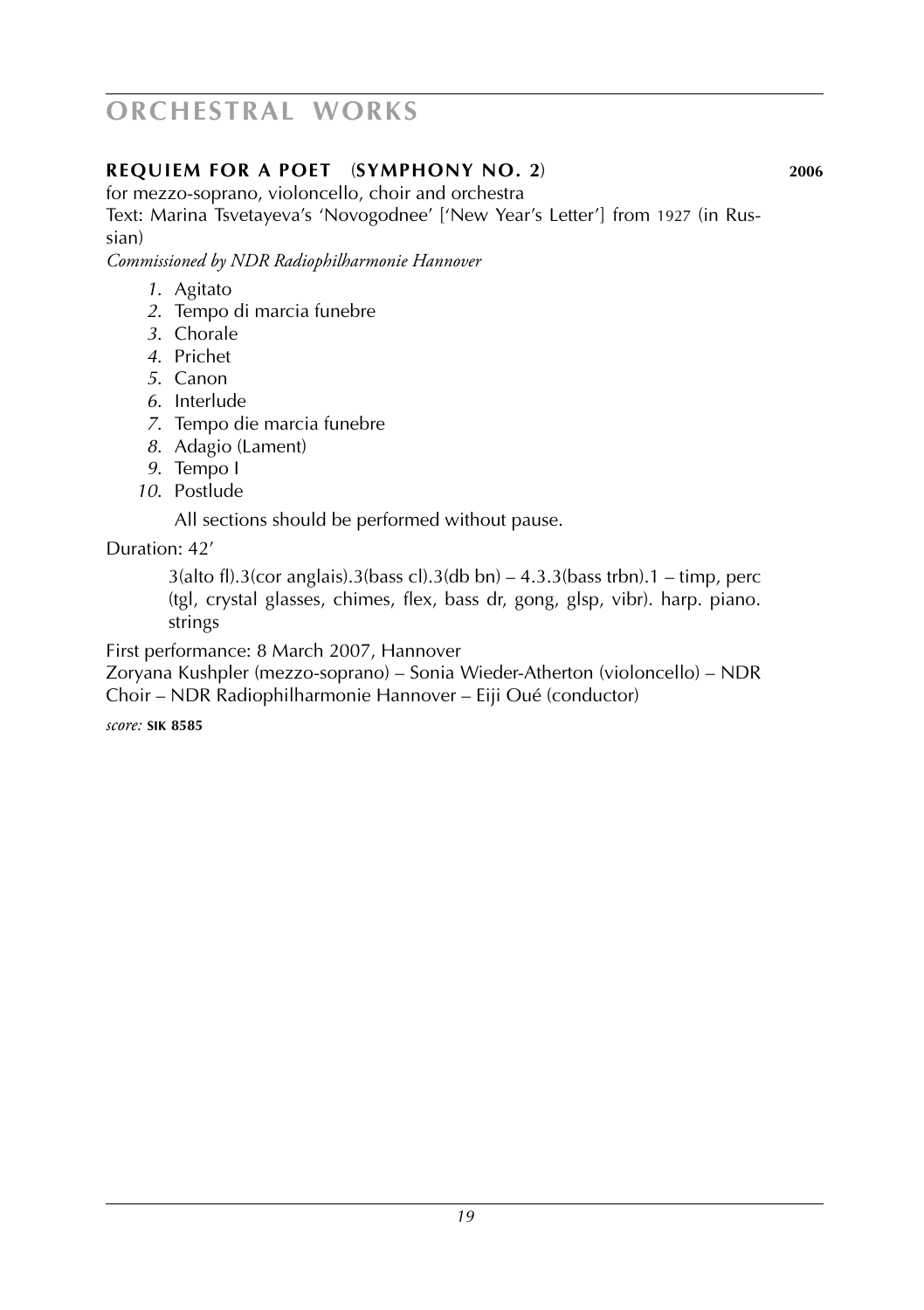# ORCHESTRAL WORKS

### **REQUIEM FOR A POET** (**SYMPHONY NO. 2**) **2006**

for mezzo-soprano, violoncello, choir and orchestra
Text: Marina Tsvetayeva's 'Novogodnee' ['New Year's Letter'] from 1927 (in Russian)
*Commissioned by NDR Radiophilharmonie Hannover*

1. Agitato
2. Tempo di marcia funebre
3. Chorale
4. Prichet
5. Canon
6. Interlude
7. Tempo die marcia funebre
8. Adagio (Lament)
9. Tempo I
10. Postlude

All sections should be performed without pause.

Duration: 42'

3(alto fl).3(cor anglais).3(bass cl).3(db bn) – 4.3.3(bass trbn).1 – timp, perc (tgl, crystal glasses, chimes, flex, bass dr, gong, glsp, vibr). harp. piano. strings

First performance: 8 March 2007, Hannover
Zoryana Kushpler (mezzo-soprano) – Sonia Wieder-Atherton (violoncello) – NDR Choir – NDR Radiophilharmonie Hannover – Eiji Oué (conductor)

*score:* **SIK 8585**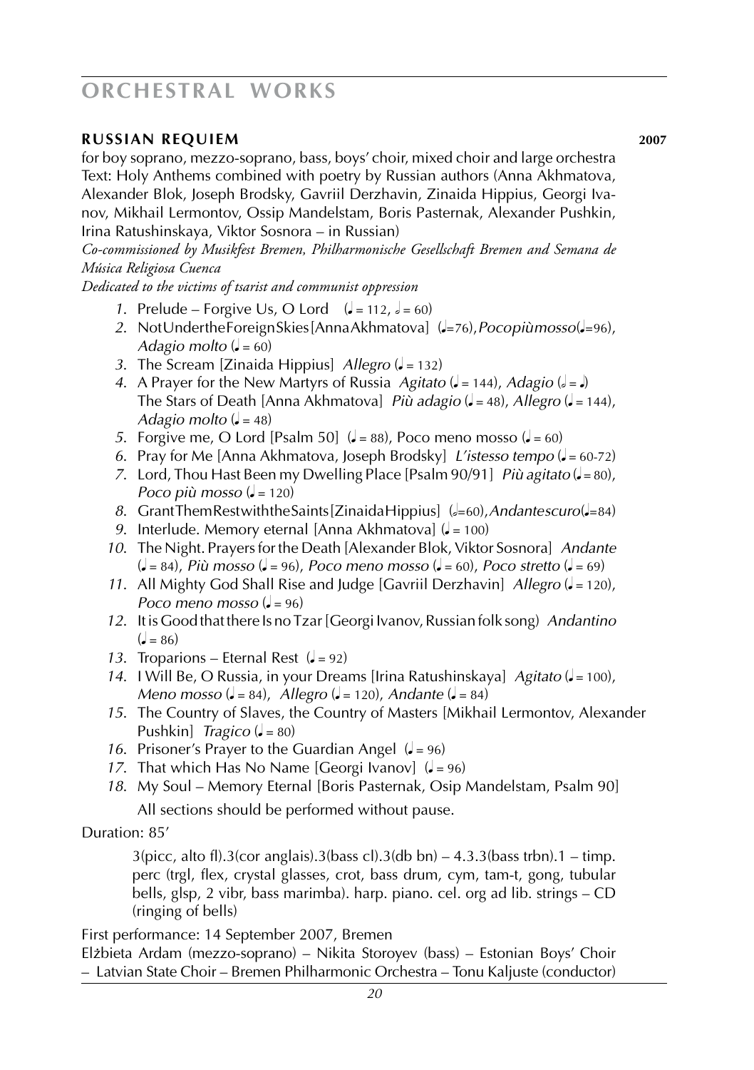# ORCHESTRAL WORKS

**RUSSIAN REQUIEM** **2007**

for boy soprano, mezzo-soprano, bass, boys' choir, mixed choir and large orchestra
Text: Holy Anthems combined with poetry by Russian authors (Anna Akhmatova, Alexander Blok, Joseph Brodsky, Gavriil Derzhavin, Zinaida Hippius, Georgi Ivanov, Mikhail Lermontov, Ossip Mandelstam, Boris Pasternak, Alexander Pushkin, Irina Ratushinskaya, Viktor Sosnora – in Russian)

*Co-commissioned by Musikfest Bremen, Philharmonische Gesellschaft Bremen and Semana de Música Religiosa Cuenca*

*Dedicated to the victims of tsarist and communist oppression*

1. Prelude – Forgive Us, O Lord (♩ = 112, 𝅗𝅥 = 60)
2. Not Under the Foreign Skies [Anna Akhmatova] (♩=76), *Poco più mosso* (♩=96), *Adagio molto* (♩ = 60)
3. The Scream [Zinaida Hippius] *Allegro* (♩ = 132)
4. A Prayer for the New Martyrs of Russia *Agitato* (♩ = 144), *Adagio* (𝅗𝅥 = ♩)
   The Stars of Death [Anna Akhmatova] *Più adagio* (♩ = 48), *Allegro* (♩ = 144), *Adagio molto* (♩ = 48)
5. Forgive me, O Lord [Psalm 50] (♩ = 88), Poco meno mosso (♩ = 60)
6. Pray for Me [Anna Akhmatova, Joseph Brodsky] *L'istesso tempo* (♩ = 60-72)
7. Lord, Thou Hast Been my Dwelling Place [Psalm 90/91] *Più agitato* (♩ = 80), *Poco più mosso* (♩ = 120)
8. Grant Them Rest with the Saints [Zinaida Hippius] (𝅗𝅥=60), *Andante scuro* (♩=84)
9. Interlude. Memory eternal [Anna Akhmatova] (♩ = 100)
10. The Night. Prayers for the Death [Alexander Blok, Viktor Sosnora] *Andante* (♩ = 84), *Più mosso* (♩ = 96), *Poco meno mosso* (♩ = 60), *Poco stretto* (♩ = 69)
11. All Mighty God Shall Rise and Judge [Gavriil Derzhavin] *Allegro* (♩ = 120), *Poco meno mosso* (♩ = 96)
12. It is Good that there Is no Tzar [Georgi Ivanov, Russian folk song) *Andantino* (♩ = 86)
13. Troparions – Eternal Rest (♩ = 92)
14. I Will Be, O Russia, in your Dreams [Irina Ratushinskaya] *Agitato* (♩ = 100), *Meno mosso* (♩ = 84), *Allegro* (♩ = 120), *Andante* (♩ = 84)
15. The Country of Slaves, the Country of Masters [Mikhail Lermontov, Alexander Pushkin] *Tragico* (♩ = 80)
16. Prisoner's Prayer to the Guardian Angel (♩ = 96)
17. That which Has No Name [Georgi Ivanov] (♩ = 96)
18. My Soul – Memory Eternal [Boris Pasternak, Osip Mandelstam, Psalm 90]

   All sections should be performed without pause.

Duration: 85'

3(picc, alto fl).3(cor anglais).3(bass cl).3(db bn) – 4.3.3(bass trbn).1 – timp. perc (trgl, flex, crystal glasses, crot, bass drum, cym, tam-t, gong, tubular bells, glsp, 2 vibr, bass marimba). harp. piano. cel. org ad lib. strings – CD (ringing of bells)

First performance: 14 September 2007, Bremen
Elżbieta Ardam (mezzo-soprano) – Nikita Storoyev (bass) – Estonian Boys' Choir – Latvian State Choir – Bremen Philharmonic Orchestra – Tonu Kaljuste (conductor)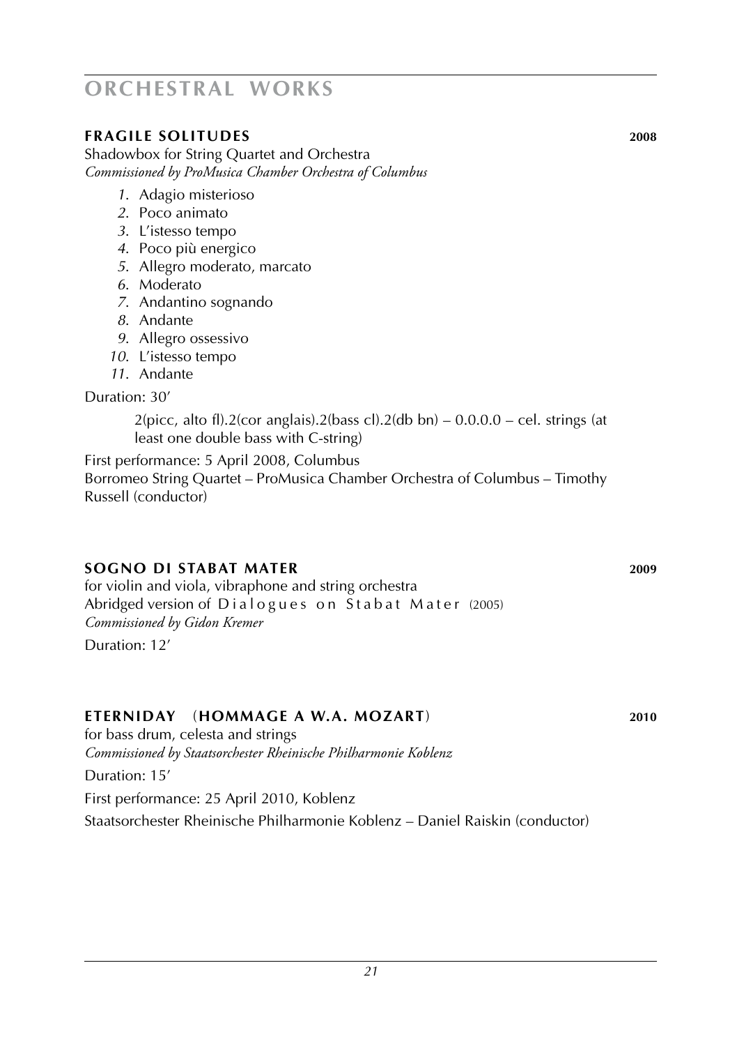# ORCHESTRAL WORKS

## FRAGILE SOLITUDES **2008**

Shadowbox for String Quartet and Orchestra
*Commissioned by ProMusica Chamber Orchestra of Columbus*

1. Adagio misterioso
2. Poco animato
3. L'istesso tempo
4. Poco più energico
5. Allegro moderato, marcato
6. Moderato
7. Andantino sognando
8. Andante
9. Allegro ossessivo
10. L'istesso tempo
11. Andante

Duration: 30'

2(picc, alto fl).2(cor anglais).2(bass cl).2(db bn) – 0.0.0.0 – cel. strings (at least one double bass with C-string)

First performance: 5 April 2008, Columbus
Borromeo String Quartet – ProMusica Chamber Orchestra of Columbus – Timothy Russell (conductor)

## SOGNO DI STABAT MATER **2009**

for violin and viola, vibraphone and string orchestra
Abridged version of Dialogues on Stabat Mater (2005)
*Commissioned by Gidon Kremer*

Duration: 12'

## ETERNIDAY (HOMMAGE A W.A. MOZART) **2010**

for bass drum, celesta and strings
*Commissioned by Staatsorchester Rheinische Philharmonie Koblenz*

Duration: 15'

First performance: 25 April 2010, Koblenz

Staatsorchester Rheinische Philharmonie Koblenz – Daniel Raiskin (conductor)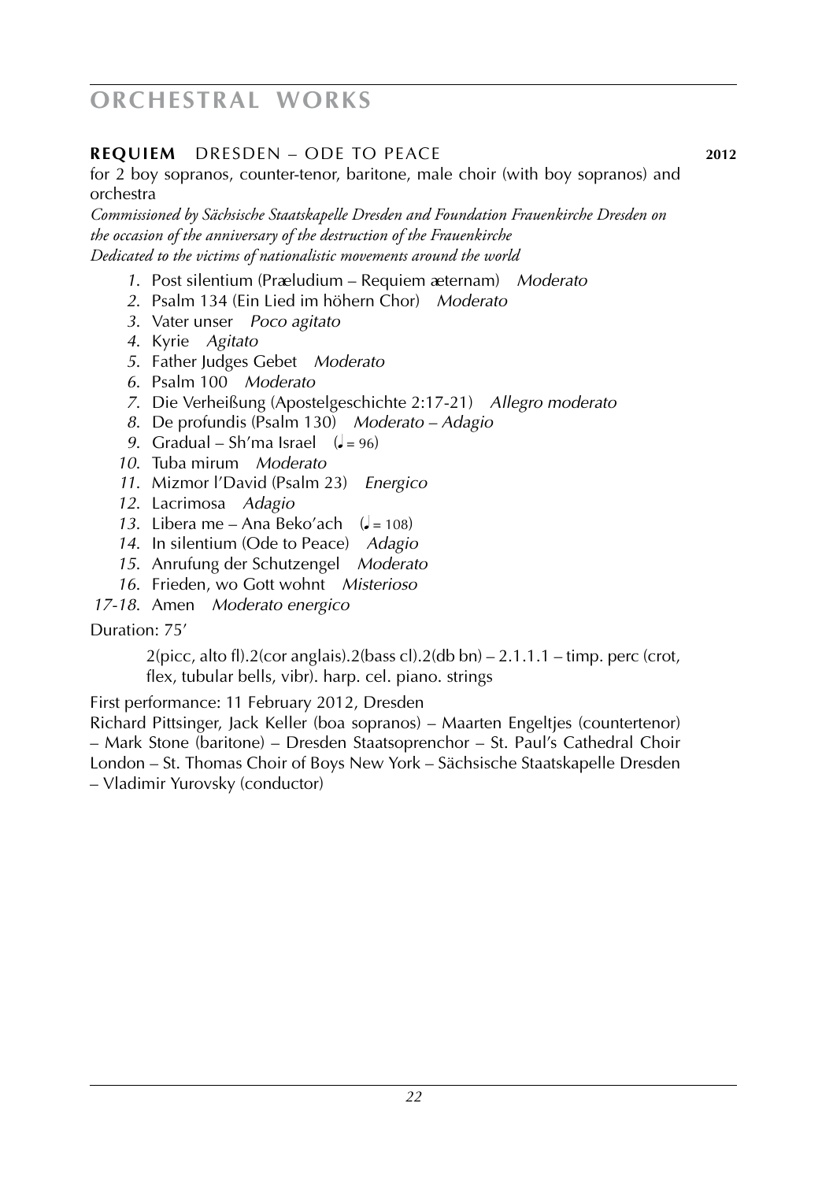# ORCHESTRAL WORKS

**REQUIEM** DRESDEN – ODE TO PEACE **2012**

for 2 boy sopranos, counter-tenor, baritone, male choir (with boy sopranos) and orchestra

*Commissioned by Sächsische Staatskapelle Dresden and Foundation Frauenkirche Dresden on the occasion of the anniversary of the destruction of the Frauenkirche*
*Dedicated to the victims of nationalistic movements around the world*

*1*. Post silentium (Præludium – Requiem æternam) *Moderato*
*2*. Psalm 134 (Ein Lied im höhern Chor) *Moderato*
*3*. Vater unser *Poco agitato*
*4*. Kyrie *Agitato*
*5*. Father Judges Gebet *Moderato*
*6*. Psalm 100 *Moderato*
*7*. Die Verheißung (Apostelgeschichte 2:17-21) *Allegro moderato*
*8*. De profundis (Psalm 130) *Moderato – Adagio*
*9*. Gradual – Sh'ma Israel (♩= 96)
*10*. Tuba mirum *Moderato*
*11*. Mizmor l'David (Psalm 23) *Energico*
*12*. Lacrimosa *Adagio*
*13*. Libera me – Ana Beko'ach (♩= 108)
*14*. In silentium (Ode to Peace) *Adagio*
*15*. Anrufung der Schutzengel *Moderato*
*16*. Frieden, wo Gott wohnt *Misterioso*
*17-18*. Amen *Moderato energico*

Duration: 75'

2(picc, alto fl).2(cor anglais).2(bass cl).2(db bn) – 2.1.1.1 – timp. perc (crot, flex, tubular bells, vibr). harp. cel. piano. strings

First performance: 11 February 2012, Dresden
Richard Pittsinger, Jack Keller (boa sopranos) – Maarten Engeltjes (countertenor) – Mark Stone (baritone) – Dresden Staatsoprenchor – St. Paul's Cathedral Choir London – St. Thomas Choir of Boys New York – Sächsische Staatskapelle Dresden – Vladimir Yurovsky (conductor)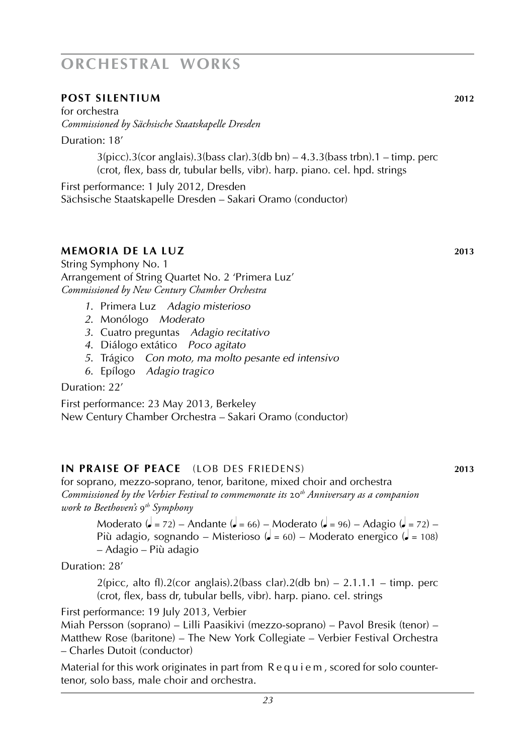# ORCHESTRAL WORKS

## POST SILENTIUM 2012

for orchestra
*Commissioned by Sächsische Staatskapelle Dresden*

Duration: 18'

3(picc).3(cor anglais).3(bass clar).3(db bn) – 4.3.3(bass trbn).1 – timp. perc (crot, flex, bass dr, tubular bells, vibr). harp. piano. cel. hpd. strings

First performance: 1 July 2012, Dresden
Sächsische Staatskapelle Dresden – Sakari Oramo (conductor)

## MEMORIA DE LA LUZ 2013

String Symphony No. 1
Arrangement of String Quartet No. 2 'Primera Luz'
*Commissioned by New Century Chamber Orchestra*

1. Primera Luz *Adagio misterioso*
2. Monólogo *Moderato*
3. Cuatro preguntas *Adagio recitativo*
4. Diálogo extático *Poco agitato*
5. Trágico *Con moto, ma molto pesante ed intensivo*
6. Epílogo *Adagio tragico*

Duration: 22'

First performance: 23 May 2013, Berkeley
New Century Chamber Orchestra – Sakari Oramo (conductor)

## IN PRAISE OF PEACE (LOB DES FRIEDENS) 2013

for soprano, mezzo-soprano, tenor, baritone, mixed choir and orchestra
*Commissioned by the Verbier Festival to commemorate its 20th Anniversary as a companion work to Beethoven's 9th Symphony*

Moderato (♩ = 72) – Andante (♩ = 66) – Moderato (♩ = 96) – Adagio (♩ = 72) – Più adagio, sognando – Misterioso (♩ = 60) – Moderato energico (♩ = 108) – Adagio – Più adagio

Duration: 28'

2(picc, alto fl).2(cor anglais).2(bass clar).2(db bn) – 2.1.1.1 – timp. perc (crot, flex, bass dr, tubular bells, vibr). harp. piano. cel. strings

First performance: 19 July 2013, Verbier
Miah Persson (soprano) – Lilli Paasikivi (mezzo-soprano) – Pavol Bresik (tenor) – Matthew Rose (baritone) – The New York Collegiate – Verbier Festival Orchestra – Charles Dutoit (conductor)

Material for this work originates in part from Requiem, scored for solo countertenor, solo bass, male choir and orchestra.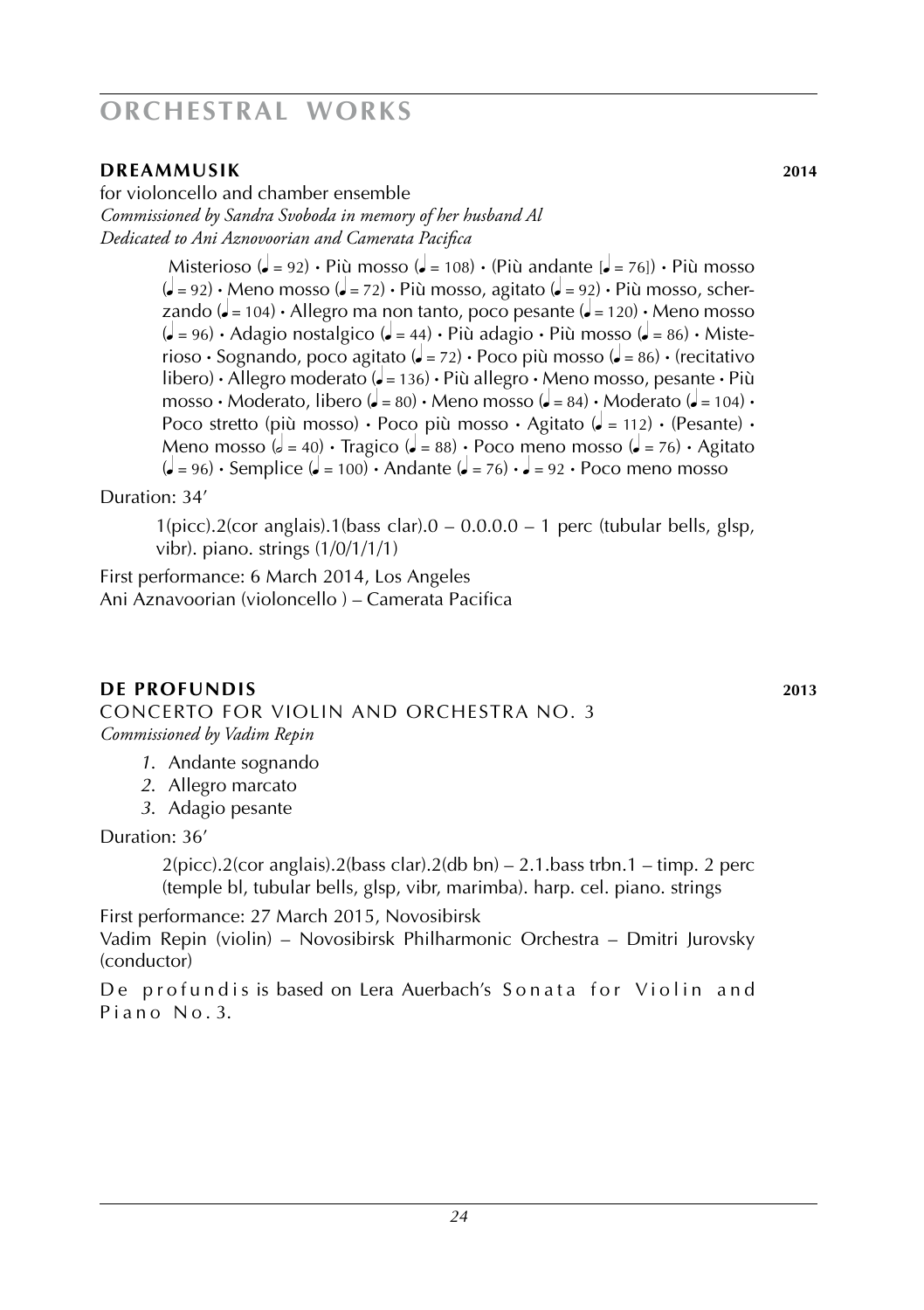# ORCHESTRAL WORKS

## DREAMMUSIK 2014

for violoncello and chamber ensemble
*Commissioned by Sandra Svoboda in memory of her husband Al*
*Dedicated to Ani Aznovoorian and Camerata Pacifica*

Misterioso (♩ = 92) • Più mosso (♩ = 108) • (Più andante [♩ = 76]) • Più mosso (♩ = 92) • Meno mosso (♩ = 72) • Più mosso, agitato (♩ = 92) • Più mosso, scherzando (♩ = 104) • Allegro ma non tanto, poco pesante (♩ = 120) • Meno mosso (♩ = 96) • Adagio nostalgico (♩ = 44) • Più adagio • Più mosso (♩ = 86) • Misterioso • Sognando, poco agitato (♩ = 72) • Poco più mosso (♩ = 86) • (recitativo libero) • Allegro moderato (♩ = 136) • Più allegro • Meno mosso, pesante • Più mosso • Moderato, libero (♩ = 80) • Meno mosso (♩ = 84) • Moderato (♩ = 104) • Poco stretto (più mosso) • Poco più mosso • Agitato (♩ = 112) • (Pesante) • Meno mosso (𝅗𝅥 = 40) • Tragico (♩ = 88) • Poco meno mosso (♩ = 76) • Agitato (♩ = 96) • Semplice (♩ = 100) • Andante (♩ = 76) • ♩ = 92 • Poco meno mosso

Duration: 34'

1(picc).2(cor anglais).1(bass clar).0 – 0.0.0.0 – 1 perc (tubular bells, glsp, vibr). piano. strings (1/0/1/1/1)

First performance: 6 March 2014, Los Angeles
Ani Aznavoorian (violoncello ) – Camerata Pacifica

## DE PROFUNDIS 2013

CONCERTO FOR VIOLIN AND ORCHESTRA NO. 3
*Commissioned by Vadim Repin*

1. Andante sognando
2. Allegro marcato
3. Adagio pesante

Duration: 36'

2(picc).2(cor anglais).2(bass clar).2(db bn) – 2.1.bass trbn.1 – timp. 2 perc (temple bl, tubular bells, glsp, vibr, marimba). harp. cel. piano. strings

First performance: 27 March 2015, Novosibirsk
Vadim Repin (violin) – Novosibirsk Philharmonic Orchestra – Dmitri Jurovsky (conductor)

De profundis is based on Lera Auerbach's Sonata for Violin and Piano No. 3.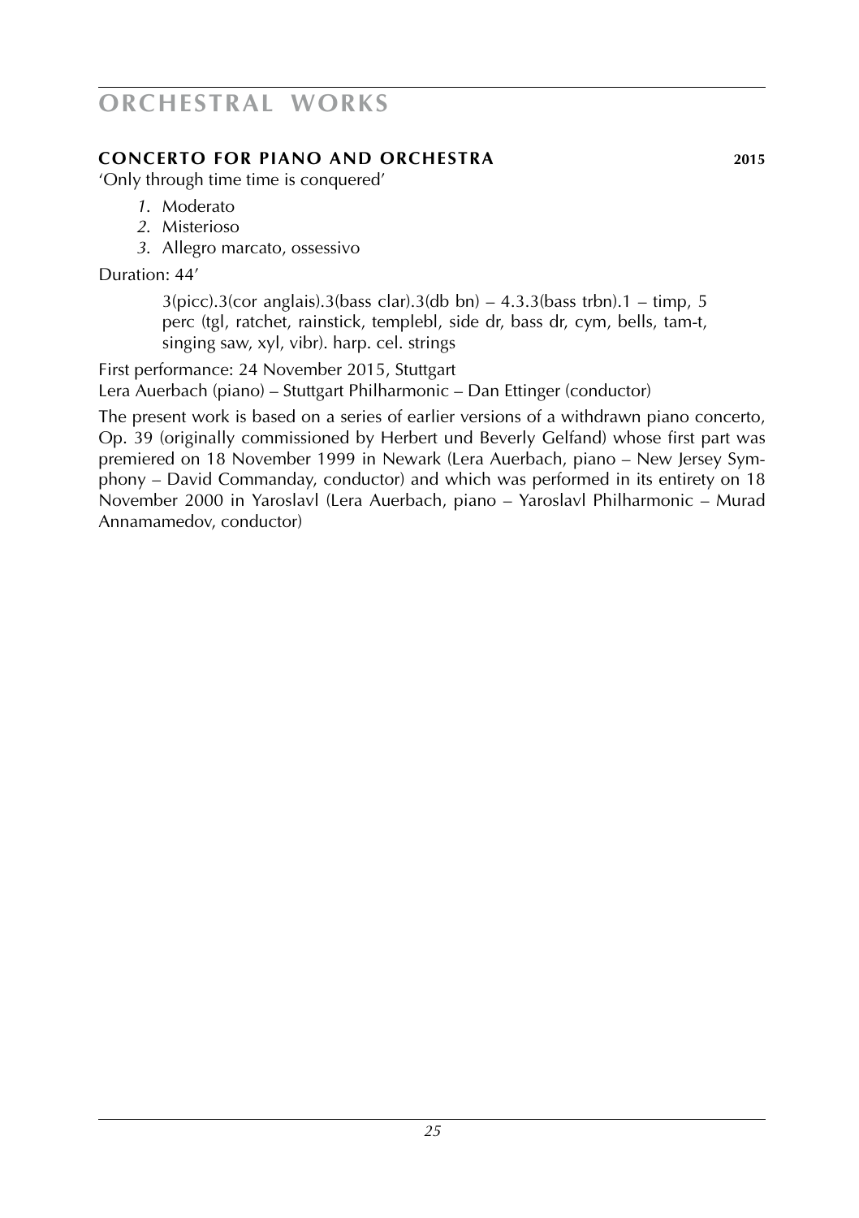# ORCHESTRAL WORKS

### CONCERTO FOR PIANO AND ORCHESTRA 2015

'Only through time time is conquered'

1. Moderato
2. Misterioso
3. Allegro marcato, ossessivo

Duration: 44'

3(picc).3(cor anglais).3(bass clar).3(db bn) – 4.3.3(bass trbn).1 – timp, 5 perc (tgl, ratchet, rainstick, templebl, side dr, bass dr, cym, bells, tam-t, singing saw, xyl, vibr). harp. cel. strings

First performance: 24 November 2015, Stuttgart
Lera Auerbach (piano) – Stuttgart Philharmonic – Dan Ettinger (conductor)

The present work is based on a series of earlier versions of a withdrawn piano concerto, Op. 39 (originally commissioned by Herbert und Beverly Gelfand) whose first part was premiered on 18 November 1999 in Newark (Lera Auerbach, piano – New Jersey Symphony – David Commanday, conductor) and which was performed in its entirety on 18 November 2000 in Yaroslavl (Lera Auerbach, piano – Yaroslavl Philharmonic – Murad Annamamedov, conductor)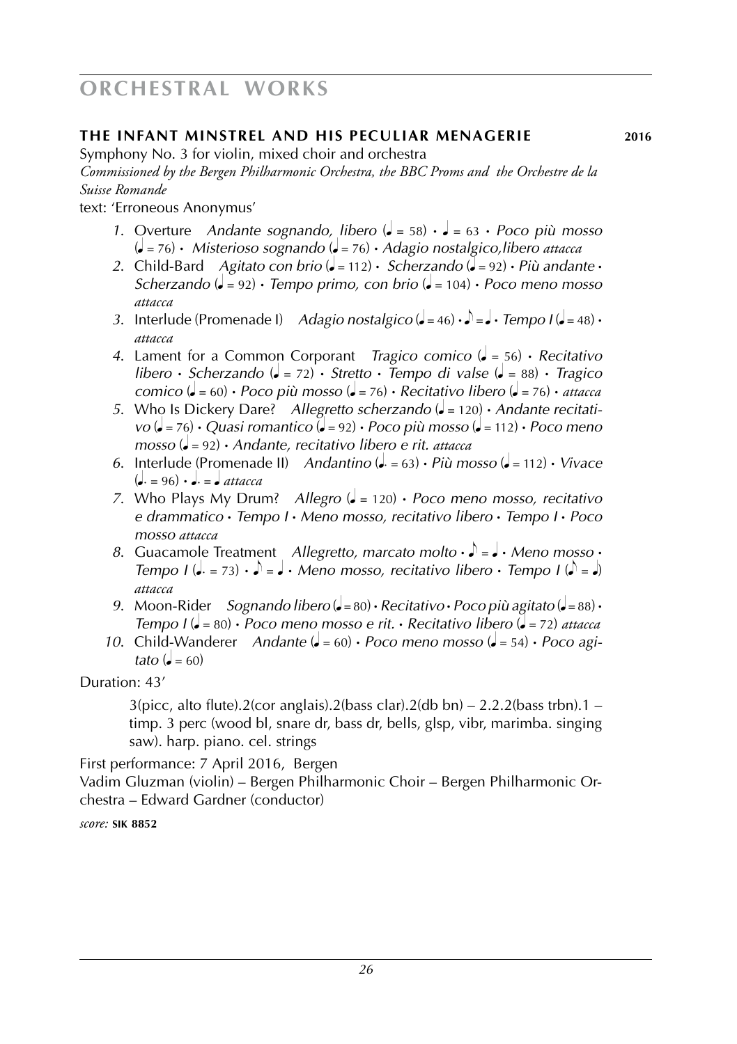# ORCHESTRAL WORKS

## THE INFANT MINSTREL AND HIS PECULIAR MENAGERIE **2016**

Symphony No. 3 for violin, mixed choir and orchestra

*Commissioned by the Bergen Philharmonic Orchestra, the BBC Proms and the Orchestre de la Suisse Romande*

text: 'Erroneous Anonymus'

1. Overture *Andante sognando, libero* (♩ = 58) • ♩ = 63 • *Poco più mosso* (♩ = 76) • *Misterioso sognando* (♩ = 76) • *Adagio nostalgico,libero attacca*
2. Child-Bard *Agitato con brio* (♩ = 112) • *Scherzando* (♩ = 92) • *Più andante* • *Scherzando* (♩ = 92) • *Tempo primo, con brio* (♩ = 104) • *Poco meno mosso attacca*
3. Interlude (Promenade I) *Adagio nostalgico* (♩ = 46) • ♪ = ♩ • *Tempo I* (♩ = 48) • *attacca*
4. Lament for a Common Corporant *Tragico comico* (♩ = 56) • *Recitativo libero* • *Scherzando* (♩ = 72) • *Stretto* • *Tempo di valse* (♩ = 88) • *Tragico comico* (♩ = 60) • *Poco più mosso* (♩ = 76) • *Recitativo libero* (♩ = 76) • *attacca*
5. Who Is Dickery Dare? *Allegretto scherzando* (♩ = 120) • *Andante recitativo* (♩ = 76) • *Quasi romantico* (♩ = 92) • *Poco più mosso* (♩ = 112) • *Poco meno mosso* (♩ = 92) • *Andante, recitativo libero e rit. attacca*
6. Interlude (Promenade II) *Andantino* (♩. = 63) • *Più mosso* (♩ = 112) • *Vivace* (♩. = 96) • ♩. = ♩ *attacca*
7. Who Plays My Drum? *Allegro* (♩ = 120) • *Poco meno mosso, recitativo e drammatico* • *Tempo I* • *Meno mosso, recitativo libero* • *Tempo I* • *Poco mosso attacca*
8. Guacamole Treatment *Allegretto, marcato molto* • ♪ = ♩ • *Meno mosso* • *Tempo I* (♩. = 73) • ♪ = ♩ • *Meno mosso, recitativo libero* • *Tempo I* (♪ = ♩) *attacca*
9. Moon-Rider *Sognando libero* (♩ = 80) • *Recitativo* • *Poco più agitato* (♩ = 88) • *Tempo I* (♩ = 80) • *Poco meno mosso e rit.* • *Recitativo libero* (♩ = 72) *attacca*
10. Child-Wanderer *Andante* (♩ = 60) • *Poco meno mosso* (♩ = 54) • *Poco agitato* (♩ = 60)

Duration: 43'

3(picc, alto flute).2(cor anglais).2(bass clar).2(db bn) – 2.2.2(bass trbn).1 – timp. 3 perc (wood bl, snare dr, bass dr, bells, glsp, vibr, marimba. singing saw). harp. piano. cel. strings

First performance: 7 April 2016, Bergen
Vadim Gluzman (violin) – Bergen Philharmonic Choir – Bergen Philharmonic Orchestra – Edward Gardner (conductor)

*score:* **SIK 8852**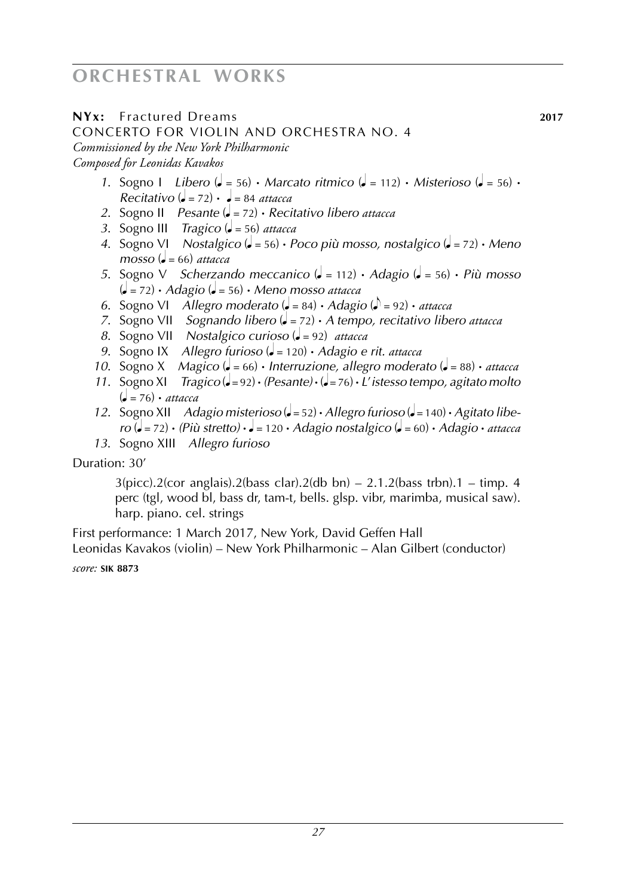# ORCHESTRAL WORKS

**NYx:** Fractured Dreams **2017**

CONCERTO FOR VIOLIN AND ORCHESTRA NO. 4

*Commissioned by the New York Philharmonic*

*Composed for Leonidas Kavakos*

1. Sogno I *Libero* (♩ = 56) • *Marcato ritmico* (♩ = 112) • *Misterioso* (♩ = 56) • *Recitativo* (♩ = 72) • ♩ = 84 *attacca*
2. Sogno II *Pesante* (♩ = 72) • *Recitativo libero attacca*
3. Sogno III *Tragico* (♩ = 56) *attacca*
4. Sogno VI *Nostalgico* (♩ = 56) • *Poco più mosso, nostalgico* (♩ = 72) • *Meno mosso* (♩ = 66) *attacca*
5. Sogno V *Scherzando meccanico* (♩ = 112) • *Adagio* (♩ = 56) • *Più mosso* (♩ = 72) • *Adagio* (♩ = 56) • *Meno mosso attacca*
6. Sogno VI *Allegro moderato* (♩ = 84) • *Adagio* (♪ = 92) • *attacca*
7. Sogno VII *Sognando libero* (♩ = 72) • *A tempo, recitativo libero attacca*
8. Sogno VII *Nostalgico curioso* (♩ = 92) *attacca*
9. Sogno IX *Allegro furioso* (♩ = 120) • *Adagio e rit. attacca*
10. Sogno X *Magico* (♩ = 66) • *Interruzione, allegro moderato* (♩ = 88) • *attacca*
11. Sogno XI *Tragico* (♩ = 92) • *(Pesante)* • (♩ = 76) • *L'istesso tempo, agitato molto* (♩ = 76) • *attacca*
12. Sogno XII *Adagio misterioso* (♩ = 52) • *Allegro furioso* (♩ = 140) • *Agitato libero* (♩ = 72) • *(Più stretto)* • ♩ = 120 • *Adagio nostalgico* (♩ = 60) • *Adagio* • *attacca*
13. Sogno XIII *Allegro furioso*

Duration: 30'

3(picc).2(cor anglais).2(bass clar).2(db bn) – 2.1.2(bass trbn).1 – timp. 4 perc (tgl, wood bl, bass dr, tam-t, bells. glsp. vibr, marimba, musical saw). harp. piano. cel. strings

First performance: 1 March 2017, New York, David Geffen Hall
Leonidas Kavakos (violin) – New York Philharmonic – Alan Gilbert (conductor)

*score:* **SIK 8873**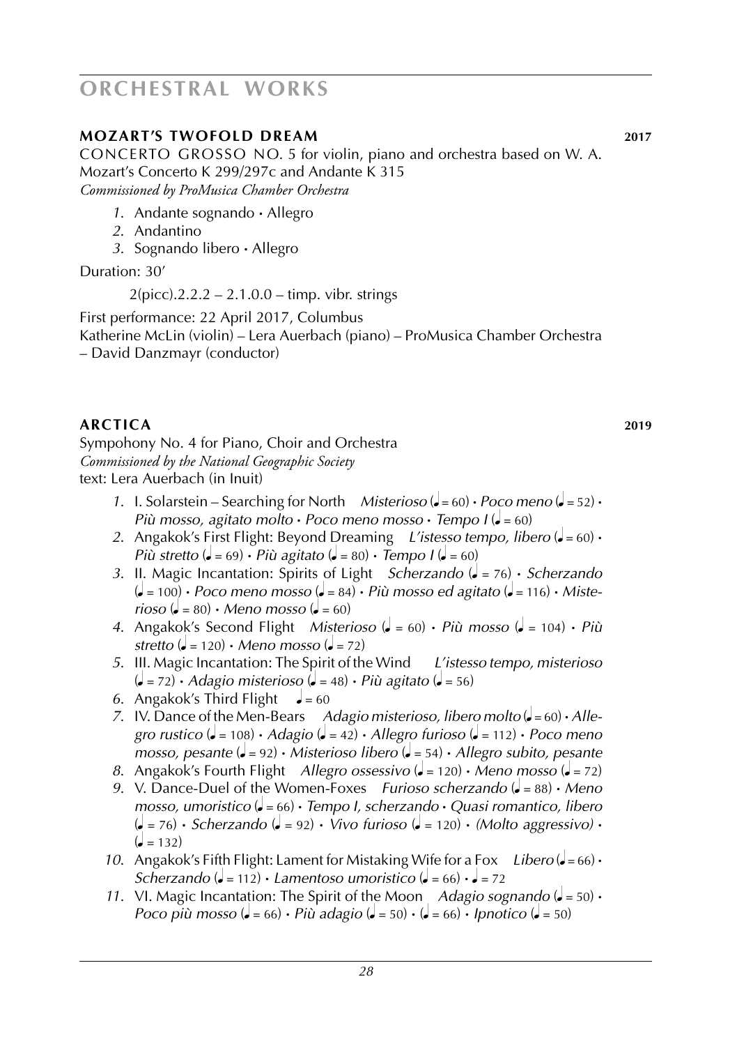# ORCHESTRAL WORKS

## MOZART'S TWOFOLD DREAM **2017**

CONCERTO GROSSO NO. 5 for violin, piano and orchestra based on W. A. Mozart's Concerto K 299/297c and Andante K 315
*Commissioned by ProMusica Chamber Orchestra*

1. Andante sognando · Allegro
2. Andantino
3. Sognando libero · Allegro

Duration: 30'

2(picc).2.2.2 – 2.1.0.0 – timp. vibr. strings

First performance: 22 April 2017, Columbus
Katherine McLin (violin) – Lera Auerbach (piano) – ProMusica Chamber Orchestra – David Danzmayr (conductor)

## ARCTICA **2019**

Sympohony No. 4 for Piano, Choir and Orchestra
*Commissioned by the National Geographic Society*
text: Lera Auerbach (in Inuit)

1. I. Solarstein – Searching for North *Misterioso* (♩ = 60) · *Poco meno* (♩ = 52) · *Più mosso, agitato molto* · *Poco meno mosso* · *Tempo I* (♩ = 60)
2. Angakok's First Flight: Beyond Dreaming *L'istesso tempo, libero* (♩ = 60) · *Più stretto* (♩ = 69) · *Più agitato* (♩ = 80) · *Tempo I* (♩ = 60)
3. II. Magic Incantation: Spirits of Light *Scherzando* (♩ = 76) · *Scherzando* (♩ = 100) · *Poco meno mosso* (♩ = 84) · *Più mosso ed agitato* (♩ = 116) · *Misterioso* (♩ = 80) · *Meno mosso* (♩ = 60)
4. Angakok's Second Flight *Misterioso* (♩ = 60) · *Più mosso* (♩ = 104) · *Più stretto* (♩ = 120) · *Meno mosso* (♩ = 72)
5. III. Magic Incantation: The Spirit of the Wind *L'istesso tempo, misterioso* (♩ = 72) · *Adagio misterioso* (♩ = 48) · *Più agitato* (♩ = 56)
6. Angakok's Third Flight ♩ = 60
7. IV. Dance of the Men-Bears *Adagio misterioso, libero molto* (♩ = 60) · *Allegro rustico* (♩ = 108) · *Adagio* (♩ = 42) · *Allegro furioso* (♩ = 112) · *Poco meno mosso, pesante* (♩ = 92) · *Misterioso libero* (♩ = 54) · *Allegro subito, pesante*
8. Angakok's Fourth Flight *Allegro ossessivo* (♩ = 120) · *Meno mosso* (♩ = 72)
9. V. Dance-Duel of the Women-Foxes *Furioso scherzando* (♩ = 88) · *Meno mosso, umoristico* (♩ = 66) · *Tempo I, scherzando* · *Quasi romantico, libero* (♩ = 76) · *Scherzando* (♩ = 92) · *Vivo furioso* (♩ = 120) · *(Molto aggressivo)* · (♩ = 132)
10. Angakok's Fifth Flight: Lament for Mistaking Wife for a Fox *Libero* (♩ = 66) · *Scherzando* (♩ = 112) · *Lamentoso umoristico* (♩ = 66) · ♩ = 72
11. VI. Magic Incantation: The Spirit of the Moon *Adagio sognando* (♩ = 50) · *Poco più mosso* (♩ = 66) · *Più adagio* (♩ = 50) · (♩ = 66) · *Ipnotico* (♩ = 50)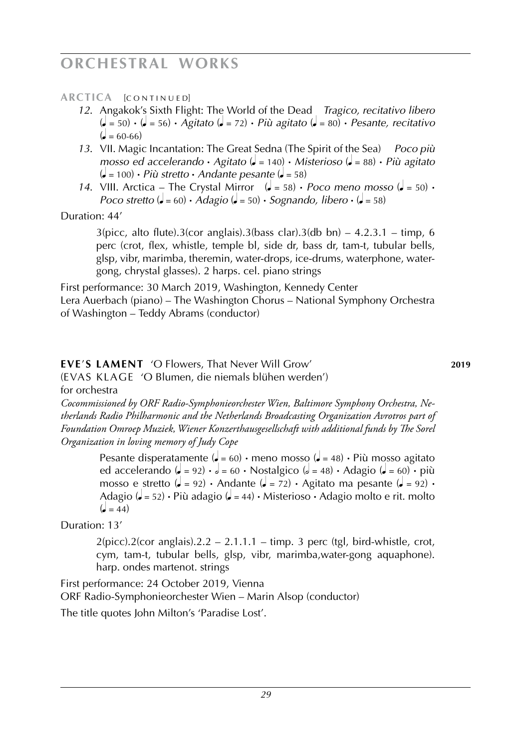# ORCHESTRAL WORKS

**ARCTICA** [CONTINUED]

*12.* Angakok's Sixth Flight: The World of the Dead *Tragico, recitativo libero* (♩ = 50) • (♩ = 56) • *Agitato* (♩ = 72) • *Più agitato* (♩ = 80) • *Pesante, recitativo* (♩ = 60-66)

*13.* VII. Magic Incantation: The Great Sedna (The Spirit of the Sea) *Poco più mosso ed accelerando* • *Agitato* (♩ = 140) • *Misterioso* (♩ = 88) • *Più agitato* (♩ = 100) • *Più stretto* • *Andante pesante* (♩ = 58)

*14.* VIII. Arctica – The Crystal Mirror (♩ = 58) • *Poco meno mosso* (♩ = 50) • *Poco stretto* (♩ = 60) • *Adagio* (♩ = 50) • *Sognando, libero* • (♩ = 58)

Duration: 44'

3(picc, alto flute).3(cor anglais).3(bass clar).3(db bn) – 4.2.3.1 – timp, 6 perc (crot, flex, whistle, temple bl, side dr, bass dr, tam-t, tubular bells, glsp, vibr, marimba, theremin, water-drops, ice-drums, waterphone, water-gong, chrystal glasses). 2 harps. cel. piano strings

First performance: 30 March 2019, Washington, Kennedy Center
Lera Auerbach (piano) – The Washington Chorus – National Symphony Orchestra of Washington – Teddy Abrams (conductor)

**EVE'S LAMENT** 'O Flowers, That Never Will Grow' **2019**
(EVAS KLAGE 'O Blumen, die niemals blühen werden')
for orchestra

*Cocommissioned by ORF Radio-Symphonieorchester Wien, Baltimore Symphony Orchestra, Netherlands Radio Philharmonic and the Netherlands Broadcasting Organization Avrotros part of Foundation Omroep Muziek, Wiener Konzerthausgesellschaft with additional funds by The Sorel Organization in loving memory of Judy Cope*

Pesante disperatamente (♩ = 60) • meno mosso (♩ = 48) • Più mosso agitato ed accelerando (♩ = 92) • 𝅗𝅥 = 60 • Nostalgico (𝅗𝅥 = 48) • Adagio (♩ = 60) • più mosso e stretto (♩ = 92) • Andante (♩ = 72) • Agitato ma pesante (♩ = 92) • Adagio (♩ = 52) • Più adagio (♩ = 44) • Misterioso • Adagio molto e rit. molto (♩ = 44)

Duration: 13'

2(picc).2(cor anglais).2.2 – 2.1.1.1 – timp. 3 perc (tgl, bird-whistle, crot, cym, tam-t, tubular bells, glsp, vibr, marimba,water-gong aquaphone). harp. ondes martenot. strings

First performance: 24 October 2019, Vienna
ORF Radio-Symphonieorchester Wien – Marin Alsop (conductor)

The title quotes John Milton's 'Paradise Lost'.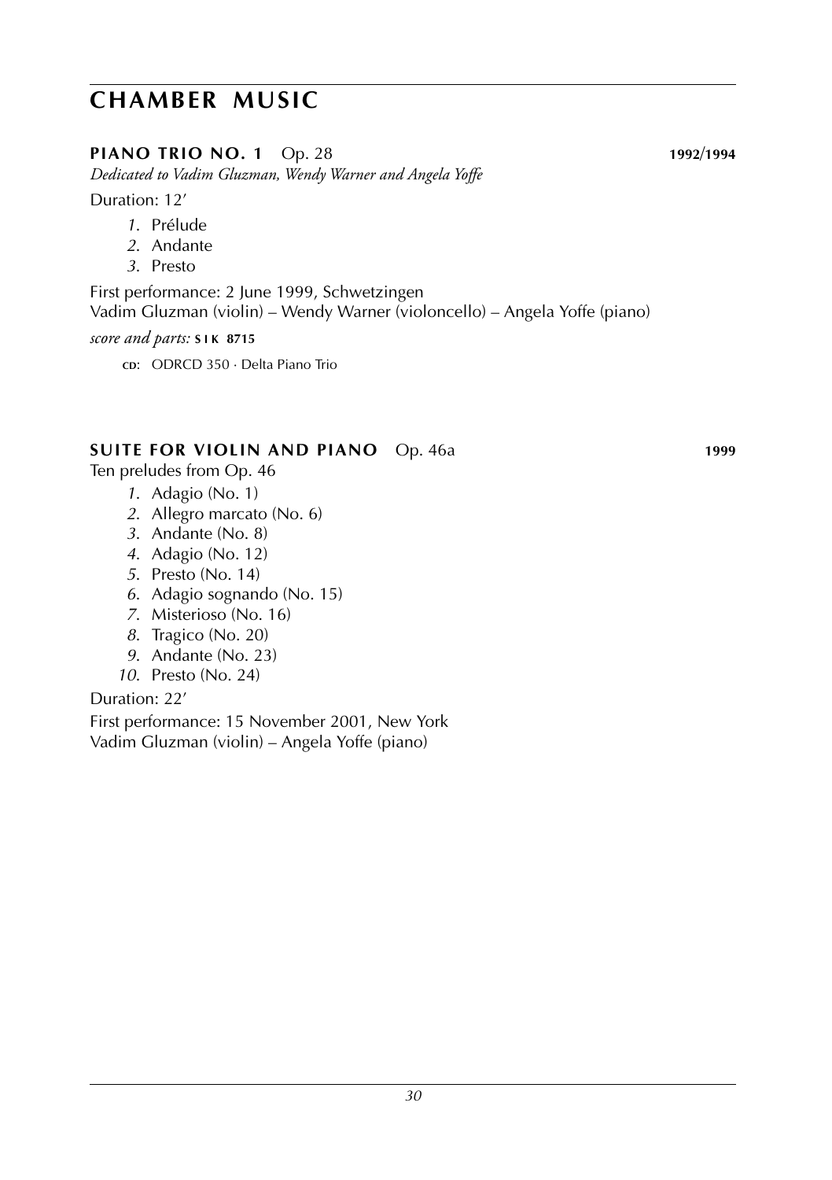# CHAMBER MUSIC

## PIANO TRIO NO. 1 Op. 28 1992/1994

*Dedicated to Vadim Gluzman, Wendy Warner and Angela Yoffe*

Duration: 12′

1. Prélude
2. Andante
3. Presto

First performance: 2 June 1999, Schwetzingen
Vadim Gluzman (violin) – Wendy Warner (violoncello) – Angela Yoffe (piano)

*score and parts:* **SIK 8715**

CD: ODRCD 350 · Delta Piano Trio

## SUITE FOR VIOLIN AND PIANO Op. 46a 1999

Ten preludes from Op. 46

1. Adagio (No. 1)
2. Allegro marcato (No. 6)
3. Andante (No. 8)
4. Adagio (No. 12)
5. Presto (No. 14)
6. Adagio sognando (No. 15)
7. Misterioso (No. 16)
8. Tragico (No. 20)
9. Andante (No. 23)
10. Presto (No. 24)

Duration: 22′

First performance: 15 November 2001, New York
Vadim Gluzman (violin) – Angela Yoffe (piano)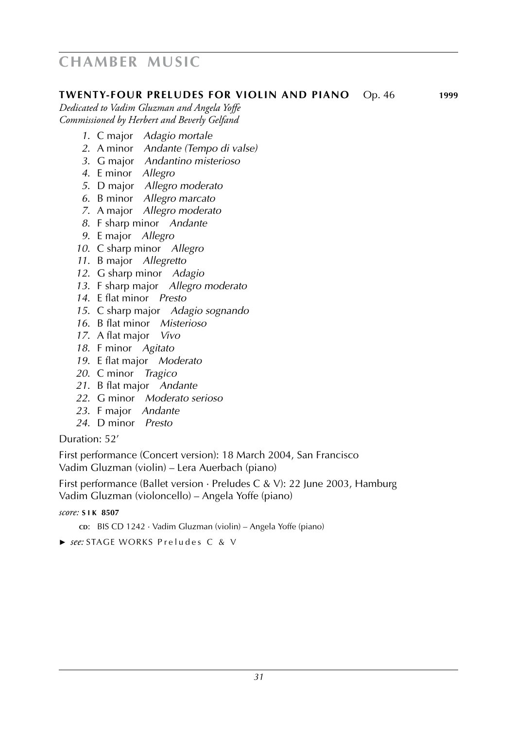# CHAMBER MUSIC

## TWENTY-FOUR PRELUDES FOR VIOLIN AND PIANO Op. 46 **1999**

*Dedicated to Vadim Gluzman and Angela Yoffe*
*Commissioned by Herbert and Beverly Gelfand*

*1.* C major *Adagio mortale*
*2.* A minor *Andante (Tempo di valse)*
*3.* G major *Andantino misterioso*
*4.* E minor *Allegro*
*5.* D major *Allegro moderato*
*6.* B minor *Allegro marcato*
*7.* A major *Allegro moderato*
*8.* F sharp minor *Andante*
*9.* E major *Allegro*
*10.* C sharp minor *Allegro*
*11.* B major *Allegretto*
*12.* G sharp minor *Adagio*
*13.* F sharp major *Allegro moderato*
*14.* E flat minor *Presto*
*15.* C sharp major *Adagio sognando*
*16.* B flat minor *Misterioso*
*17.* A flat major *Vivo*
*18.* F minor *Agitato*
*19.* E flat major *Moderato*
*20.* C minor *Tragico*
*21.* B flat major *Andante*
*22.* G minor *Moderato serioso*
*23.* F major *Andante*
*24.* D minor *Presto*

Duration: 52′

First performance (Concert version): 18 March 2004, San Francisco
Vadim Gluzman (violin) – Lera Auerbach (piano)

First performance (Ballet version · Preludes C & V): 22 June 2003, Hamburg
Vadim Gluzman (violoncello) – Angela Yoffe (piano)

*score:* **SIK 8507**

CD: BIS CD 1242 · Vadim Gluzman (violin) – Angela Yoffe (piano)

► *see:* STAGE WORKS Preludes C & V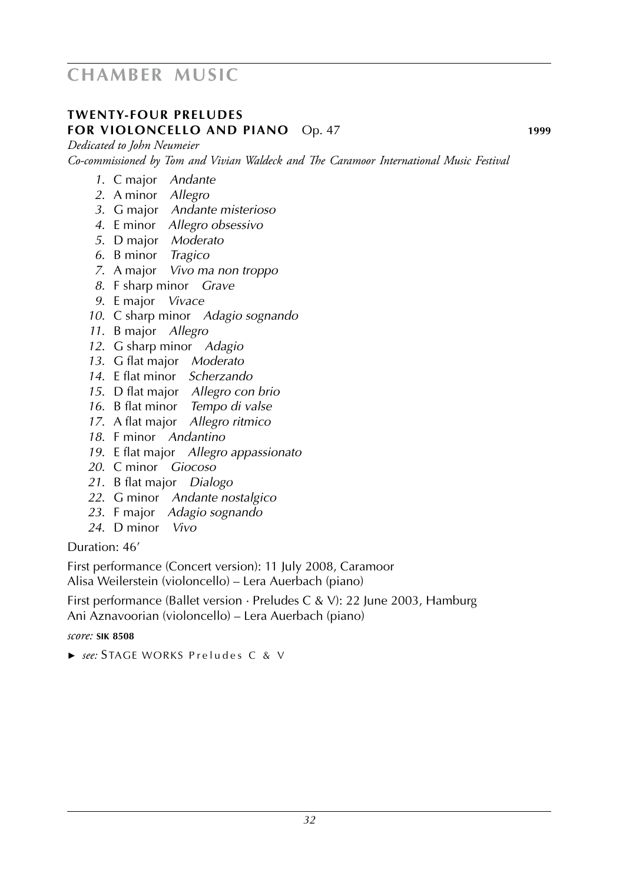# CHAMBER MUSIC

## TWENTY-FOUR PRELUDES FOR VIOLONCELLO AND PIANO Op. 47 — 1999

*Dedicated to John Neumeier*
*Co-commissioned by Tom and Vivian Waldeck and The Caramoor International Music Festival*

1. C major *Andante*
2. A minor *Allegro*
3. G major *Andante misterioso*
4. E minor *Allegro obsessivo*
5. D major *Moderato*
6. B minor *Tragico*
7. A major *Vivo ma non troppo*
8. F sharp minor *Grave*
9. E major *Vivace*
10. C sharp minor *Adagio sognando*
11. B major *Allegro*
12. G sharp minor *Adagio*
13. G flat major *Moderato*
14. E flat minor *Scherzando*
15. D flat major *Allegro con brio*
16. B flat minor *Tempo di valse*
17. A flat major *Allegro ritmico*
18. F minor *Andantino*
19. E flat major *Allegro appassionato*
20. C minor *Giocoso*
21. B flat major *Dialogo*
22. G minor *Andante nostalgico*
23. F major *Adagio sognando*
24. D minor *Vivo*

Duration: 46’

First performance (Concert version): 11 July 2008, Caramoor
Alisa Weilerstein (violoncello) – Lera Auerbach (piano)

First performance (Ballet version · Preludes C & V): 22 June 2003, Hamburg
Ani Aznavoorian (violoncello) – Lera Auerbach (piano)

*score:* **SIK 8508**

► *see:* STAGE WORKS Preludes C & V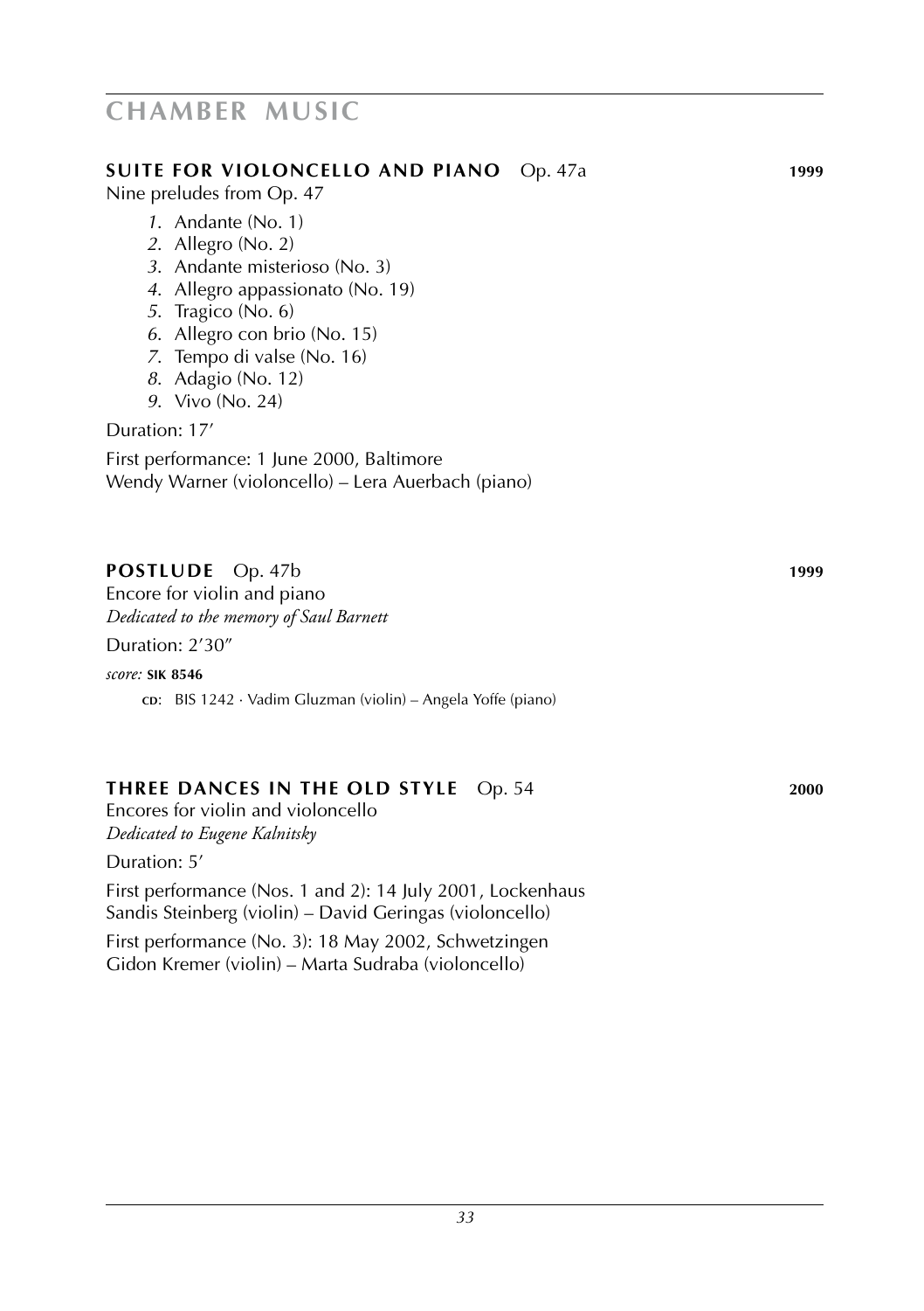# CHAMBER MUSIC

## SUITE FOR VIOLONCELLO AND PIANO Op. 47a **1999**

Nine preludes from Op. 47

*1*. Andante (No. 1)
*2*. Allegro (No. 2)
*3*. Andante misterioso (No. 3)
*4*. Allegro appassionato (No. 19)
*5*. Tragico (No. 6)
*6*. Allegro con brio (No. 15)
*7*. Tempo di valse (No. 16)
*8*. Adagio (No. 12)
*9*. Vivo (No. 24)

Duration: 17′

First performance: 1 June 2000, Baltimore
Wendy Warner (violoncello) – Lera Auerbach (piano)

## POSTLUDE Op. 47b **1999**

Encore for violin and piano
*Dedicated to the memory of Saul Barnett*

Duration: 2′30″

*score:* **SIK 8546**

CD: BIS 1242 · Vadim Gluzman (violin) – Angela Yoffe (piano)

## THREE DANCES IN THE OLD STYLE Op. 54 **2000**

Encores for violin and violoncello
*Dedicated to Eugene Kalnitsky*

Duration: 5′

First performance (Nos. 1 and 2): 14 July 2001, Lockenhaus
Sandis Steinberg (violin) – David Geringas (violoncello)

First performance (No. 3): 18 May 2002, Schwetzingen
Gidon Kremer (violin) – Marta Sudraba (violoncello)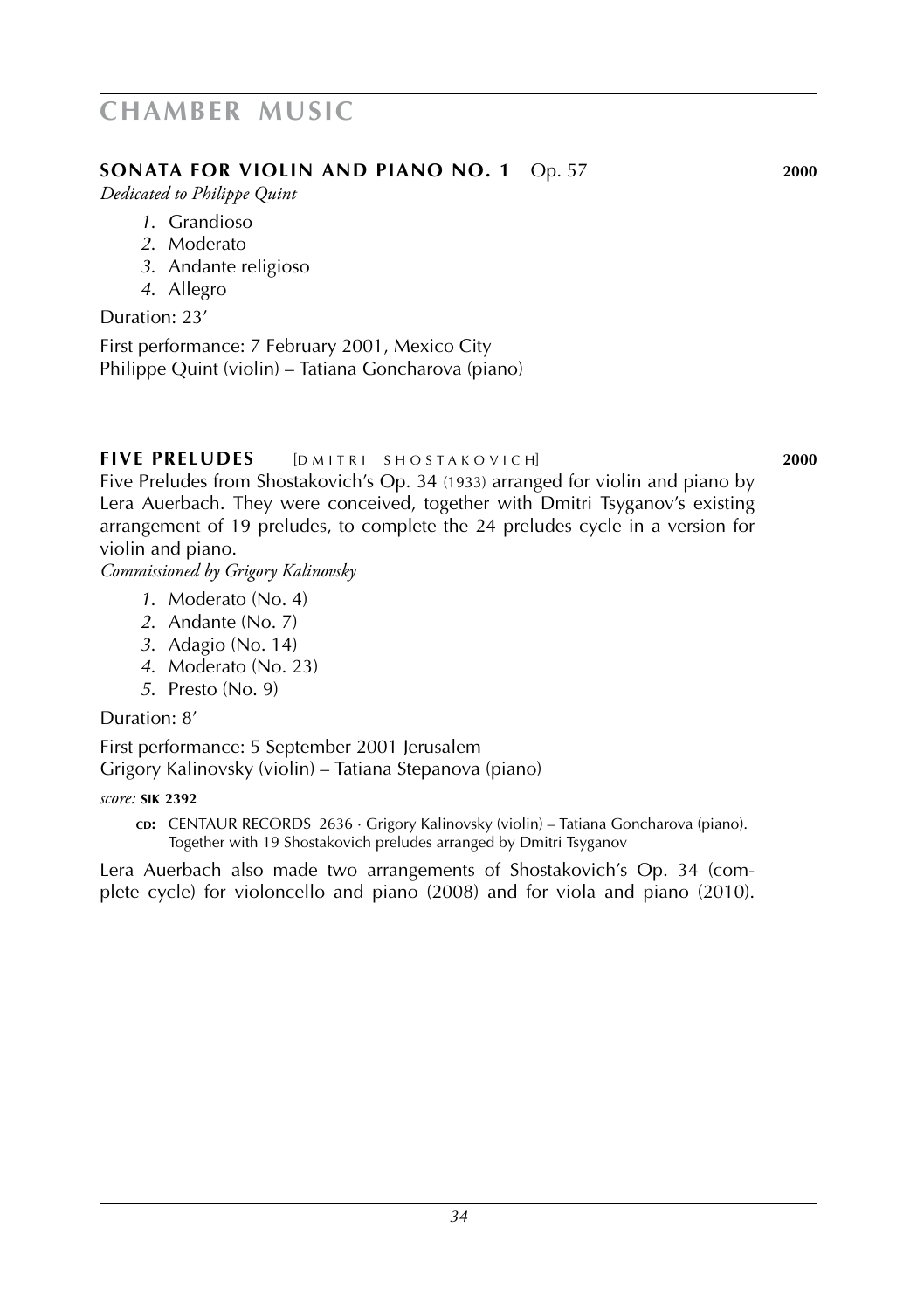# CHAMBER MUSIC

## SONATA FOR VIOLIN AND PIANO NO. 1 Op. 57 **2000**

*Dedicated to Philippe Quint*

1. Grandioso
2. Moderato
3. Andante religioso
4. Allegro

Duration: 23′

First performance: 7 February 2001, Mexico City
Philippe Quint (violin) – Tatiana Goncharova (piano)

## FIVE PRELUDES [DMITRI SHOSTAKOVICH] **2000**

Five Preludes from Shostakovich's Op. 34 (1933) arranged for violin and piano by Lera Auerbach. They were conceived, together with Dmitri Tsyganov's existing arrangement of 19 preludes, to complete the 24 preludes cycle in a version for violin and piano.

*Commissioned by Grigory Kalinovsky*

1. Moderato (No. 4)
2. Andante (No. 7)
3. Adagio (No. 14)
4. Moderato (No. 23)
5. Presto (No. 9)

Duration: 8′

First performance: 5 September 2001 Jerusalem
Grigory Kalinovsky (violin) – Tatiana Stepanova (piano)

*score:* **SIK 2392**

**CD:** CENTAUR RECORDS 2636 · Grigory Kalinovsky (violin) – Tatiana Goncharova (piano). Together with 19 Shostakovich preludes arranged by Dmitri Tsyganov

Lera Auerbach also made two arrangements of Shostakovich's Op. 34 (complete cycle) for violoncello and piano (2008) and for viola and piano (2010).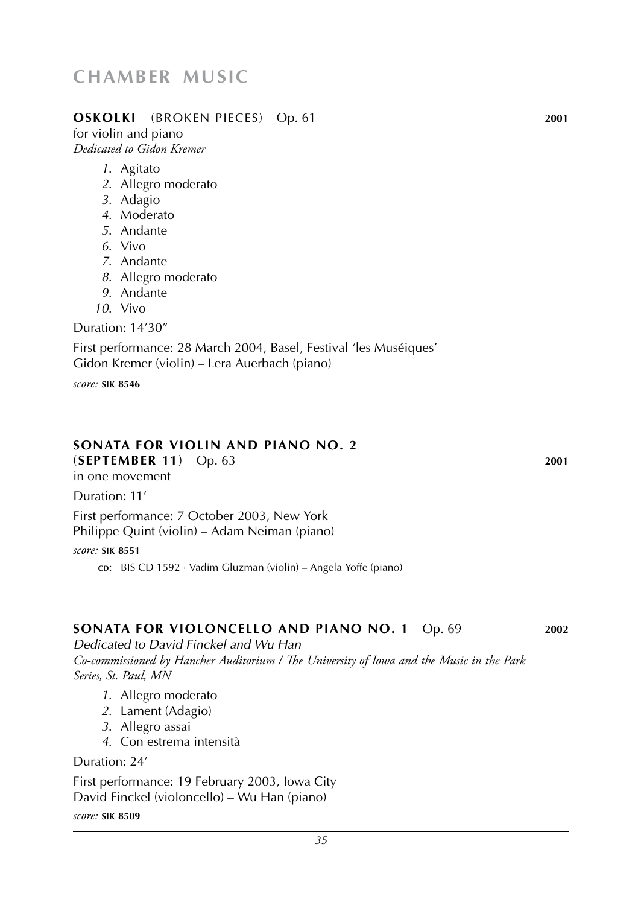# CHAMBER MUSIC

## OSKOLKI (BROKEN PIECES) Op. 61 — 2001

for violin and piano
*Dedicated to Gidon Kremer*

1. Agitato
2. Allegro moderato
3. Adagio
4. Moderato
5. Andante
6. Vivo
7. Andante
8. Allegro moderato
9. Andante
10. Vivo

Duration: 14’30″

First performance: 28 March 2004, Basel, Festival ‘les Muséiques’
Gidon Kremer (violin) – Lera Auerbach (piano)

*score:* **SIK 8546**

## SONATA FOR VIOLIN AND PIANO NO. 2 (SEPTEMBER 11) Op. 63 — 2001

in one movement

Duration: 11’

First performance: 7 October 2003, New York
Philippe Quint (violin) – Adam Neiman (piano)

*score:* **SIK 8551**

CD: BIS CD 1592 · Vadim Gluzman (violin) – Angela Yoffe (piano)

## SONATA FOR VIOLONCELLO AND PIANO NO. 1 Op. 69 — 2002

*Dedicated to David Finckel and Wu Han*
*Co-commissioned by Hancher Auditorium / The University of Iowa and the Music in the Park Series, St. Paul, MN*

1. Allegro moderato
2. Lament (Adagio)
3. Allegro assai
4. Con estrema intensità

Duration: 24’

First performance: 19 February 2003, Iowa City
David Finckel (violoncello) – Wu Han (piano)

*score:* **SIK 8509**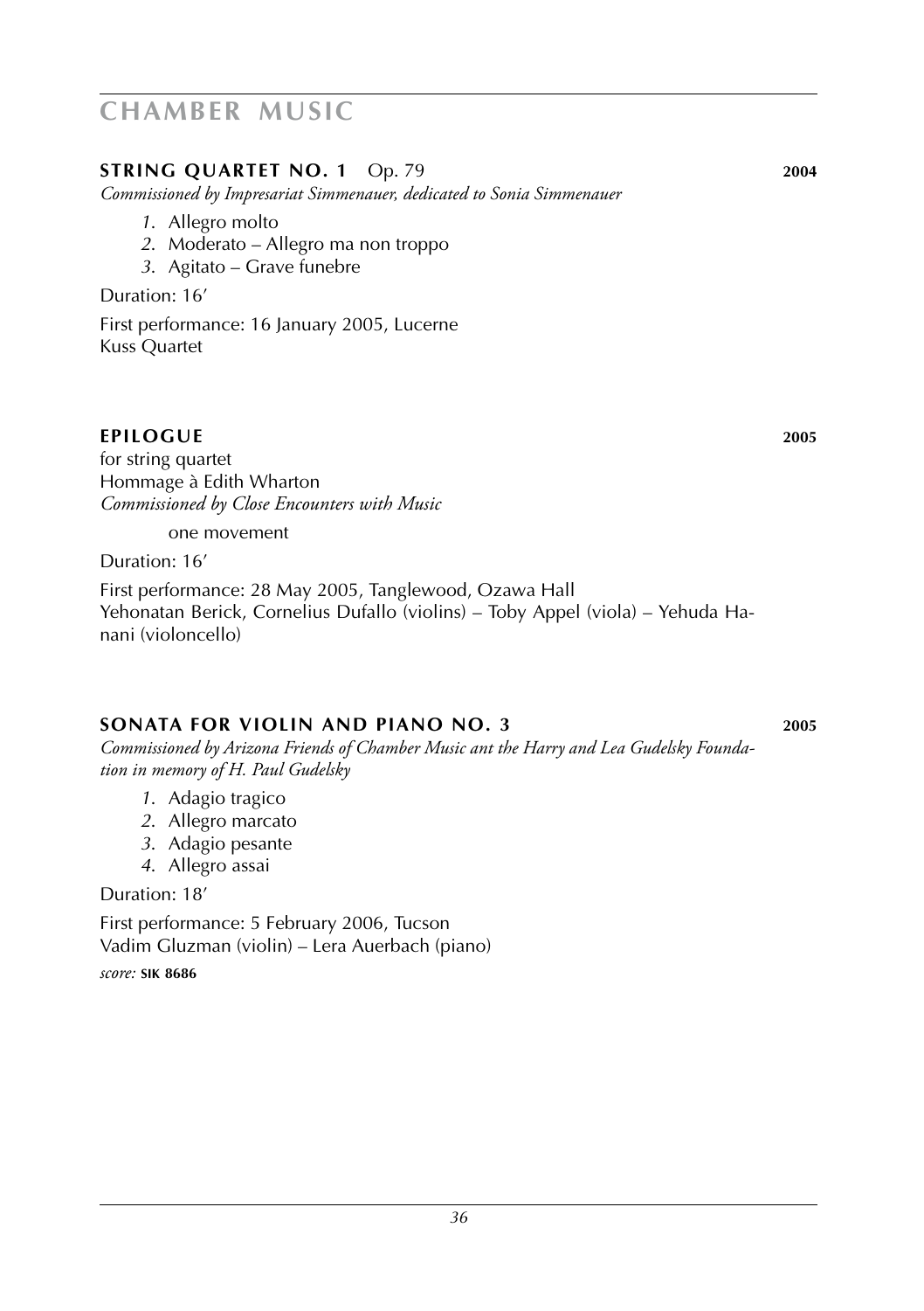# CHAMBER MUSIC

## STRING QUARTET NO. 1 Op. 79 — 2004

*Commissioned by Impresariat Simmenauer, dedicated to Sonia Simmenauer*

1. Allegro molto
2. Moderato – Allegro ma non troppo
3. Agitato – Grave funebre

Duration: 16′

First performance: 16 January 2005, Lucerne
Kuss Quartet

## EPILOGUE — 2005

for string quartet
Hommage à Edith Wharton
*Commissioned by Close Encounters with Music*

one movement

Duration: 16′

First performance: 28 May 2005, Tanglewood, Ozawa Hall
Yehonatan Berick, Cornelius Dufallo (violins) – Toby Appel (viola) – Yehuda Hanani (violoncello)

## SONATA FOR VIOLIN AND PIANO NO. 3 — 2005

*Commissioned by Arizona Friends of Chamber Music ant the Harry and Lea Gudelsky Foundation in memory of H. Paul Gudelsky*

1. Adagio tragico
2. Allegro marcato
3. Adagio pesante
4. Allegro assai

Duration: 18′

First performance: 5 February 2006, Tucson
Vadim Gluzman (violin) – Lera Auerbach (piano)

*score:* **SIK 8686**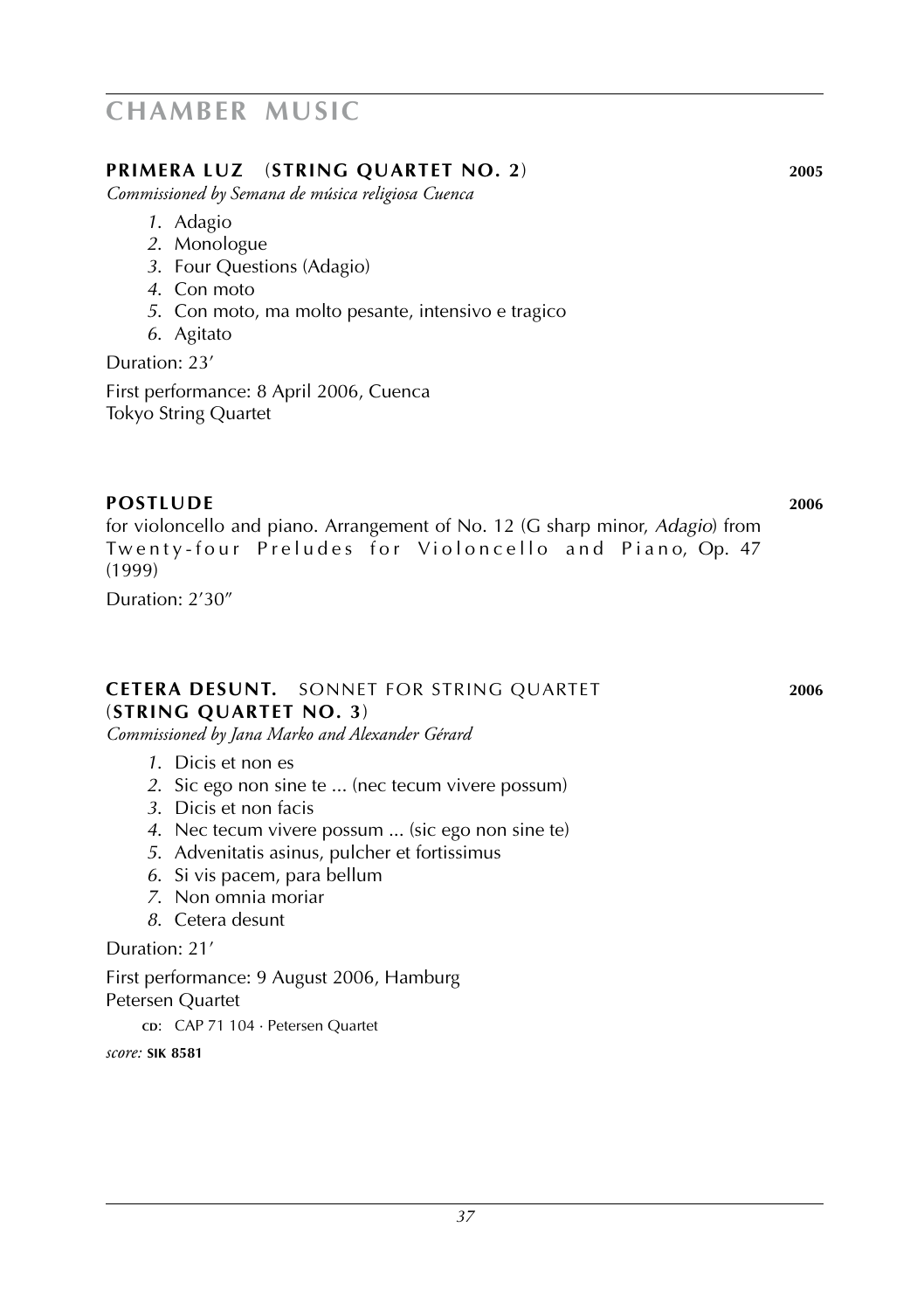# CHAMBER MUSIC

## PRIMERA LUZ (STRING QUARTET NO. 2) 2005

*Commissioned by Semana de música religiosa Cuenca*

1. Adagio
2. Monologue
3. Four Questions (Adagio)
4. Con moto
5. Con moto, ma molto pesante, intensivo e tragico
6. Agitato

Duration: 23′

First performance: 8 April 2006, Cuenca
Tokyo String Quartet

## POSTLUDE 2006

for violoncello and piano. Arrangement of No. 12 (G sharp minor, *Adagio*) from Twenty-four Preludes for Violoncello and Piano, Op. 47 (1999)

Duration: 2′30″

## CETERA DESUNT. SONNET FOR STRING QUARTET (STRING QUARTET NO. 3) 2006

*Commissioned by Jana Marko and Alexander Gérard*

1. Dicis et non es
2. Sic ego non sine te ... (nec tecum vivere possum)
3. Dicis et non facis
4. Nec tecum vivere possum ... (sic ego non sine te)
5. Advenitatis asinus, pulcher et fortissimus
6. Si vis pacem, para bellum
7. Non omnia moriar
8. Cetera desunt

Duration: 21′

First performance: 9 August 2006, Hamburg
Petersen Quartet

CD: CAP 71 104 · Petersen Quartet

*score:* **SIK 8581**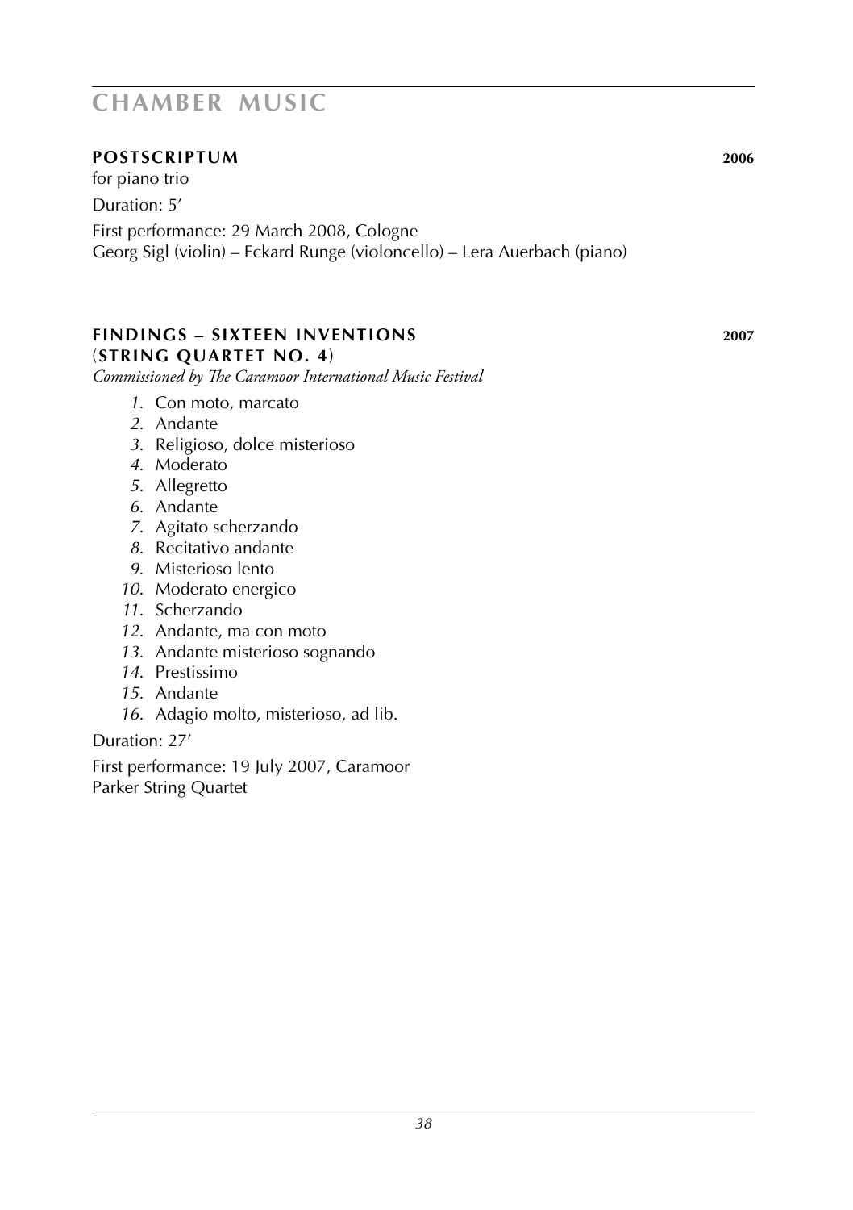# CHAMBER MUSIC

### POSTSCRIPTUM 2006

for piano trio

Duration: 5′

First performance: 29 March 2008, Cologne
Georg Sigl (violin) – Eckard Runge (violoncello) – Lera Auerbach (piano)

### FINDINGS – SIXTEEN INVENTIONS (STRING QUARTET NO. 4) 2007

*Commissioned by The Caramoor International Music Festival*

1. Con moto, marcato
2. Andante
3. Religioso, dolce misterioso
4. Moderato
5. Allegretto
6. Andante
7. Agitato scherzando
8. Recitativo andante
9. Misterioso lento
10. Moderato energico
11. Scherzando
12. Andante, ma con moto
13. Andante misterioso sognando
14. Prestissimo
15. Andante
16. Adagio molto, misterioso, ad lib.

Duration: 27′

First performance: 19 July 2007, Caramoor
Parker String Quartet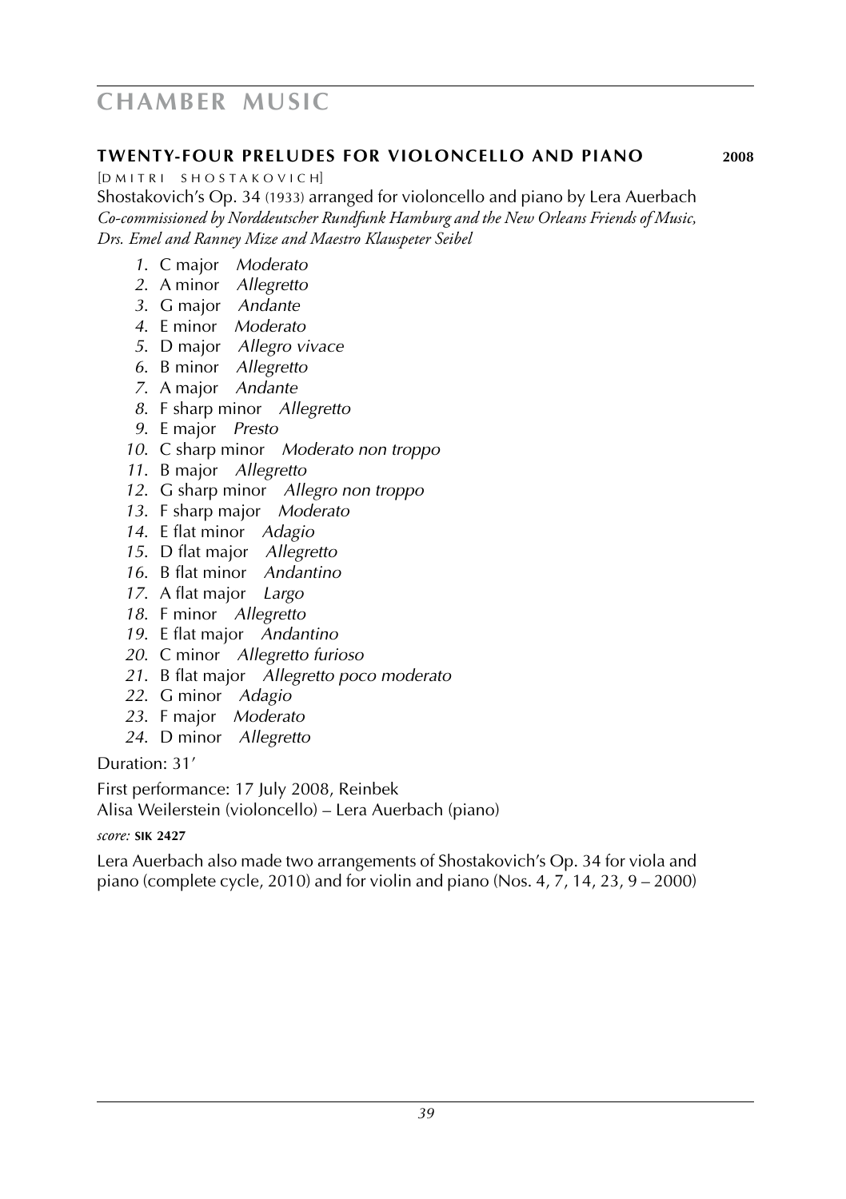## Twenty-Four Preludes for Violoncello and Piano **2008**

[Dmitri Shostakovich]

Shostakovich's Op. 34 (1933) arranged for violoncello and piano by Lera Auerbach

*Co-commissioned by Norddeutscher Rundfunk Hamburg and the New Orleans Friends of Music, Drs. Emel and Ranney Mize and Maestro Klauspeter Seibel*

1. C major *Moderato*
2. A minor *Allegretto*
3. G major *Andante*
4. E minor *Moderato*
5. D major *Allegro vivace*
6. B minor *Allegretto*
7. A major *Andante*
8. F sharp minor *Allegretto*
9. E major *Presto*
10. C sharp minor *Moderato non troppo*
11. B major *Allegretto*
12. G sharp minor *Allegro non troppo*
13. F sharp major *Moderato*
14. E flat minor *Adagio*
15. D flat major *Allegretto*
16. B flat minor *Andantino*
17. A flat major *Largo*
18. F minor *Allegretto*
19. E flat major *Andantino*
20. C minor *Allegretto furioso*
21. B flat major *Allegretto poco moderato*
22. G minor *Adagio*
23. F major *Moderato*
24. D minor *Allegretto*

Duration: 31′

First performance: 17 July 2008, Reinbek
Alisa Weilerstein (violoncello) – Lera Auerbach (piano)

*score:* **SIK 2427**

Lera Auerbach also made two arrangements of Shostakovich's Op. 34 for viola and piano (complete cycle, 2010) and for violin and piano (Nos. 4, 7, 14, 23, 9 – 2000)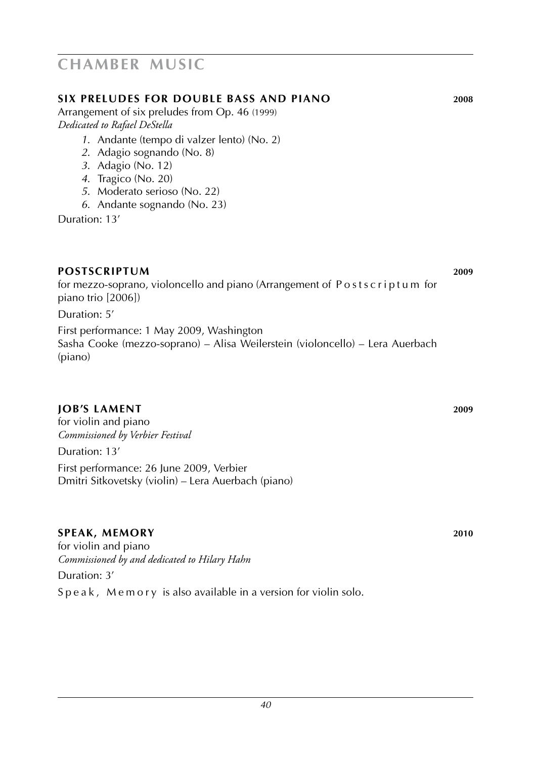# CHAMBER MUSIC

## SIX PRELUDES FOR DOUBLE BASS AND PIANO 2008

Arrangement of six preludes from Op. 46 (1999)
*Dedicated to Rafael DeStella*

1. Andante (tempo di valzer lento) (No. 2)
2. Adagio sognando (No. 8)
3. Adagio (No. 12)
4. Tragico (No. 20)
5. Moderato serioso (No. 22)
6. Andante sognando (No. 23)

Duration: 13′

## POSTSCRIPTUM 2009

for mezzo-soprano, violoncello and piano (Arrangement of Postscriptum for piano trio [2006])

Duration: 5′

First performance: 1 May 2009, Washington
Sasha Cooke (mezzo-soprano) – Alisa Weilerstein (violoncello) – Lera Auerbach (piano)

## JOB'S LAMENT 2009

for violin and piano
*Commissioned by Verbier Festival*

Duration: 13′

First performance: 26 June 2009, Verbier
Dmitri Sitkovetsky (violin) – Lera Auerbach (piano)

## SPEAK, MEMORY 2010

for violin and piano
*Commissioned by and dedicated to Hilary Hahn*

Duration: 3′

Speak, Memory is also available in a version for violin solo.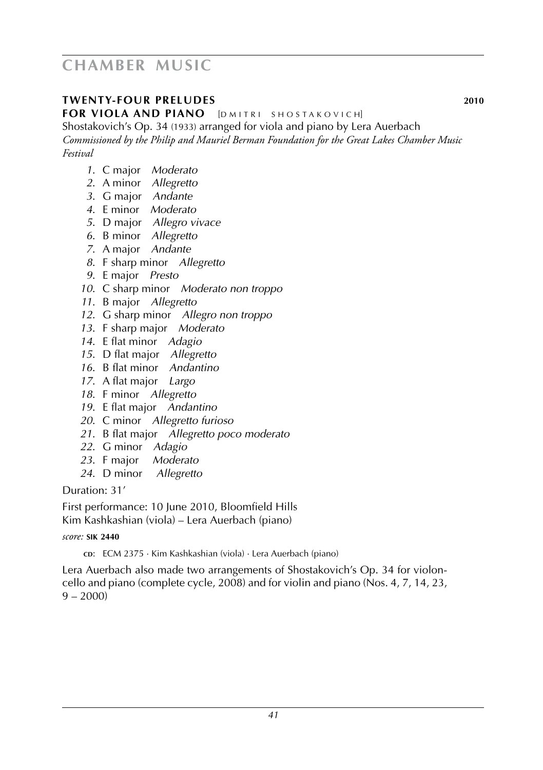# CHAMBER MUSIC

## TWENTY-FOUR PRELUDES FOR VIOLA AND PIANO [DMITRI SHOSTAKOVICH] — 2010

Shostakovich's Op. 34 (1933) arranged for viola and piano by Lera Auerbach
*Commissioned by the Philip and Mauriel Berman Foundation for the Great Lakes Chamber Music Festival*

1. C major *Moderato*
2. A minor *Allegretto*
3. G major *Andante*
4. E minor *Moderato*
5. D major *Allegro vivace*
6. B minor *Allegretto*
7. A major *Andante*
8. F sharp minor *Allegretto*
9. E major *Presto*
10. C sharp minor *Moderato non troppo*
11. B major *Allegretto*
12. G sharp minor *Allegro non troppo*
13. F sharp major *Moderato*
14. E flat minor *Adagio*
15. D flat major *Allegretto*
16. B flat minor *Andantino*
17. A flat major *Largo*
18. F minor *Allegretto*
19. E flat major *Andantino*
20. C minor *Allegretto furioso*
21. B flat major *Allegretto poco moderato*
22. G minor *Adagio*
23. F major *Moderato*
24. D minor *Allegretto*

Duration: 31′

First performance: 10 June 2010, Bloomfield Hills
Kim Kashkashian (viola) – Lera Auerbach (piano)

*score:* **SIK 2440**

**CD:** ECM 2375 · Kim Kashkashian (viola) · Lera Auerbach (piano)

Lera Auerbach also made two arrangements of Shostakovich's Op. 34 for violoncello and piano (complete cycle, 2008) and for violin and piano (Nos. 4, 7, 14, 23, 9 – 2000)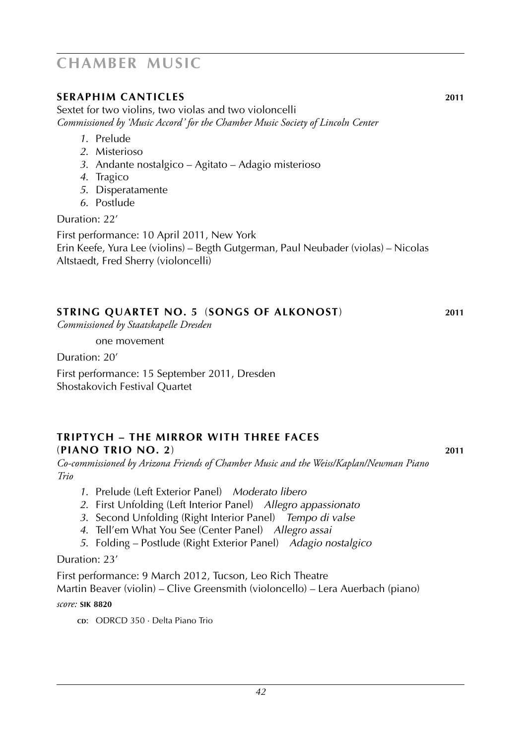# CHAMBER MUSIC

## SERAPHIM CANTICLES — 2011

Sextet for two violins, two violas and two violoncelli
*Commissioned by 'Music Accord' for the Chamber Music Society of Lincoln Center*

1. Prelude
2. Misterioso
3. Andante nostalgico – Agitato – Adagio misterioso
4. Tragico
5. Disperatamente
6. Postlude

Duration: 22′

First performance: 10 April 2011, New York
Erin Keefe, Yura Lee (violins) – Begth Gutgerman, Paul Neubader (violas) – Nicolas Altstaedt, Fred Sherry (violoncelli)

## STRING QUARTET NO. 5 (SONGS OF ALKONOST) — 2011

*Commissioned by Staatskapelle Dresden*

one movement

Duration: 20′

First performance: 15 September 2011, Dresden
Shostakovich Festival Quartet

## TRIPTYCH – THE MIRROR WITH THREE FACES (PIANO TRIO NO. 2) — 2011

*Co-commissioned by Arizona Friends of Chamber Music and the Weiss/Kaplan/Newman Piano Trio*

1. Prelude (Left Exterior Panel) *Moderato libero*
2. First Unfolding (Left Interior Panel) *Allegro appassionato*
3. Second Unfolding (Right Interior Panel) *Tempo di valse*
4. Tell'em What You See (Center Panel) *Allegro assai*
5. Folding – Postlude (Right Exterior Panel) *Adagio nostalgico*

Duration: 23′

First performance: 9 March 2012, Tucson, Leo Rich Theatre
Martin Beaver (violin) – Clive Greensmith (violoncello) – Lera Auerbach (piano)

*score:* **SIK 8820**

CD: ODRCD 350 · Delta Piano Trio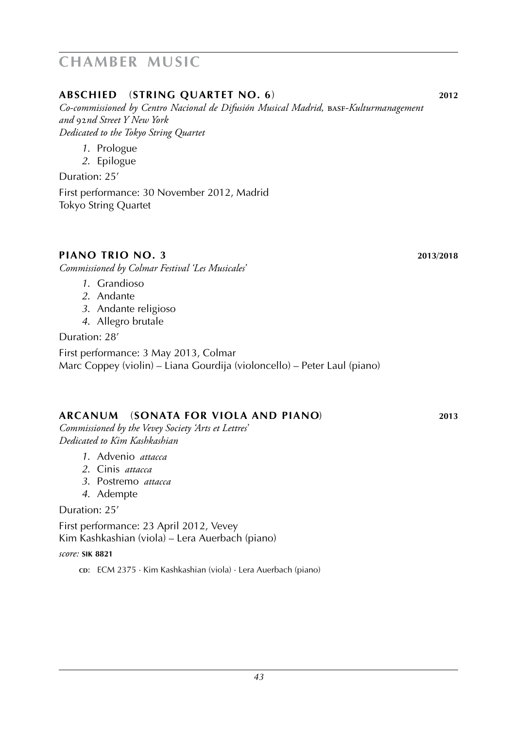# CHAMBER MUSIC

### **ABSCHIED** (**STRING QUARTET NO. 6**) **2012**

*Co-commissioned by Centro Nacional de Difusión Musical Madrid, BASF-Kulturmanagement and 92nd Street Y New York*
*Dedicated to the Tokyo String Quartet*

1. Prologue
2. Epilogue

Duration: 25′

First performance: 30 November 2012, Madrid
Tokyo String Quartet

### **PIANO TRIO NO. 3** **2013/2018**

*Commissioned by Colmar Festival 'Les Musicales'*

1. Grandioso
2. Andante
3. Andante religioso
4. Allegro brutale

Duration: 28′

First performance: 3 May 2013, Colmar
Marc Coppey (violin) – Liana Gourdija (violoncello) – Peter Laul (piano)

### **ARCANUM** (**SONATA FOR VIOLA AND PIANO**) **2013**

*Commissioned by the Vevey Society 'Arts et Lettres'*
*Dedicated to Kim Kashkashian*

1. Advenio *attacca*
2. Cinis *attacca*
3. Postremo *attacca*
4. Adempte

Duration: 25′

First performance: 23 April 2012, Vevey
Kim Kashkashian (viola) – Lera Auerbach (piano)

*score:* **SIK 8821**

CD: ECM 2375 · Kim Kashkashian (viola) · Lera Auerbach (piano)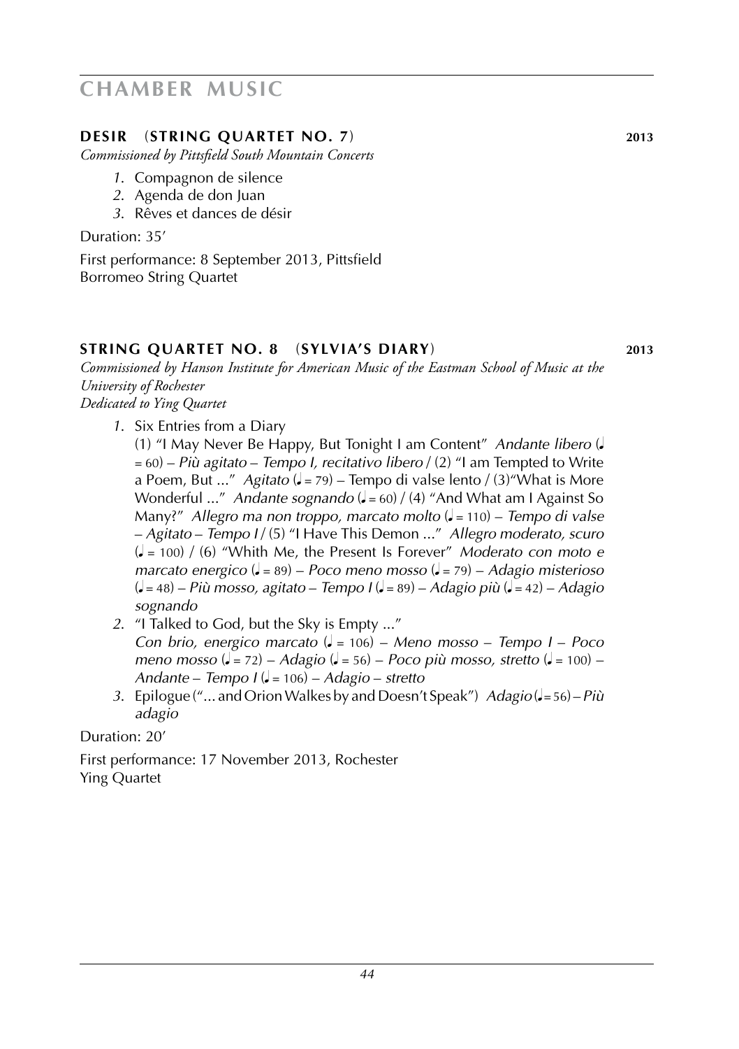# CHAMBER MUSIC

## DESIR (STRING QUARTET NO. 7) 2013

*Commissioned by Pittsfield South Mountain Concerts*

1. Compagnon de silence
2. Agenda de don Juan
3. Rêves et dances de désir

Duration: 35'

First performance: 8 September 2013, Pittsfield
Borromeo String Quartet

## STRING QUARTET NO. 8 (SYLVIA'S DIARY) 2013

*Commissioned by Hanson Institute for American Music of the Eastman School of Music at the University of Rochester*
*Dedicated to Ying Quartet*

1. Six Entries from a Diary
   (1) "I May Never Be Happy, But Tonight I am Content" *Andante libero* (♩ = 60) – *Più agitato* – *Tempo I, recitativo libero* / (2) "I am Tempted to Write a Poem, But ..." *Agitato* (♩. = 79) – Tempo di valse lento / (3)"What is More Wonderful ..." *Andante sognando* (♩. = 60) / (4) "And What am I Against So Many?" *Allegro ma non troppo, marcato molto* (♩. = 110) – *Tempo di valse* – *Agitato* – *Tempo I* / (5) "I Have This Demon ..." *Allegro moderato, scuro* (♩ = 100) / (6) "Whith Me, the Present Is Forever" *Moderato con moto e marcato energico* (♩. = 89) – *Poco meno mosso* (♩. = 79) – *Adagio misterioso* (♩ = 48) – *Più mosso, agitato* – *Tempo I* (♩. = 89) – *Adagio più* (♩. = 42) – *Adagio sognando*
2. "I Talked to God, but the Sky is Empty ..."
   *Con brio, energico marcato* (♩ = 106) – *Meno mosso* – *Tempo I* – *Poco meno mosso* (♩ = 72) – *Adagio* (♩ = 56) – *Poco più mosso, stretto* (♩ = 100) – *Andante* – *Tempo I* (♩ = 106) – *Adagio* – *stretto*
3. Epilogue ("... and Orion Walkes by and Doesn't Speak") *Adagio* (♩ = 56) – *Più adagio*

Duration: 20'

First performance: 17 November 2013, Rochester
Ying Quartet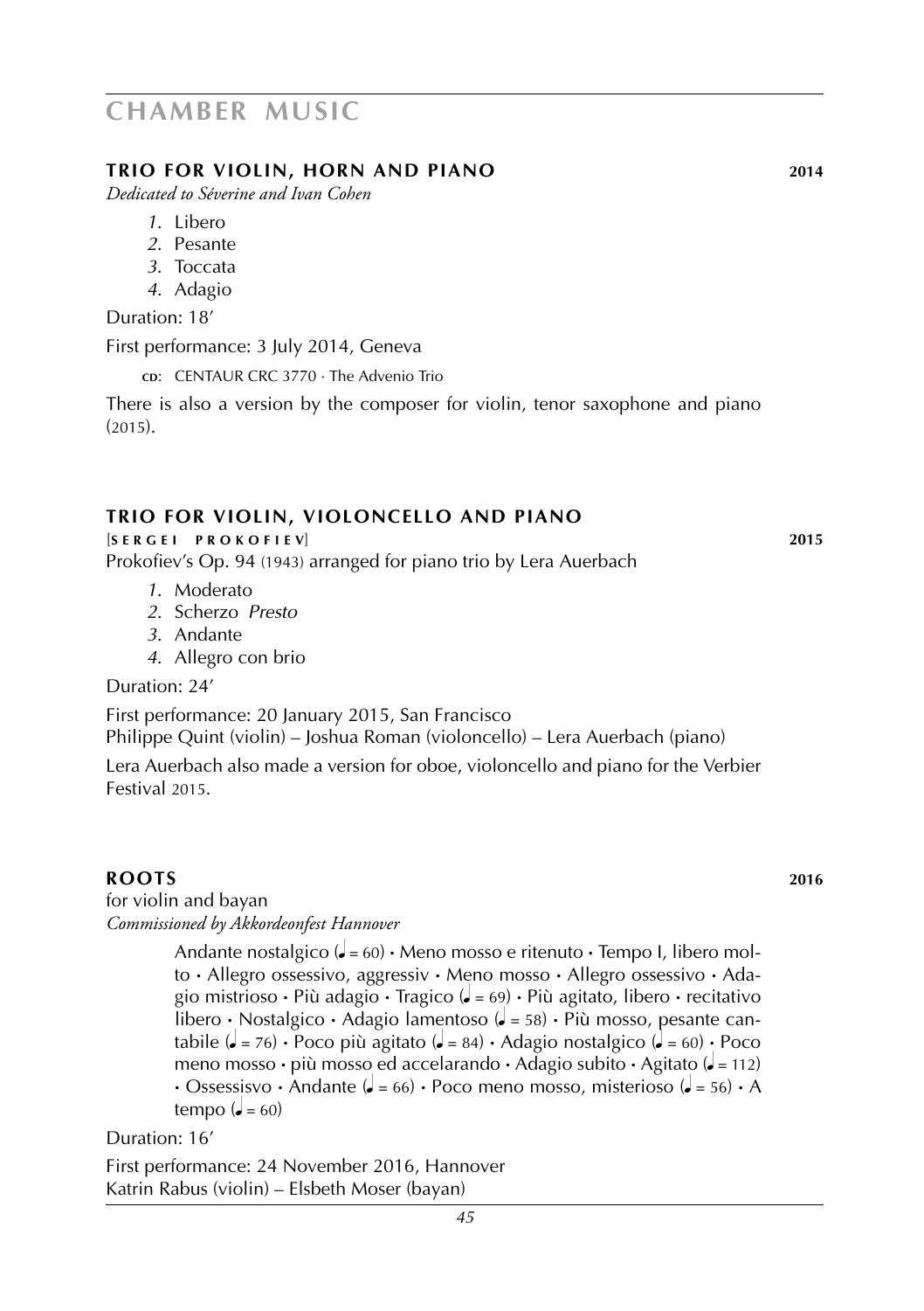# CHAMBER MUSIC

## TRIO FOR VIOLIN, HORN AND PIANO 2014

*Dedicated to Séverine and Ivan Cohen*

1. Libero
2. Pesante
3. Toccata
4. Adagio

Duration: 18′

First performance: 3 July 2014, Geneva

CD: CENTAUR CRC 3770 · The Advenio Trio

There is also a version by the composer for violin, tenor saxophone and piano (2015).

## TRIO FOR VIOLIN, VIOLONCELLO AND PIANO

[SERGEI PROKOFIEV] 2015

Prokofiev's Op. 94 (1943) arranged for piano trio by Lera Auerbach

1. Moderato
2. Scherzo *Presto*
3. Andante
4. Allegro con brio

Duration: 24′

First performance: 20 January 2015, San Francisco
Philippe Quint (violin) – Joshua Roman (violoncello) – Lera Auerbach (piano)

Lera Auerbach also made a version for oboe, violoncello and piano for the Verbier Festival 2015.

## ROOTS 2016

for violin and bayan
*Commissioned by Akkordeonfest Hannover*

Andante nostalgico (♩ = 60) · Meno mosso e ritenuto · Tempo I, libero molto · Allegro ossessivo, aggressiv · Meno mosso · Allegro ossessivo · Adagio mistrioso · Più adagio · Tragico (♩ = 69) · Più agitato, libero · recitativo libero · Nostalgico · Adagio lamentoso (♩ = 58) · Più mosso, pesante cantabile (♩ = 76) · Poco più agitato (♩ = 84) · Adagio nostalgico (♩ = 60) · Poco meno mosso · più mosso ed accelarando · Adagio subito · Agitato (♩ = 112) · Ossessisvo · Andante (♩ = 66) · Poco meno mosso, misterioso (♩ = 56) · A tempo (♩ = 60)

Duration: 16′

First performance: 24 November 2016, Hannover
Katrin Rabus (violin) – Elsbeth Moser (bayan)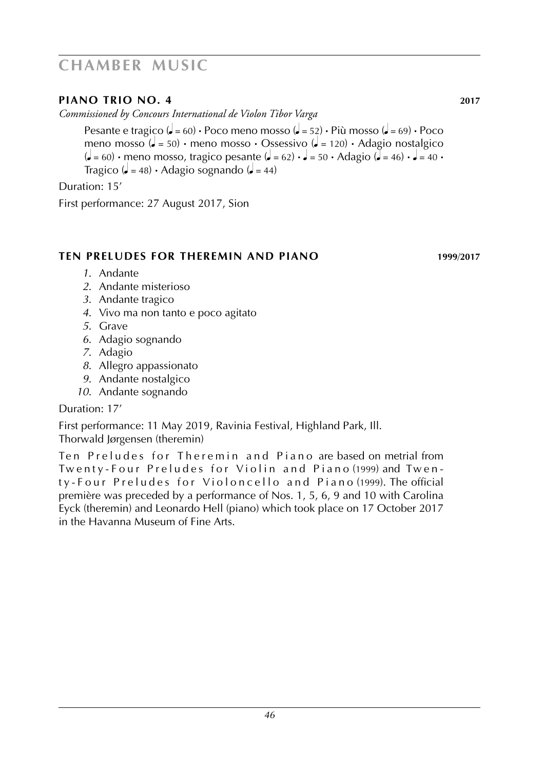# CHAMBER MUSIC

## PIANO TRIO NO. 4 2017

*Commissioned by Concours International de Violon Tibor Varga*

Pesante e tragico (♩ = 60) • Poco meno mosso (♩ = 52) • Più mosso (♩ = 69) • Poco meno mosso (♩ = 50) • meno mosso • Ossessivo (♩ = 120) • Adagio nostalgico (♩ = 60) • meno mosso, tragico pesante (♩ = 62) • ♩ = 50 • Adagio (♩ = 46) • ♩ = 40 • Tragico (♩ = 48) • Adagio sognando (♩ = 44)

Duration: 15'

First performance: 27 August 2017, Sion

## TEN PRELUDES FOR THEREMIN AND PIANO 1999/2017

1. Andante
2. Andante misterioso
3. Andante tragico
4. Vivo ma non tanto e poco agitato
5. Grave
6. Adagio sognando
7. Adagio
8. Allegro appassionato
9. Andante nostalgico
10. Andante sognando

Duration: 17'

First performance: 11 May 2019, Ravinia Festival, Highland Park, Ill.
Thorwald Jørgensen (theremin)

Ten Preludes for Theremin and Piano are based on metrial from Twenty-Four Preludes for Violin and Piano (1999) and Twenty-Four Preludes for Violoncello and Piano (1999). The official première was preceded by a performance of Nos. 1, 5, 6, 9 and 10 with Carolina Eyck (theremin) and Leonardo Hell (piano) which took place on 17 October 2017 in the Havanna Museum of Fine Arts.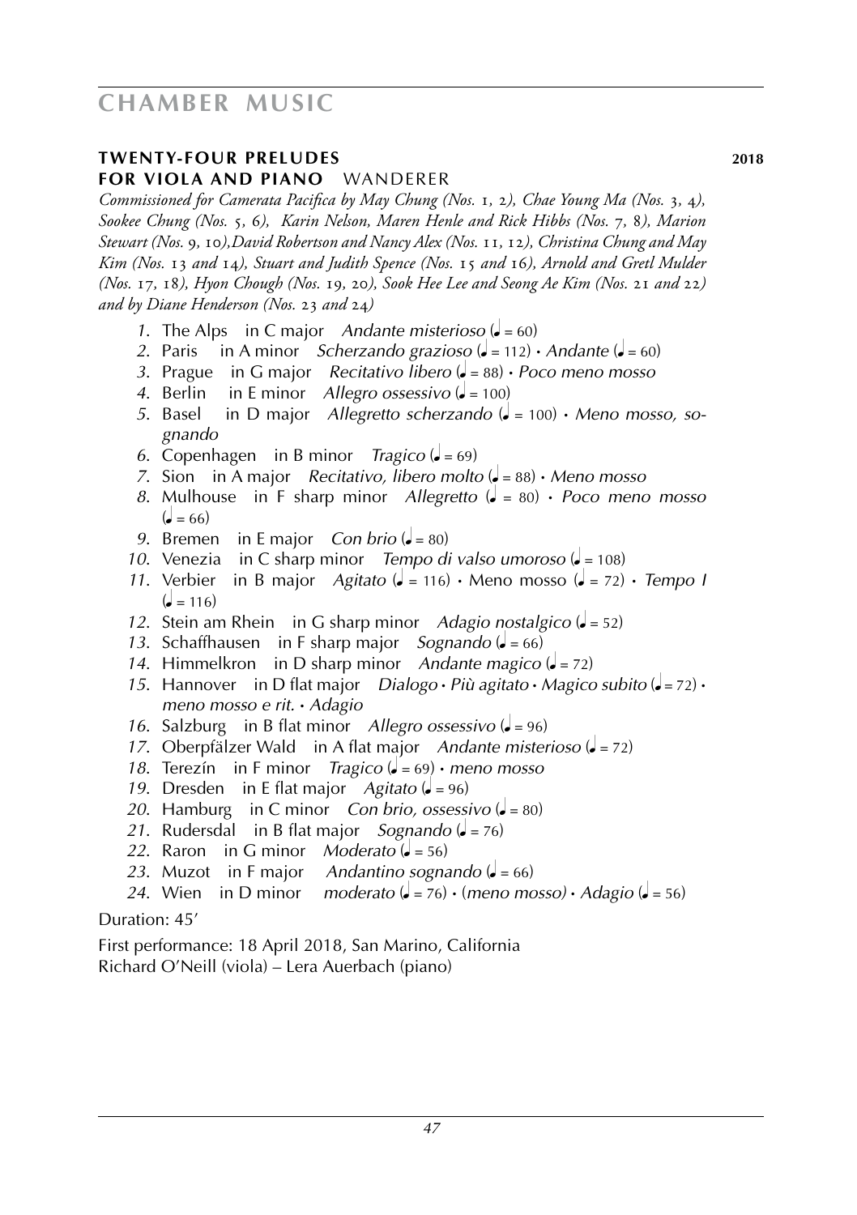# CHAMBER MUSIC

### TWENTY-FOUR PRELUDES **2018**
### FOR VIOLA AND PIANO WANDERER

*Commissioned for Camerata Pacifica by May Chung (Nos. 1, 2), Chae Young Ma (Nos. 3, 4), Sookee Chung (Nos. 5, 6), Karin Nelson, Maren Henle and Rick Hibbs (Nos. 7, 8), Marion Stewart (Nos. 9, 10),David Robertson and Nancy Alex (Nos. 11, 12), Christina Chung and May Kim (Nos. 13 and 14), Stuart and Judith Spence (Nos. 15 and 16), Arnold and Gretl Mulder (Nos. 17, 18), Hyon Chough (Nos. 19, 20), Sook Hee Lee and Seong Ae Kim (Nos. 21 and 22) and by Diane Henderson (Nos. 23 and 24)*

1. The Alps in C major *Andante misterioso* (♩ = 60)
2. Paris in A minor *Scherzando grazioso* (♩ = 112) • *Andante* (♩ = 60)
3. Prague in G major *Recitativo libero* (♩ = 88) • *Poco meno mosso*
4. Berlin in E minor *Allegro ossessivo* (♩ = 100)
5. Basel in D major *Allegretto scherzando* (♩ = 100) • *Meno mosso, sognando*
6. Copenhagen in B minor *Tragico* (♩ = 69)
7. Sion in A major *Recitativo, libero molto* (♩ = 88) • *Meno mosso*
8. Mulhouse in F sharp minor *Allegretto* (♩ = 80) • *Poco meno mosso* (♩ = 66)
9. Bremen in E major *Con brio* (♩ = 80)
10. Venezia in C sharp minor *Tempo di valso umoroso* (♩ = 108)
11. Verbier in B major *Agitato* (♩ = 116) • Meno mosso (♩ = 72) • *Tempo I* (♩ = 116)
12. Stein am Rhein in G sharp minor *Adagio nostalgico* (♩ = 52)
13. Schaffhausen in F sharp major *Sognando* (♩ = 66)
14. Himmelkron in D sharp minor *Andante magico* (♩ = 72)
15. Hannover in D flat major *Dialogo* • *Più agitato* • *Magico subito* (♩ = 72) • *meno mosso e rit.* • *Adagio*
16. Salzburg in B flat minor *Allegro ossessivo* (♩ = 96)
17. Oberpfälzer Wald in A flat major *Andante misterioso* (♩ = 72)
18. Terezín in F minor *Tragico* (♩ = 69) • *meno mosso*
19. Dresden in E flat major *Agitato* (♩ = 96)
20. Hamburg in C minor *Con brio, ossessivo* (♩ = 80)
21. Rudersdal in B flat major *Sognando* (♩ = 76)
22. Raron in G minor *Moderato* (♩ = 56)
23. Muzot in F major *Andantino sognando* (♩ = 66)
24. Wien in D minor *moderato* (♩ = 76) • (*meno mosso)* • *Adagio* (♩ = 56)

Duration: 45'

First performance: 18 April 2018, San Marino, California
Richard O'Neill (viola) – Lera Auerbach (piano)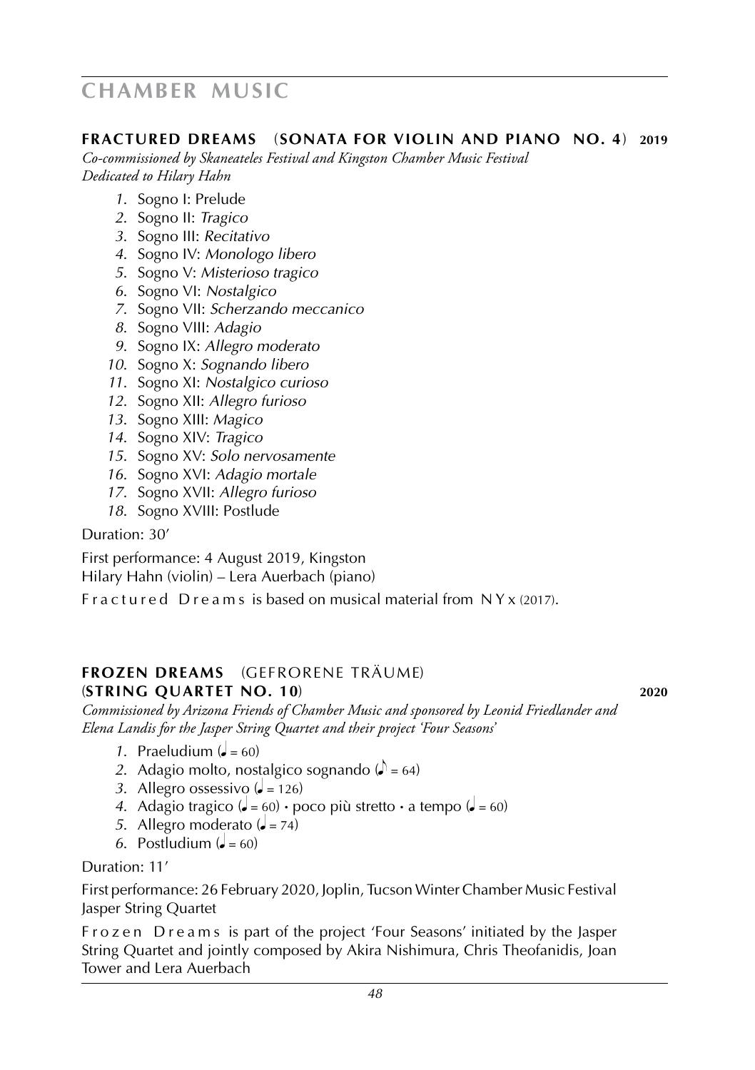# CHAMBER MUSIC

## FRACTURED DREAMS (SONATA FOR VIOLIN AND PIANO NO. 4) 2019

*Co-commissioned by Skaneateles Festival and Kingston Chamber Music Festival*
*Dedicated to Hilary Hahn*

1. Sogno I: Prelude
2. Sogno II: *Tragico*
3. Sogno III: *Recitativo*
4. Sogno IV: *Monologo libero*
5. Sogno V: *Misterioso tragico*
6. Sogno VI: *Nostalgico*
7. Sogno VII: *Scherzando meccanico*
8. Sogno VIII: *Adagio*
9. Sogno IX: *Allegro moderato*
10. Sogno X: *Sognando libero*
11. Sogno XI: *Nostalgico curioso*
12. Sogno XII: *Allegro furioso*
13. Sogno XIII: *Magico*
14. Sogno XIV: *Tragico*
15. Sogno XV: *Solo nervosamente*
16. Sogno XVI: *Adagio mortale*
17. Sogno XVII: *Allegro furioso*
18. Sogno XVIII: Postlude

Duration: 30'

First performance: 4 August 2019, Kingston
Hilary Hahn (violin) – Lera Auerbach (piano)

Fractured Dreams is based on musical material from NYx (2017).

## FROZEN DREAMS (GEFRORENE TRÄUME) (STRING QUARTET NO. 10) 2020

*Commissioned by Arizona Friends of Chamber Music and sponsored by Leonid Friedlander and Elena Landis for the Jasper String Quartet and their project 'Four Seasons'*

1. Praeludium (♩ = 60)
2. Adagio molto, nostalgico sognando (♪ = 64)
3. Allegro ossessivo (♩ = 126)
4. Adagio tragico (♩ = 60) · poco più stretto · a tempo (♩ = 60)
5. Allegro moderato (♩ = 74)
6. Postludium (♩ = 60)

Duration: 11'

First performance: 26 February 2020, Joplin, Tucson Winter Chamber Music Festival
Jasper String Quartet

Frozen Dreams is part of the project 'Four Seasons' initiated by the Jasper String Quartet and jointly composed by Akira Nishimura, Chris Theofanidis, Joan Tower and Lera Auerbach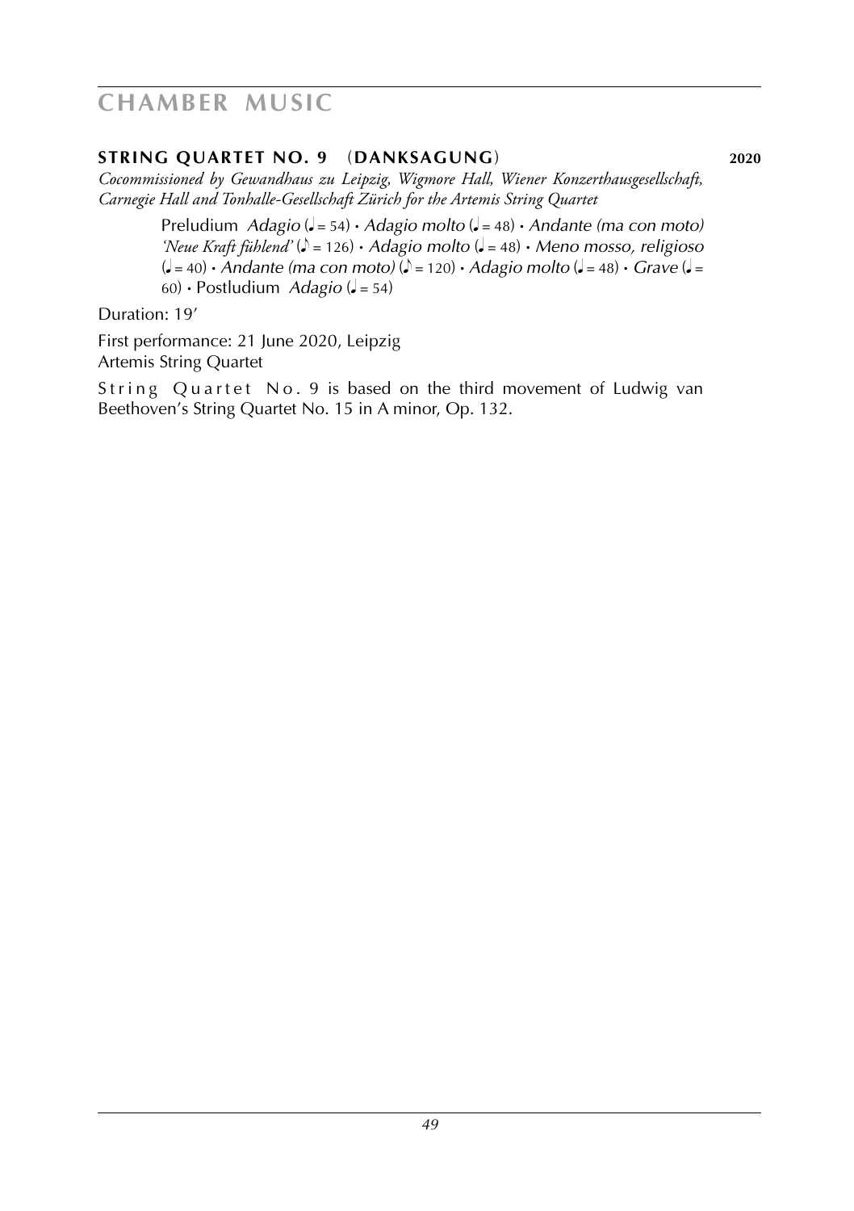**STRING QUARTET NO. 9** (**DANKSAGUNG**) **2020**

*Cocommissioned by Gewandhaus zu Leipzig, Wigmore Hall, Wiener Konzerthausgesellschaft, Carnegie Hall and Tonhalle-Gesellschaft Zürich for the Artemis String Quartet*

Preludium *Adagio* (♩ = 54) • *Adagio molto* (♩ = 48) • *Andante (ma con moto) 'Neue Kraft fühlend'* (♪ = 126) • *Adagio molto* (♩ = 48) • *Meno mosso, religioso* (♩ = 40) • *Andante (ma con moto)* (♪ = 120) • *Adagio molto* (♩ = 48) • *Grave* (♩ = 60) • Postludium *Adagio* (♩ = 54)

Duration: 19'

First performance: 21 June 2020, Leipzig
Artemis String Quartet

String Quartet No. 9 is based on the third movement of Ludwig van Beethoven's String Quartet No. 15 in A minor, Op. 132.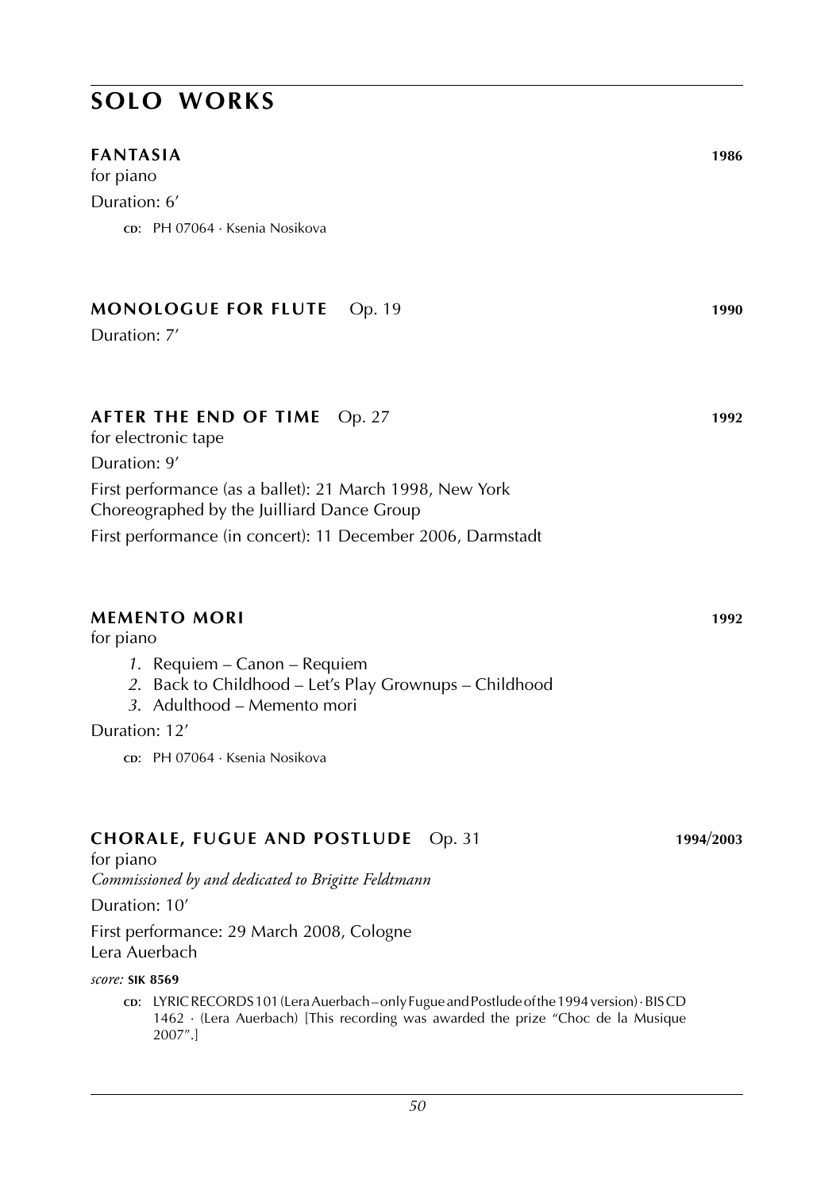# SOLO WORKS

## FANTASIA **1986**

for piano

Duration: 6′

CD: PH 07064 · Ksenia Nosikova

## MONOLOGUE FOR FLUTE Op. 19 **1990**

Duration: 7′

## AFTER THE END OF TIME Op. 27 **1992**

for electronic tape

Duration: 9′

First performance (as a ballet): 21 March 1998, New York
Choreographed by the Juilliard Dance Group

First performance (in concert): 11 December 2006, Darmstadt

## MEMENTO MORI **1992**

for piano

1. Requiem – Canon – Requiem
2. Back to Childhood – Let's Play Grownups – Childhood
3. Adulthood – Memento mori

Duration: 12′

CD: PH 07064 · Ksenia Nosikova

## CHORALE, FUGUE AND POSTLUDE Op. 31 **1994/2003**

for piano

*Commissioned by and dedicated to Brigitte Feldtmann*

Duration: 10′

First performance: 29 March 2008, Cologne
Lera Auerbach

*score:* **SIK 8569**

CD: LYRIC RECORDS 101 (Lera Auerbach – only Fugue and Postlude of the 1994 version) · BIS CD 1462 · (Lera Auerbach) [This recording was awarded the prize "Choc de la Musique 2007".]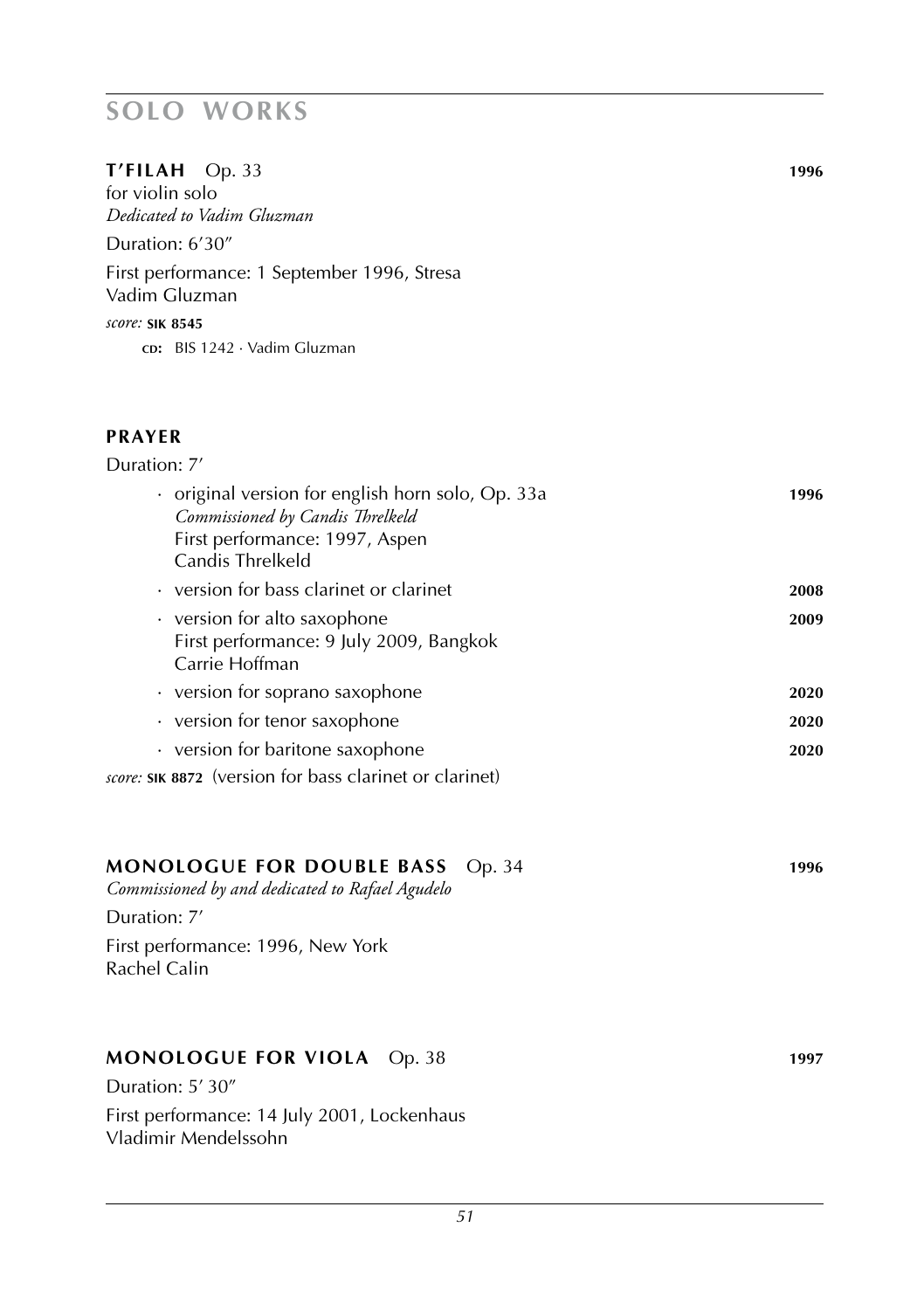# SOLO WORKS

## T'FILAH Op. 33 — 1996

for violin solo
*Dedicated to Vadim Gluzman*

Duration: 6′30″

First performance: 1 September 1996, Stresa
Vadim Gluzman

*score:* **SIK 8545**

**CD:** BIS 1242 · Vadim Gluzman

## PRAYER

Duration: 7′

- original version for english horn solo, Op. 33a — **1996**
  *Commissioned by Candis Threlkeld*
  First performance: 1997, Aspen
  Candis Threlkeld
- version for bass clarinet or clarinet — **2008**
- version for alto saxophone — **2009**
  First performance: 9 July 2009, Bangkok
  Carrie Hoffman
- version for soprano saxophone — **2020**
- version for tenor saxophone — **2020**
- version for baritone saxophone — **2020**

*score:* **SIK 8872** (version for bass clarinet or clarinet)

## MONOLOGUE FOR DOUBLE BASS Op. 34 — 1996

*Commissioned by and dedicated to Rafael Agudelo*

Duration: 7′

First performance: 1996, New York
Rachel Calin

## MONOLOGUE FOR VIOLA Op. 38 — 1997

Duration: 5′ 30″

First performance: 14 July 2001, Lockenhaus
Vladimir Mendelssohn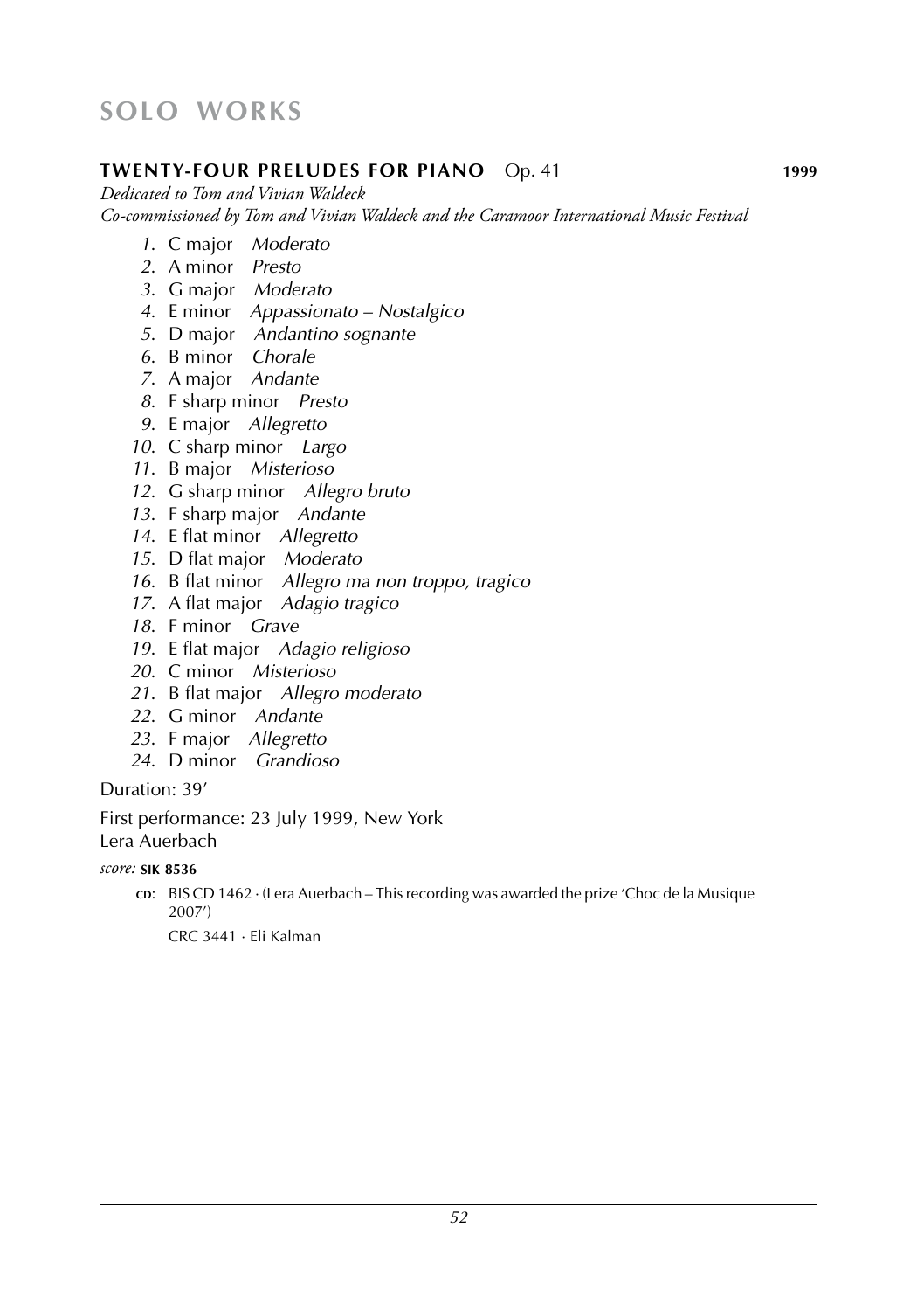# SOLO WORKS

## TWENTY-FOUR PRELUDES FOR PIANO Op. 41 **1999**

*Dedicated to Tom and Vivian Waldeck*
*Co-commissioned by Tom and Vivian Waldeck and the Caramoor International Music Festival*

1. C major *Moderato*
2. A minor *Presto*
3. G major *Moderato*
4. E minor *Appassionato – Nostalgico*
5. D major *Andantino sognante*
6. B minor *Chorale*
7. A major *Andante*
8. F sharp minor *Presto*
9. E major *Allegretto*
10. C sharp minor *Largo*
11. B major *Misterioso*
12. G sharp minor *Allegro bruto*
13. F sharp major *Andante*
14. E flat minor *Allegretto*
15. D flat major *Moderato*
16. B flat minor *Allegro ma non troppo, tragico*
17. A flat major *Adagio tragico*
18. F minor *Grave*
19. E flat major *Adagio religioso*
20. C minor *Misterioso*
21. B flat major *Allegro moderato*
22. G minor *Andante*
23. F major *Allegretto*
24. D minor *Grandioso*

Duration: 39'

First performance: 23 July 1999, New York
Lera Auerbach

*score:* **SIK 8536**

CD: BIS CD 1462 · (Lera Auerbach – This recording was awarded the prize 'Choc de la Musique 2007')

CRC 3441 · Eli Kalman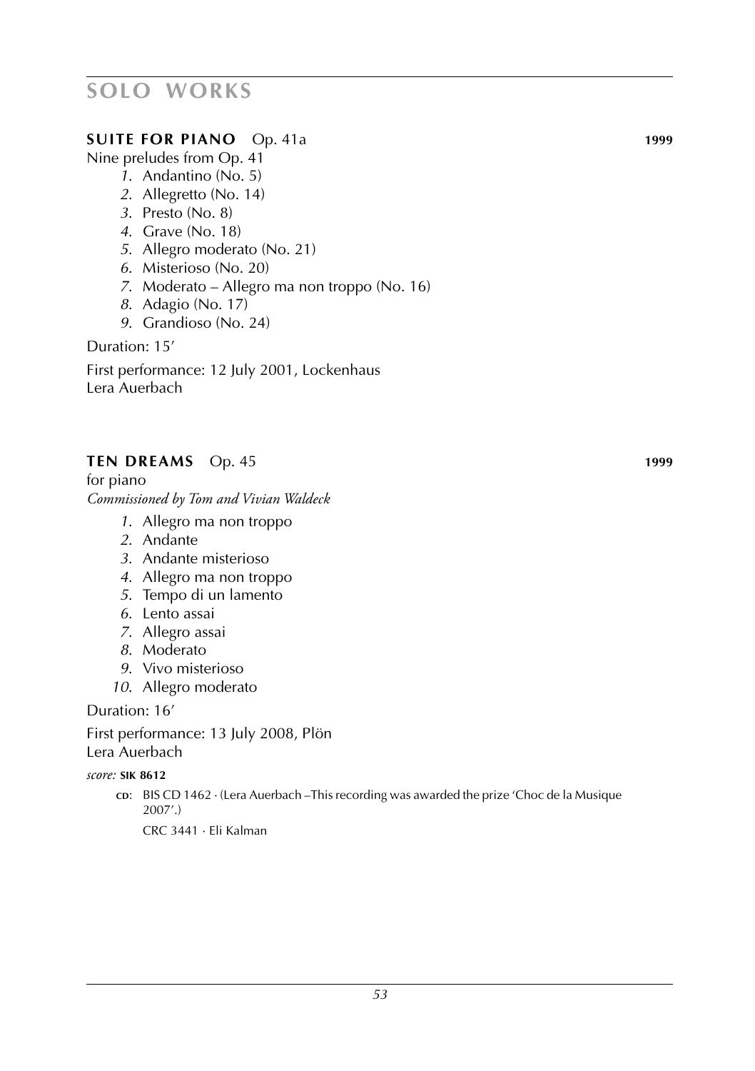# SOLO WORKS

## **SUITE FOR PIANO** Op. 41a **1999**

Nine preludes from Op. 41

1. Andantino (No. 5)
2. Allegretto (No. 14)
3. Presto (No. 8)
4. Grave (No. 18)
5. Allegro moderato (No. 21)
6. Misterioso (No. 20)
7. Moderato – Allegro ma non troppo (No. 16)
8. Adagio (No. 17)
9. Grandioso (No. 24)

Duration: 15′

First performance: 12 July 2001, Lockenhaus
Lera Auerbach

## **TEN DREAMS** Op. 45 **1999**

for piano
*Commissioned by Tom and Vivian Waldeck*

1. Allegro ma non troppo
2. Andante
3. Andante misterioso
4. Allegro ma non troppo
5. Tempo di un lamento
6. Lento assai
7. Allegro assai
8. Moderato
9. Vivo misterioso
10. Allegro moderato

Duration: 16′

First performance: 13 July 2008, Plön
Lera Auerbach

*score:* **SIK 8612**

**CD**: BIS CD 1462 · (Lera Auerbach –This recording was awarded the prize 'Choc de la Musique 2007'.)

CRC 3441 · Eli Kalman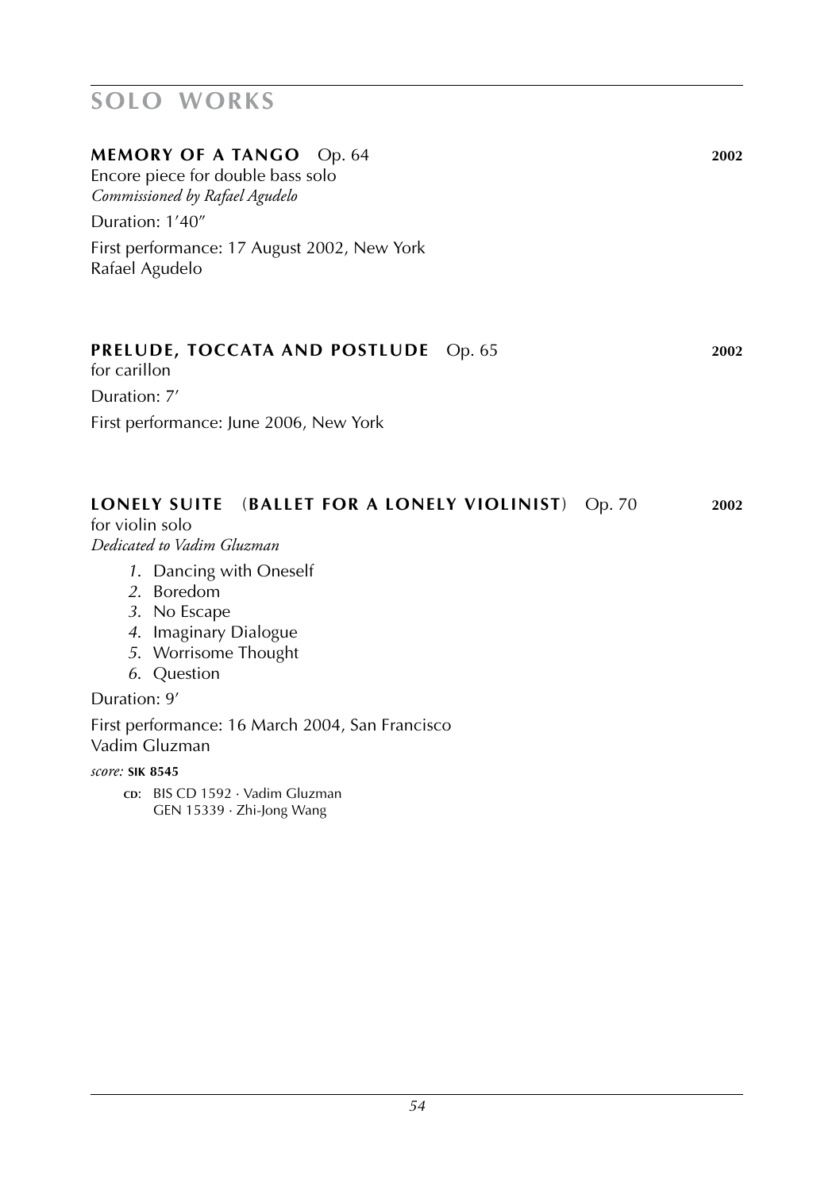# SOLO WORKS

## MEMORY OF A TANGO Op. 64 — 2002

Encore piece for double bass solo
*Commissioned by Rafael Agudelo*

Duration: 1′40″

First performance: 17 August 2002, New York
Rafael Agudelo

## PRELUDE, TOCCATA AND POSTLUDE Op. 65 — 2002

for carillon

Duration: 7′

First performance: June 2006, New York

## LONELY SUITE (BALLET FOR A LONELY VIOLINIST) Op. 70 — 2002

for violin solo
*Dedicated to Vadim Gluzman*

1. Dancing with Oneself
2. Boredom
3. No Escape
4. Imaginary Dialogue
5. Worrisome Thought
6. Question

Duration: 9′

First performance: 16 March 2004, San Francisco
Vadim Gluzman

*score:* **SIK 8545**

CD: BIS CD 1592 · Vadim Gluzman
GEN 15339 · Zhi-Jong Wang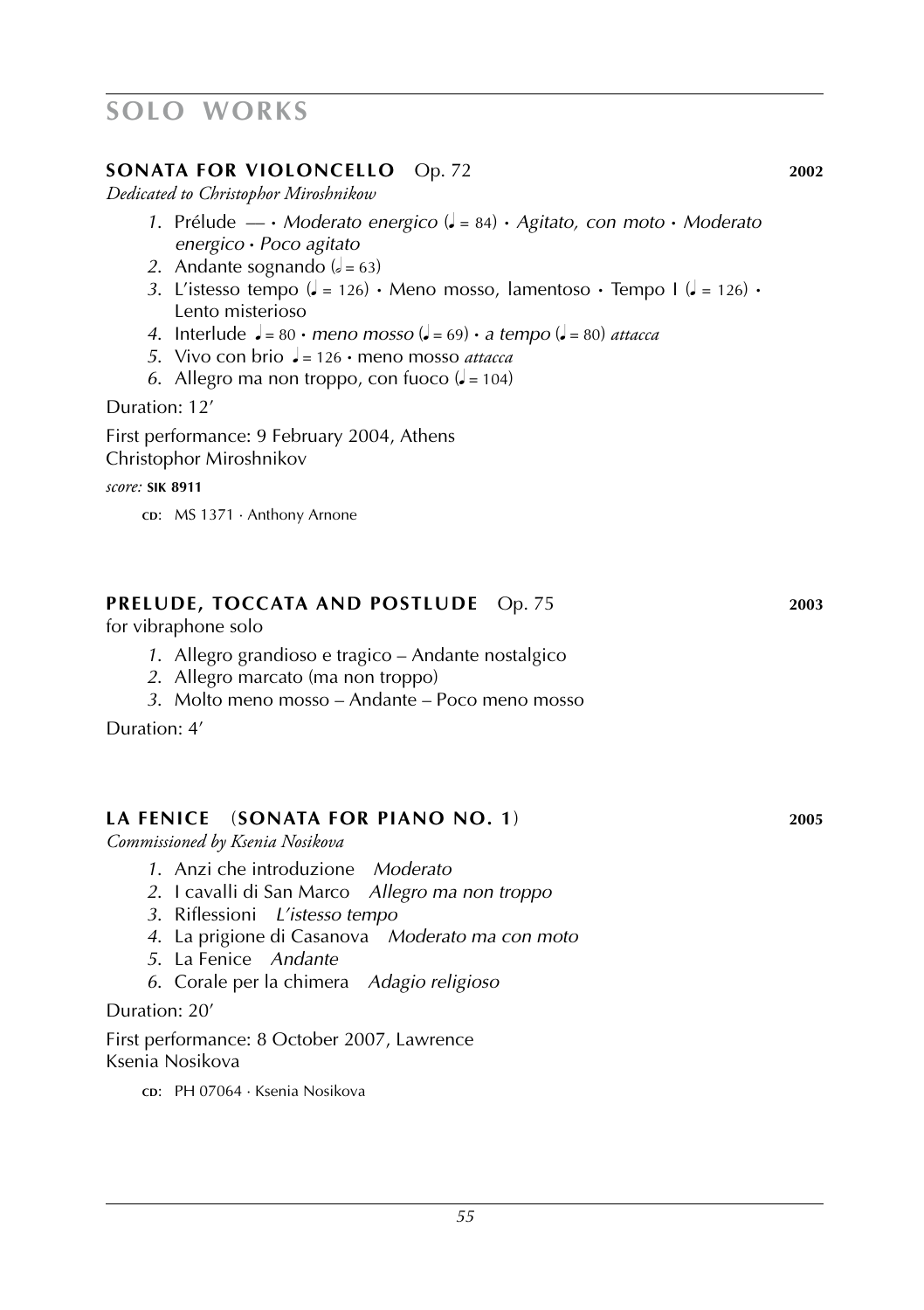# SOLO WORKS

## SONATA FOR VIOLONCELLO Op. 72 **2002**

*Dedicated to Christophor Miroshnikow*

1. Prélude — · *Moderato energico* (♩ = 84) · *Agitato, con moto* · *Moderato energico* · *Poco agitato*
2. Andante sognando (𝅗𝅥 = 63)
3. L'istesso tempo (♩ = 126) · Meno mosso, lamentoso · Tempo I (♩ = 126) · Lento misterioso
4. Interlude ♩ = 80 · *meno mosso* (♩ = 69) · *a tempo* (♩ = 80) *attacca*
5. Vivo con brio ♩ = 126 · meno mosso *attacca*
6. Allegro ma non troppo, con fuoco (♩ = 104)

Duration: 12′

First performance: 9 February 2004, Athens
Christophor Miroshnikov

*score:* **SIK 8911**

CD: MS 1371 · Anthony Arnone

## PRELUDE, TOCCATA AND POSTLUDE Op. 75 **2003**

for vibraphone solo

1. Allegro grandioso e tragico – Andante nostalgico
2. Allegro marcato (ma non troppo)
3. Molto meno mosso – Andante – Poco meno mosso

Duration: 4′

## LA FENICE (SONATA FOR PIANO NO. 1) **2005**

*Commissioned by Ksenia Nosikova*

1. Anzi che introduzione *Moderato*
2. I cavalli di San Marco *Allegro ma non troppo*
3. Riflessioni *L'istesso tempo*
4. La prigione di Casanova *Moderato ma con moto*
5. La Fenice *Andante*
6. Corale per la chimera *Adagio religioso*

Duration: 20′

First performance: 8 October 2007, Lawrence
Ksenia Nosikova

CD: PH 07064 · Ksenia Nosikova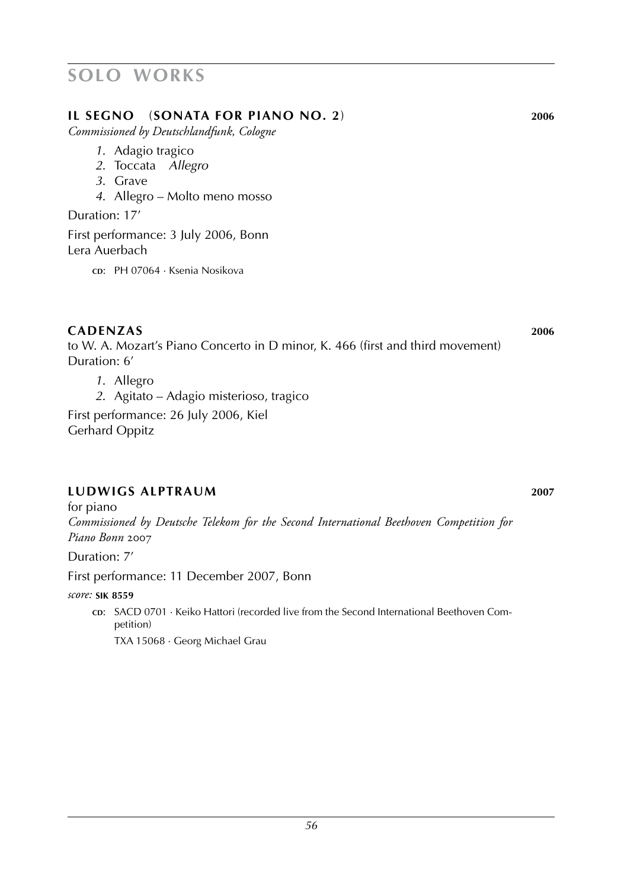# SOLO WORKS

## IL SEGNO (SONATA FOR PIANO NO. 2) 2006

*Commissioned by Deutschlandfunk, Cologne*

1. Adagio tragico
2. Toccata *Allegro*
3. Grave
4. Allegro – Molto meno mosso

Duration: 17'

First performance: 3 July 2006, Bonn
Lera Auerbach

CD: PH 07064 · Ksenia Nosikova

## CADENZAS 2006

to W. A. Mozart's Piano Concerto in D minor, K. 466 (first and third movement)
Duration: 6'

1. Allegro
2. Agitato – Adagio misterioso, tragico

First performance: 26 July 2006, Kiel
Gerhard Oppitz

## LUDWIGS ALPTRAUM 2007

for piano
*Commissioned by Deutsche Telekom for the Second International Beethoven Competition for Piano Bonn 2007*

Duration: 7'

First performance: 11 December 2007, Bonn

*score:* **SIK 8559**

CD: SACD 0701 · Keiko Hattori (recorded live from the Second International Beethoven Competition)
TXA 15068 · Georg Michael Grau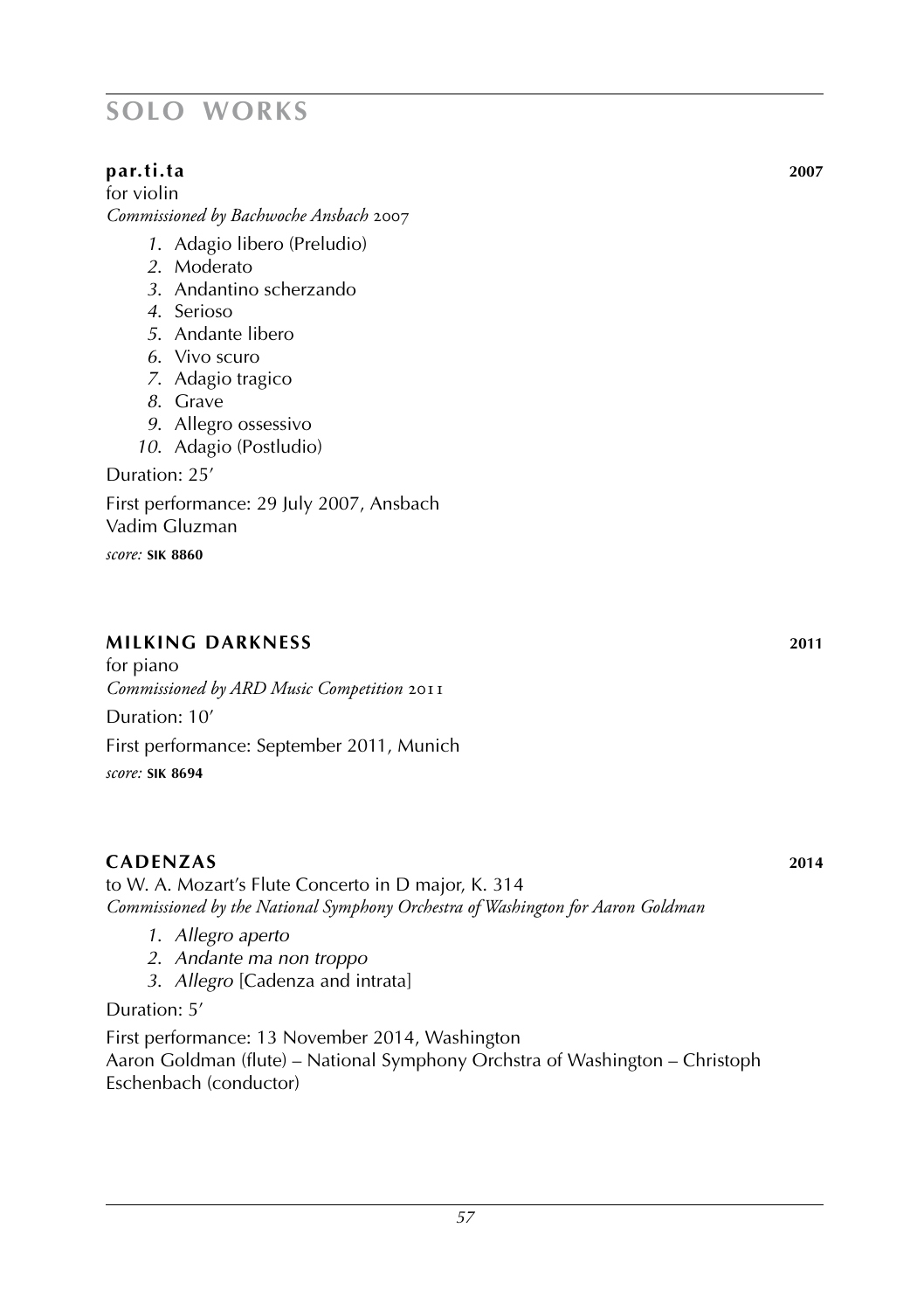# SOLO WORKS

## par.ti.ta 2007

for violin
*Commissioned by Bachwoche Ansbach 2007*

1. Adagio libero (Preludio)
2. Moderato
3. Andantino scherzando
4. Serioso
5. Andante libero
6. Vivo scuro
7. Adagio tragico
8. Grave
9. Allegro ossessivo
10. Adagio (Postludio)

Duration: 25′

First performance: 29 July 2007, Ansbach
Vadim Gluzman

*score:* **SIK 8860**

## MILKING DARKNESS 2011

for piano
*Commissioned by ARD Music Competition 2011*

Duration: 10′

First performance: September 2011, Munich

*score:* **SIK 8694**

## CADENZAS 2014

to W. A. Mozart's Flute Concerto in D major, K. 314
*Commissioned by the National Symphony Orchestra of Washington for Aaron Goldman*

1. *Allegro aperto*
2. *Andante ma non troppo*
3. *Allegro* [Cadenza and intrata]

Duration: 5′

First performance: 13 November 2014, Washington
Aaron Goldman (flute) – National Symphony Orchstra of Washington – Christoph Eschenbach (conductor)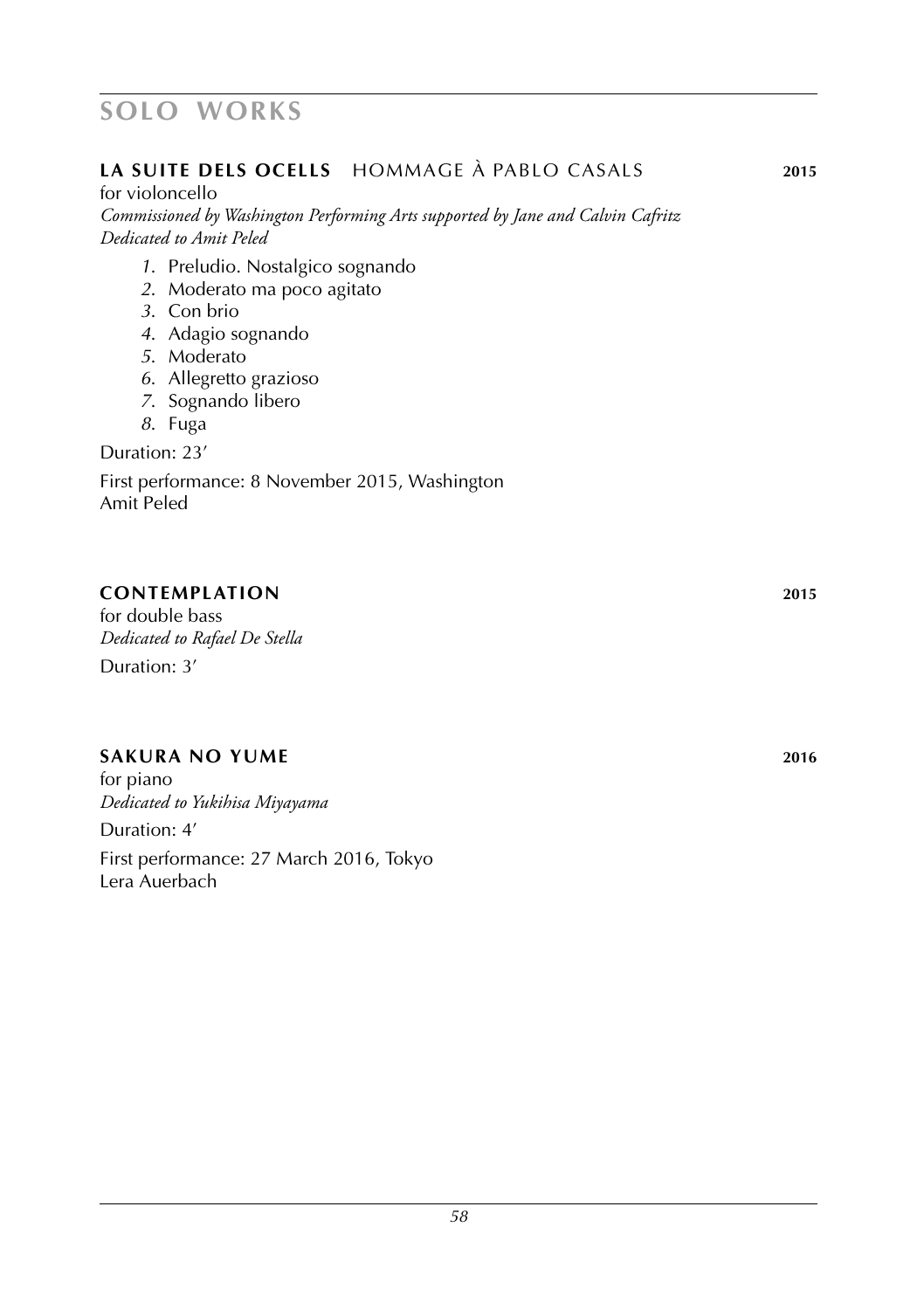## SOLO WORKS

### **LA SUITE DELS OCELLS** HOMMAGE À PABLO CASALS **2015**

for violoncello
*Commissioned by Washington Performing Arts supported by Jane and Calvin Cafritz*
*Dedicated to Amit Peled*

1. Preludio. Nostalgico sognando
2. Moderato ma poco agitato
3. Con brio
4. Adagio sognando
5. Moderato
6. Allegretto grazioso
7. Sognando libero
8. Fuga

Duration: 23′

First performance: 8 November 2015, Washington
Amit Peled

### **CONTEMPLATION** **2015**

for double bass
*Dedicated to Rafael De Stella*

Duration: 3′

### **SAKURA NO YUME** **2016**

for piano
*Dedicated to Yukihisa Miyayama*

Duration: 4′

First performance: 27 March 2016, Tokyo
Lera Auerbach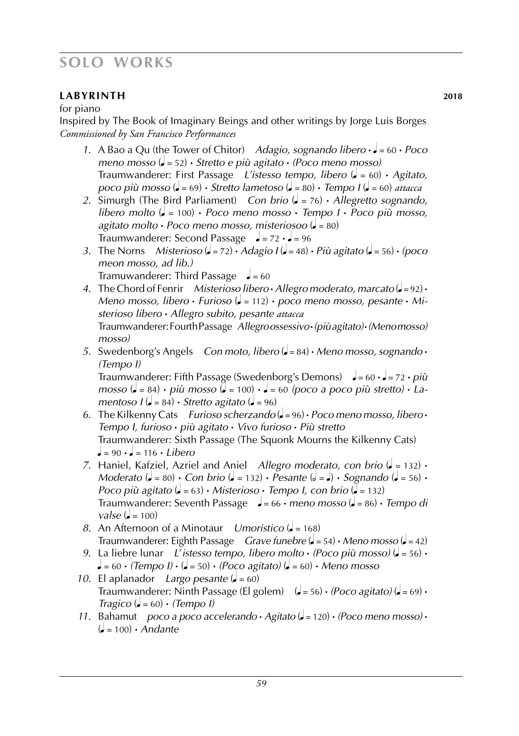# SOLO WORKS

**LABYRINTH** **2018**

for piano

Inspired by The Book of Imaginary Beings and other writings by Jorge Luis Borges

*Commissioned by San Francisco Performances*

1. A Bao a Qu (the Tower of Chitor) *Adagio, sognando libero* · ♩ = 60 · *Poco meno mosso* (♩ = 52) · *Stretto e più agitato* · *(Poco meno mosso)*
   Traumwanderer: First Passage *L'istesso tempo, libero* (♩ = 60) · *Agitato, poco più mosso* (♩ = 69) · *Stretto lametoso* (♩ = 80) · *Tempo I* (♩ = 60) *attacca*
2. Simurgh (The Bird Parliament) *Con brio* (♩ = 76) · *Allegretto sognando, libero molto* (♩ = 100) · *Poco meno mosso* · *Tempo I* · *Poco più mosso, agitato molto* · *Poco meno mosso, misteriosoo* (♩ = 80)
   Traumwanderer: Second Passage ♩ = 72 · ♩ = 96
3. The Norns *Misterioso* (♩ = 72) · *Adagio I* (♩ = 48) · *Più agitato* (♩ = 56) · *(poco meon mosso, ad lib.)*
   Tramuwanderer: Third Passage ♩ = 60
4. The Chord of Fenrir *Misterioso libero* · *Allegro moderato, marcato* (♩ = 92) · *Meno mosso, libero* · *Furioso* (♩ = 112) · *poco meno mosso, pesante* · *Misterioso libero* · *Allegro subito, pesante attacca*
   Traumwanderer: Fourth Passage *Allegro ossessivo* · *(più agitato)* · *(Meno mosso) mosso)*
5. Swedenborg's Angels *Con moto, libero* (♩ = 84) · *Meno mosso, sognando* · *(Tempo I)*
   Traumwanderer: Fifth Passage (Swedenborg's Demons) ♩ = 60 · ♩ = 72 · *più mosso* (♩ = 84) · *più mosso* (♩ = 100) · ♩ = 60 *(poco a poco più stretto)* · *Lamentoso I* (♩ = 84) · *Stretto agitato* (♩ = 96)
6. The Kilkenny Cats *Furioso scherzando* (♩ = 96) · *Poco meno mosso, libero* · *Tempo I, furioso* · *più agitato* · *Vivo furioso* · *Più stretto*
   Traumwanderer: Sixth Passage (The Squonk Mourns the Kilkenny Cats) ♩ = 90 · ♩ = 116 · *Libero*
7. Haniel, Kafziel, Azriel and Aniel *Allegro moderato, con brio* (♩ = 132) · *Moderato* (♩ = 80) · *Con brio* (♩ = 132) · *Pesante* (𝅗𝅥 = ♩) · *Sognando* (♩ = 56) · *Poco più agitato* (♩ = 63) · *Misterioso* · *Tempo I, con brio* (♩ = 132)
   Traumwanderer: Seventh Passage ♩ = 66 · *meno mosso* (♩ = 86) · *Tempo di valse* (♩ = 100)
8. An Afternoon of a Minotaur *Umoristico* (♩ = 168)
   Traumwanderer: Eighth Passage *Grave funebre* (♩ = 54) · *Meno mosso* (♩ = 42)
9. La liebre lunar *L'istesso tempo, libero molto* · *(Poco più mosso)* (♩ = 56) · ♩ = 60 · *(Tempo I)* · (♩ = 50) · *(Poco agitato)* (♩ = 60) · *Meno mosso*
10. El aplanador *Largo pesante* (♩ = 60)
    Traumwanderer: Ninth Passage (El golem) (♩ = 56) · *(Poco agitato)* (♩ = 69) · *Tragico* (♩ = 60) · *(Tempo I)*
11. Bahamut *poco a poco accelerando* · *Agitato* (♩ = 120) · *(Poco meno mosso)* · (♩ = 100) · *Andante*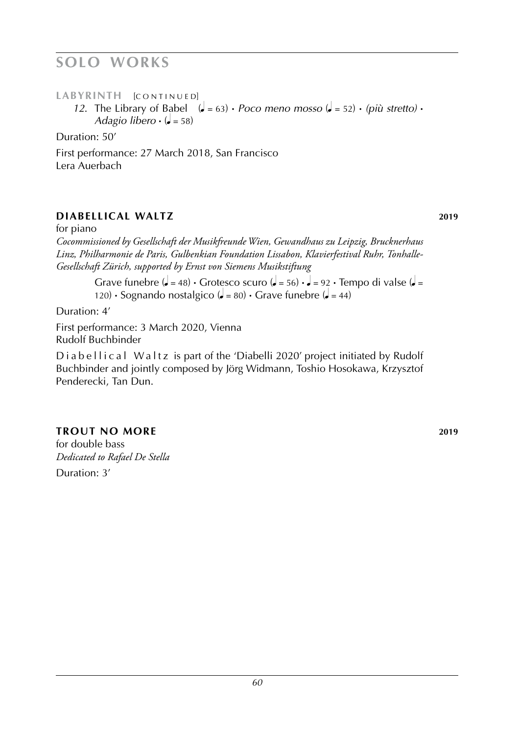# SOLO WORKS

**LABYRINTH** [CONTINUED]

*12.* The Library of Babel (♩ = 63) • *Poco meno mosso* (♩ = 52) • *(più stretto)* • *Adagio libero* • (♩ = 58)

Duration: 50′

First performance: 27 March 2018, San Francisco
Lera Auerbach

## DIABELLICAL WALTZ **2019**

for piano

*Cocommissioned by Gesellschaft der Musikfreunde Wien, Gewandhaus zu Leipzig, Brucknerhaus Linz, Philharmonie de Paris, Gulbenkian Foundation Lissabon, Klavierfestival Ruhr, Tonhalle-Gesellschaft Zürich, supported by Ernst von Siemens Musikstiftung*

Grave funebre (♩ = 48) • Grotesco scuro (♩ = 56) • ♩ = 92 • Tempo di valse (♩ = 120) • Sognando nostalgico (♩ = 80) • Grave funebre (♩ = 44)

Duration: 4′

First performance: 3 March 2020, Vienna
Rudolf Buchbinder

Diabellical Waltz is part of the 'Diabelli 2020' project initiated by Rudolf Buchbinder and jointly composed by Jörg Widmann, Toshio Hosokawa, Krzysztof Penderecki, Tan Dun.

## TROUT NO MORE **2019**

for double bass
*Dedicated to Rafael De Stella*
Duration: 3′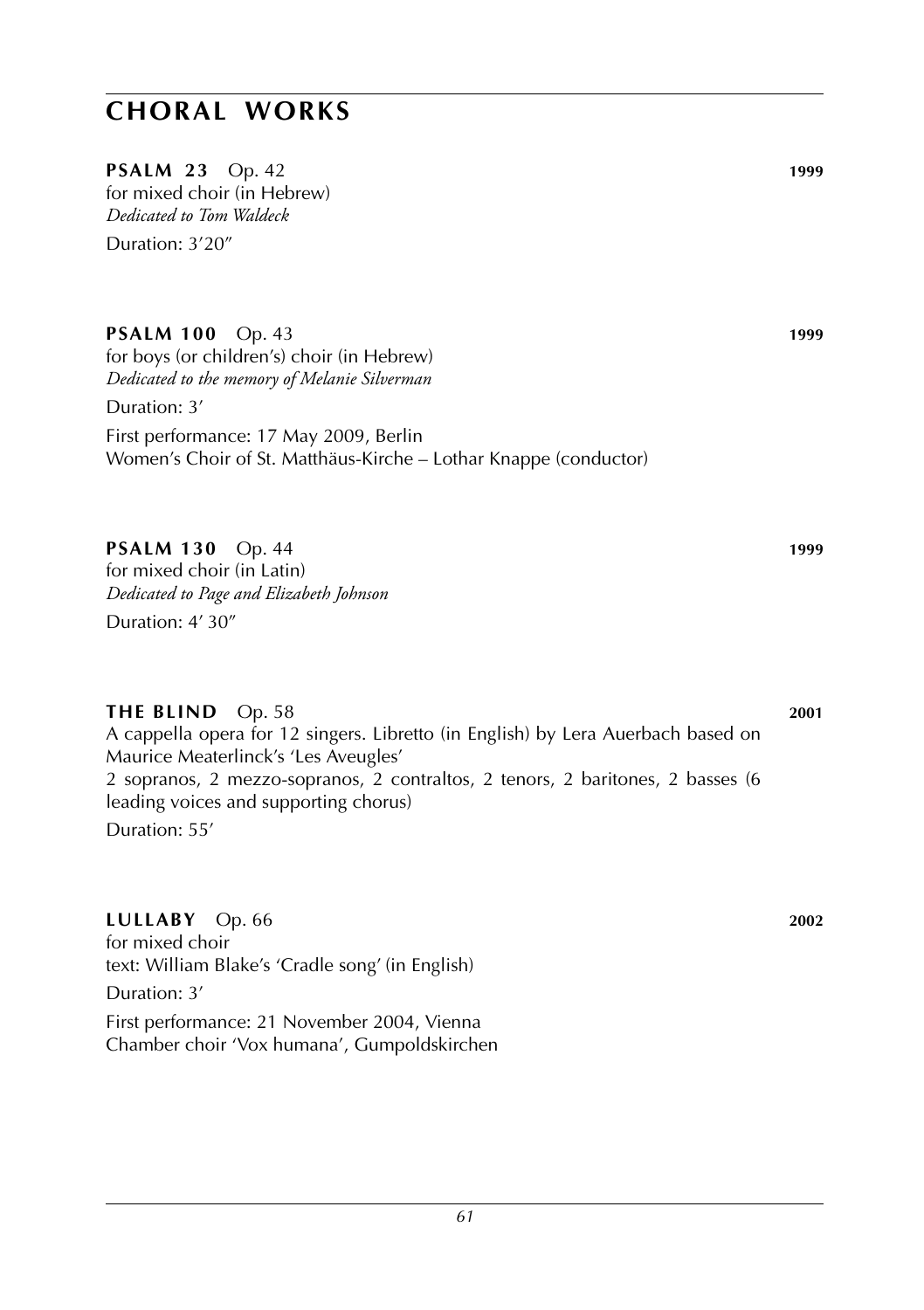# CHORAL WORKS

**PSALM 23** Op. 42 **1999**
for mixed choir (in Hebrew)
*Dedicated to Tom Waldeck*
Duration: 3'20"

**PSALM 100** Op. 43 **1999**
for boys (or children's) choir (in Hebrew)
*Dedicated to the memory of Melanie Silverman*
Duration: 3'
First performance: 17 May 2009, Berlin
Women's Choir of St. Matthäus-Kirche – Lothar Knappe (conductor)

**PSALM 130** Op. 44 **1999**
for mixed choir (in Latin)
*Dedicated to Page and Elizabeth Johnson*
Duration: 4' 30"

**THE BLIND** Op. 58 **2001**
A cappella opera for 12 singers. Libretto (in English) by Lera Auerbach based on Maurice Meaterlinck's 'Les Aveugles'
2 sopranos, 2 mezzo-sopranos, 2 contraltos, 2 tenors, 2 baritones, 2 basses (6 leading voices and supporting chorus)
Duration: 55'

**LULLABY** Op. 66 **2002**
for mixed choir
text: William Blake's 'Cradle song' (in English)
Duration: 3'
First performance: 21 November 2004, Vienna
Chamber choir 'Vox humana', Gumpoldskirchen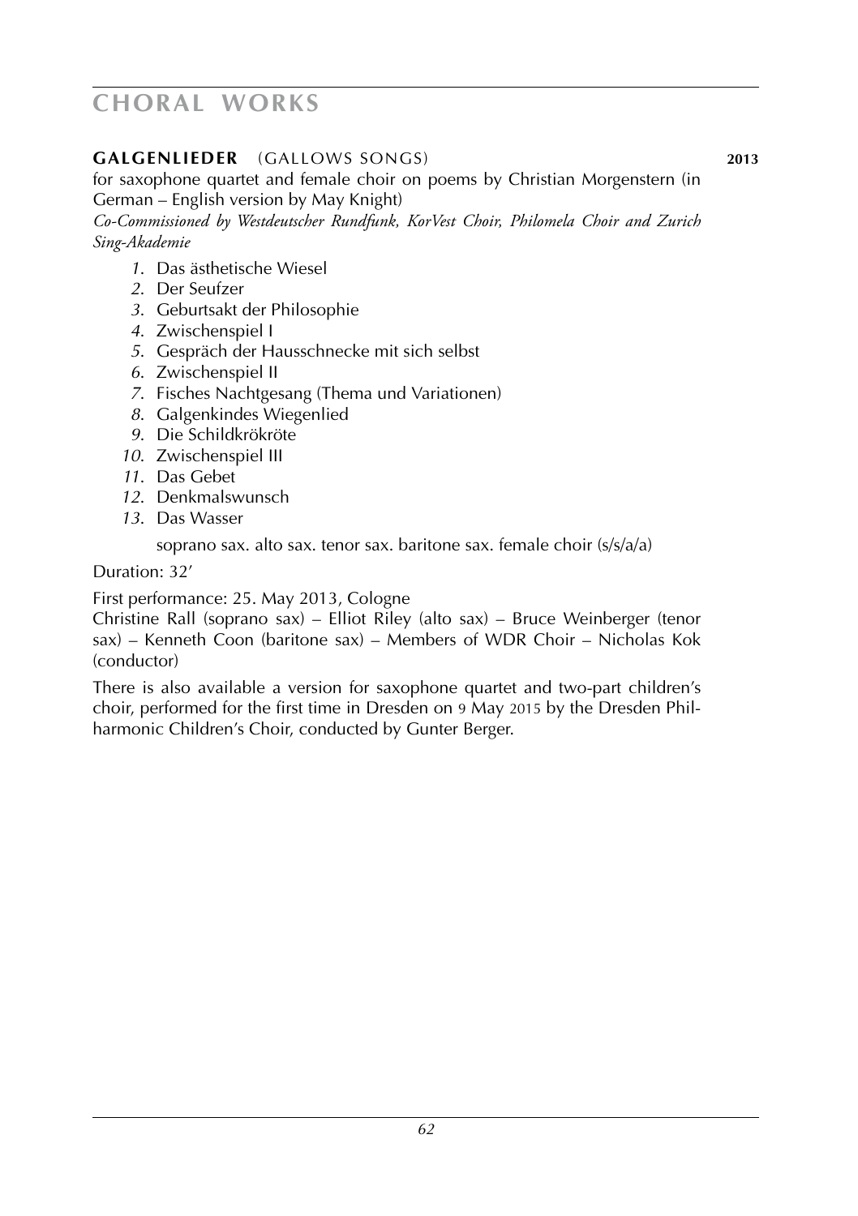# CHORAL WORKS

**GALGENLIEDER** (GALLOWS SONGS) **2013**

for saxophone quartet and female choir on poems by Christian Morgenstern (in German – English version by May Knight)

*Co-Commissioned by Westdeutscher Rundfunk, KorVest Choir, Philomela Choir and Zurich Sing-Akademie*

1. Das ästhetische Wiesel
2. Der Seufzer
3. Geburtsakt der Philosophie
4. Zwischenspiel I
5. Gespräch der Hausschnecke mit sich selbst
6. Zwischenspiel II
7. Fisches Nachtgesang (Thema und Variationen)
8. Galgenkindes Wiegenlied
9. Die Schildkrökröte
10. Zwischenspiel III
11. Das Gebet
12. Denkmalswunsch
13. Das Wasser

soprano sax. alto sax. tenor sax. baritone sax. female choir (s/s/a/a)

Duration: 32'

First performance: 25. May 2013, Cologne

Christine Rall (soprano sax) – Elliot Riley (alto sax) – Bruce Weinberger (tenor sax) – Kenneth Coon (baritone sax) – Members of WDR Choir – Nicholas Kok (conductor)

There is also available a version for saxophone quartet and two-part children's choir, performed for the first time in Dresden on 9 May 2015 by the Dresden Philharmonic Children's Choir, conducted by Gunter Berger.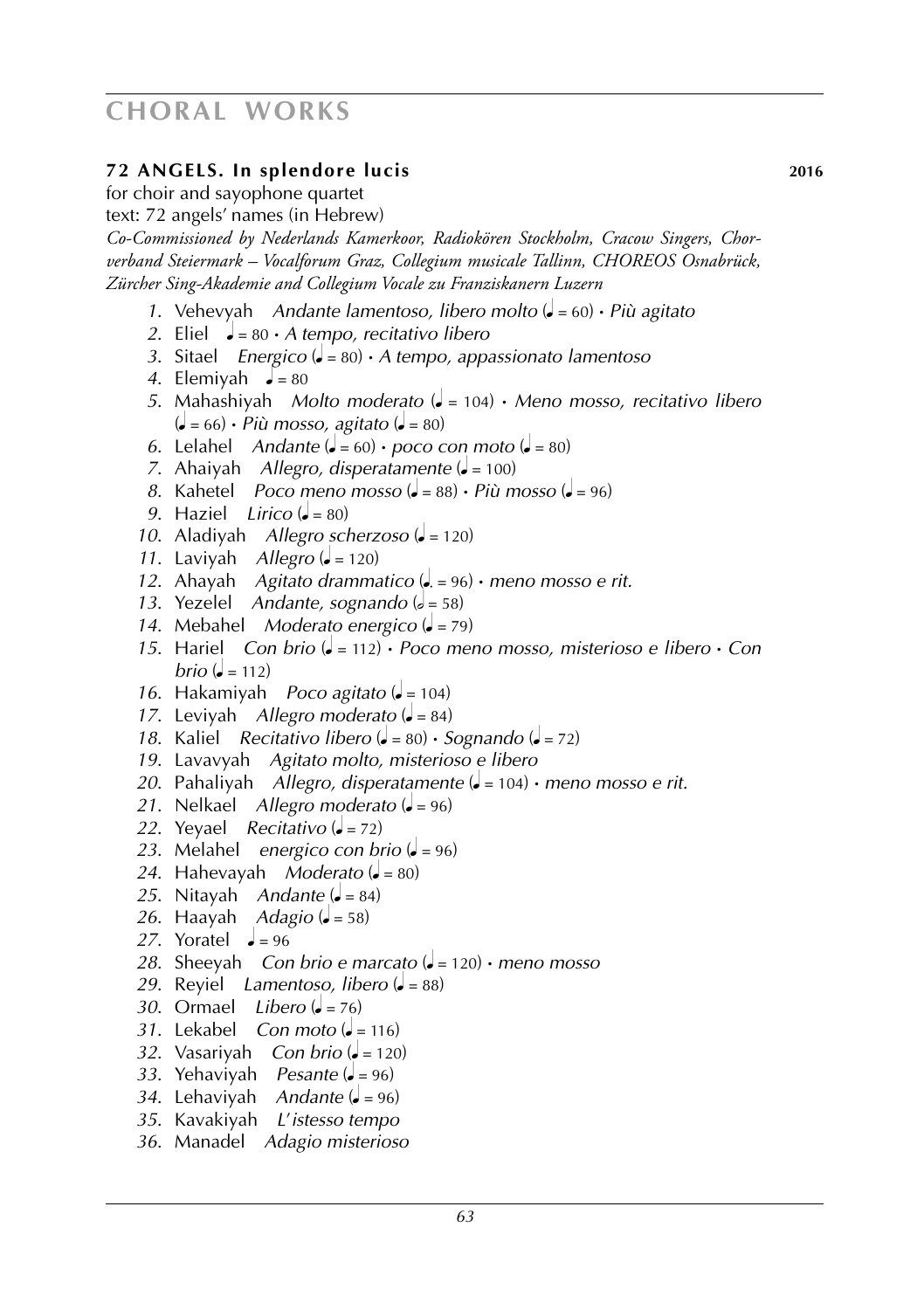# CHORAL WORKS

### **72 ANGELS. In splendore lucis** **2016**

for choir and sayophone quartet
text: 72 angels' names (in Hebrew)
*Co-Commissioned by Nederlands Kamerkoor, Radiokören Stockholm, Cracow Singers, Chorverband Steiermark – Vocalforum Graz, Collegium musicale Tallinn, CHOREOS Osnabrück, Zürcher Sing-Akademie and Collegium Vocale zu Franziskanern Luzern*

1. Vehevyah *Andante lamentoso, libero molto* (♩ = 60) · *Più agitato*
2. Eliel ♩ = 80 · *A tempo, recitativo libero*
3. Sitael *Energico* (♩ = 80) · *A tempo, appassionato lamentoso*
4. Elemiyah ♩ = 80
5. Mahashiyah *Molto moderato* (♩ = 104) · *Meno mosso, recitativo libero* (♩ = 66) · *Più mosso, agitato* (♩ = 80)
6. Lelahel *Andante* (♩ = 60) · *poco con moto* (♩ = 80)
7. Ahaiyah *Allegro, disperatamente* (♩ = 100)
8. Kahetel *Poco meno mosso* (♩ = 88) · *Più mosso* (♩ = 96)
9. Haziel *Lirico* (♩ = 80)
10. Aladiyah *Allegro scherzoso* (♩ = 120)
11. Laviyah *Allegro* (♩ = 120)
12. Ahayah *Agitato drammatico* (♩. = 96) · *meno mosso e rit.*
13. Yezelel *Andante, sognando* (𝅗𝅥 = 58)
14. Mebahel *Moderato energico* (♩ = 79)
15. Hariel *Con brio* (♩ = 112) · *Poco meno mosso, misterioso e libero* · *Con brio* (♩ = 112)
16. Hakamiyah *Poco agitato* (♩ = 104)
17. Leviyah *Allegro moderato* (♩ = 84)
18. Kaliel *Recitativo libero* (♩ = 80) · *Sognando* (♩ = 72)
19. Lavavyah *Agitato molto, misterioso e libero*
20. Pahaliyah *Allegro, disperatamente* (♩ = 104) · *meno mosso e rit.*
21. Nelkael *Allegro moderato* (♩ = 96)
22. Yeyael *Recitativo* (♩ = 72)
23. Melahel *energico con brio* (♩ = 96)
24. Hahevayah *Moderato* (♩ = 80)
25. Nitayah *Andante* (♩ = 84)
26. Haayah *Adagio* (♩ = 58)
27. Yoratel ♩ = 96
28. Sheeyah *Con brio e marcato* (♩ = 120) · *meno mosso*
29. Reyiel *Lamentoso, libero* (♩ = 88)
30. Ormael *Libero* (♩ = 76)
31. Lekabel *Con moto* (♩ = 116)
32. Vasariyah *Con brio* (♩ = 120)
33. Yehaviyah *Pesante* (♩ = 96)
34. Lehaviyah *Andante* (♩ = 96)
35. Kavakiyah *L'istesso tempo*
36. Manadel *Adagio misterioso*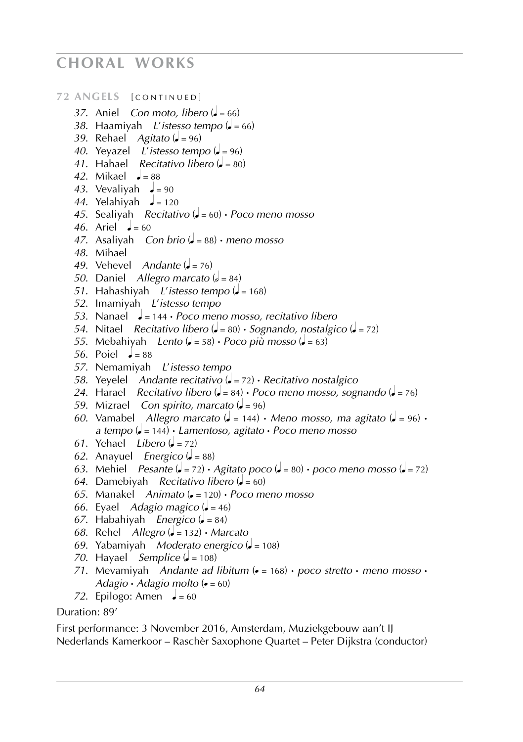# CHORAL WORKS

## 72 ANGELS [CONTINUED]

*37*. Aniel *Con moto, libero* (♩ = 66)
*38*. Haamiyah *L'istesso tempo* (♩ = 66)
*39*. Rehael *Agitato* (♩ = 96)
*40*. Yeyazel *L'istesso tempo* (♩ = 96)
*41*. Hahael *Recitativo libero* (♩ = 80)
*42*. Mikael ♩ = 88
*43*. Vevaliyah ♩ = 90
*44*. Yelahiyah ♩ = 120
*45*. Sealiyah *Recitativo* (♩ = 60) • *Poco meno mosso*
*46*. Ariel ♩ = 60
*47*. Asaliyah *Con brio* (♩ = 88) • *meno mosso*
*48*. Mihael
*49*. Vehevel *Andante* (♩ = 76)
*50*. Daniel *Allegro marcato* (𝅗𝅥 = 84)
*51*. Hahashiyah *L'istesso tempo* (♩ = 168)
*52*. Imamiyah *L'istesso tempo*
*53*. Nanael ♩ = 144 • *Poco meno mosso, recitativo libero*
*54*. Nitael *Recitativo libero* (♩ = 80) • *Sognando, nostalgico* (♩ = 72)
*55*. Mebahiyah *Lento* (♩ = 58) • *Poco più mosso* (♩ = 63)
*56*. Poiel ♩ = 88
*57*. Nemamiyah *L'istesso tempo*
*58*. Yeyelel *Andante recitativo* (♩ = 72) • *Recitativo nostalgico*
*24*. Harael *Recitativo libero* (♩ = 84) • *Poco meno mosso, sognando* (♩ = 76)
*59*. Mizrael *Con spirito, marcato* (♩ = 96)
*60*. Vamabel *Allegro marcato* (♩ = 144) • *Meno mosso, ma agitato* (♩ = 96) • *a tempo* (♩ = 144) • *Lamentoso, agitato* • *Poco meno mosso*
*61*. Yehael *Libero* (♩ = 72)
*62*. Anayuel *Energico* (♩ = 88)
*63*. Mehiel *Pesante* (♩ = 72) • *Agitato poco* (♩ = 80) • *poco meno mosso* (♩ = 72)
*64*. Damebiyah *Recitativo libero* (♩ = 60)
*65*. Manakel *Animato* (♩ = 120) • *Poco meno mosso*
*66*. Eyael *Adagio magico* (♩ = 46)
*67*. Habahiyah *Energico* (♩ = 84)
*68*. Rehel *Allegro* (♩ = 132) • *Marcato*
*69*. Yabamiyah *Moderato energico* (♩ = 108)
*70*. Hayael *Semplice* (♩ = 108)
*71*. Mevamiyah *Andante ad libitum* (♪ = 168) • *poco stretto* • *meno mosso* • *Adagio* • *Adagio molto* (♪ = 60)
*72*. Epilogo: Amen ♩ = 60

Duration: 89'

First performance: 3 November 2016, Amsterdam, Muziekgebouw aan't IJ
Nederlands Kamerkoor – Raschèr Saxophone Quartet – Peter Dijkstra (conductor)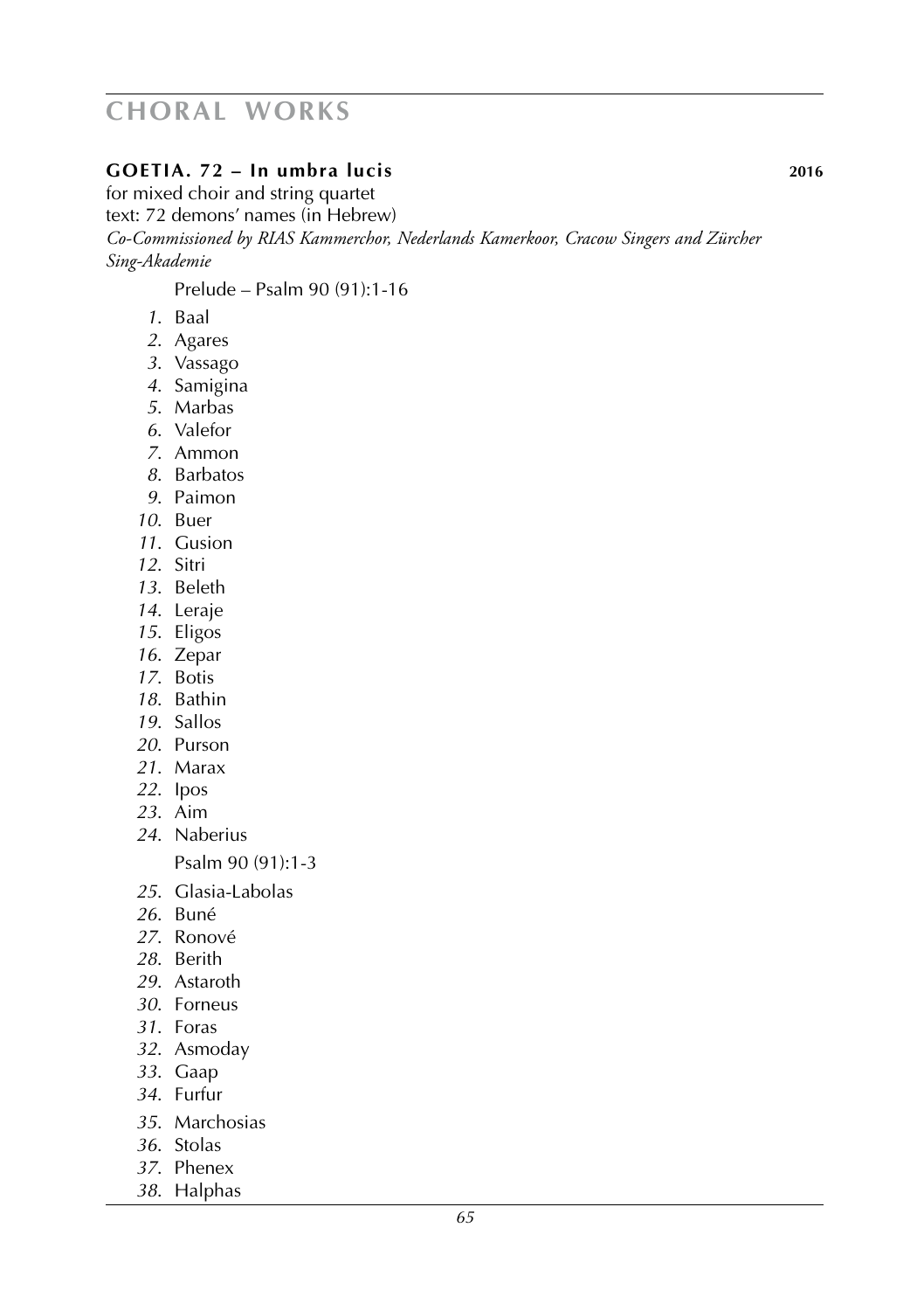# CHORAL WORKS

## GOETIA. 72 – In umbra lucis 2016

for mixed choir and string quartet
text: 72 demons' names (in Hebrew)
*Co-Commissioned by RIAS Kammerchor, Nederlands Kamerkoor, Cracow Singers and Zürcher Sing-Akademie*

Prelude – Psalm 90 (91):1-16

1. Baal
2. Agares
3. Vassago
4. Samigina
5. Marbas
6. Valefor
7. Ammon
8. Barbatos
9. Paimon
10. Buer
11. Gusion
12. Sitri
13. Beleth
14. Leraje
15. Eligos
16. Zepar
17. Botis
18. Bathin
19. Sallos
20. Purson
21. Marax
22. Ipos
23. Aim
24. Naberius

Psalm 90 (91):1-3

25. Glasia-Labolas
26. Buné
27. Ronové
28. Berith
29. Astaroth
30. Forneus
31. Foras
32. Asmoday
33. Gaap
34. Furfur
35. Marchosias
36. Stolas
37. Phenex
38. Halphas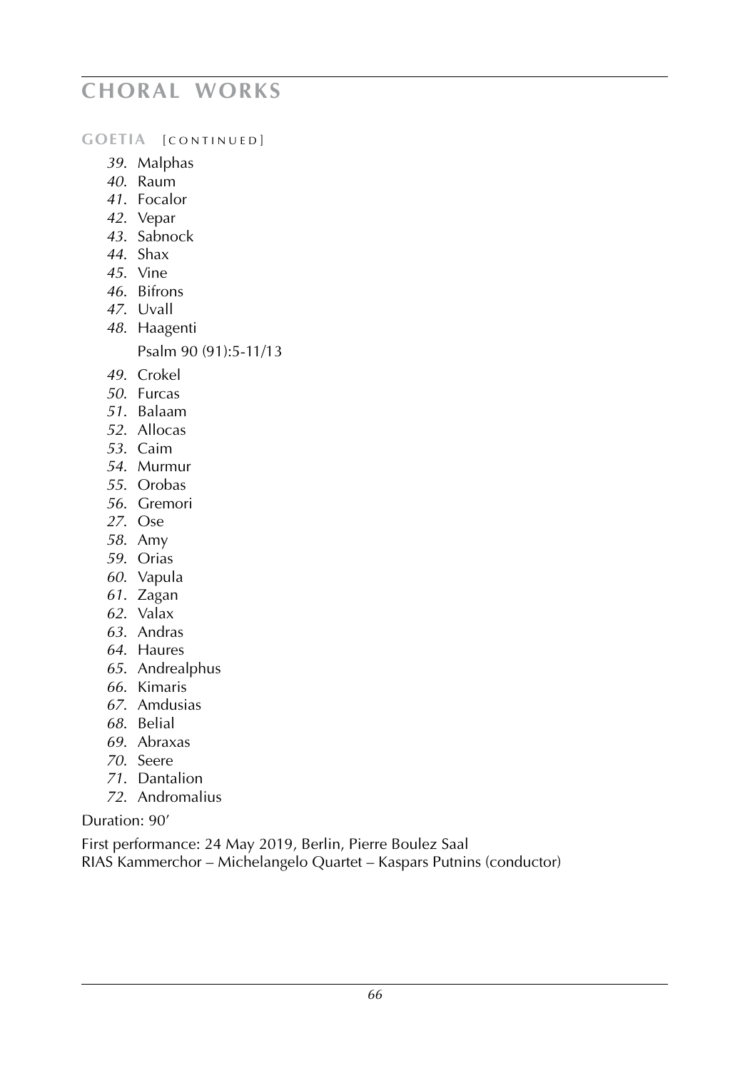# CHORAL WORKS

**GOETIA** [CONTINUED]

*39*. Malphas
*40*. Raum
*41*. Focalor
*42*. Vepar
*43*. Sabnock
*44*. Shax
*45*. Vine
*46*. Bifrons
*47*. Uvall
*48*. Haagenti

Psalm 90 (91):5-11/13

*49*. Crokel
*50*. Furcas
*51*. Balaam
*52*. Allocas
*53*. Caim
*54*. Murmur
*55*. Orobas
*56*. Gremori
*27*. Ose
*58*. Amy
*59*. Orias
*60*. Vapula
*61*. Zagan
*62*. Valax
*63*. Andras
*64*. Haures
*65*. Andrealphus
*66*. Kimaris
*67*. Amdusias
*68*. Belial
*69*. Abraxas
*70*. Seere
*71*. Dantalion
*72*. Andromalius

Duration: 90'

First performance: 24 May 2019, Berlin, Pierre Boulez Saal
RIAS Kammerchor – Michelangelo Quartet – Kaspars Putnins (conductor)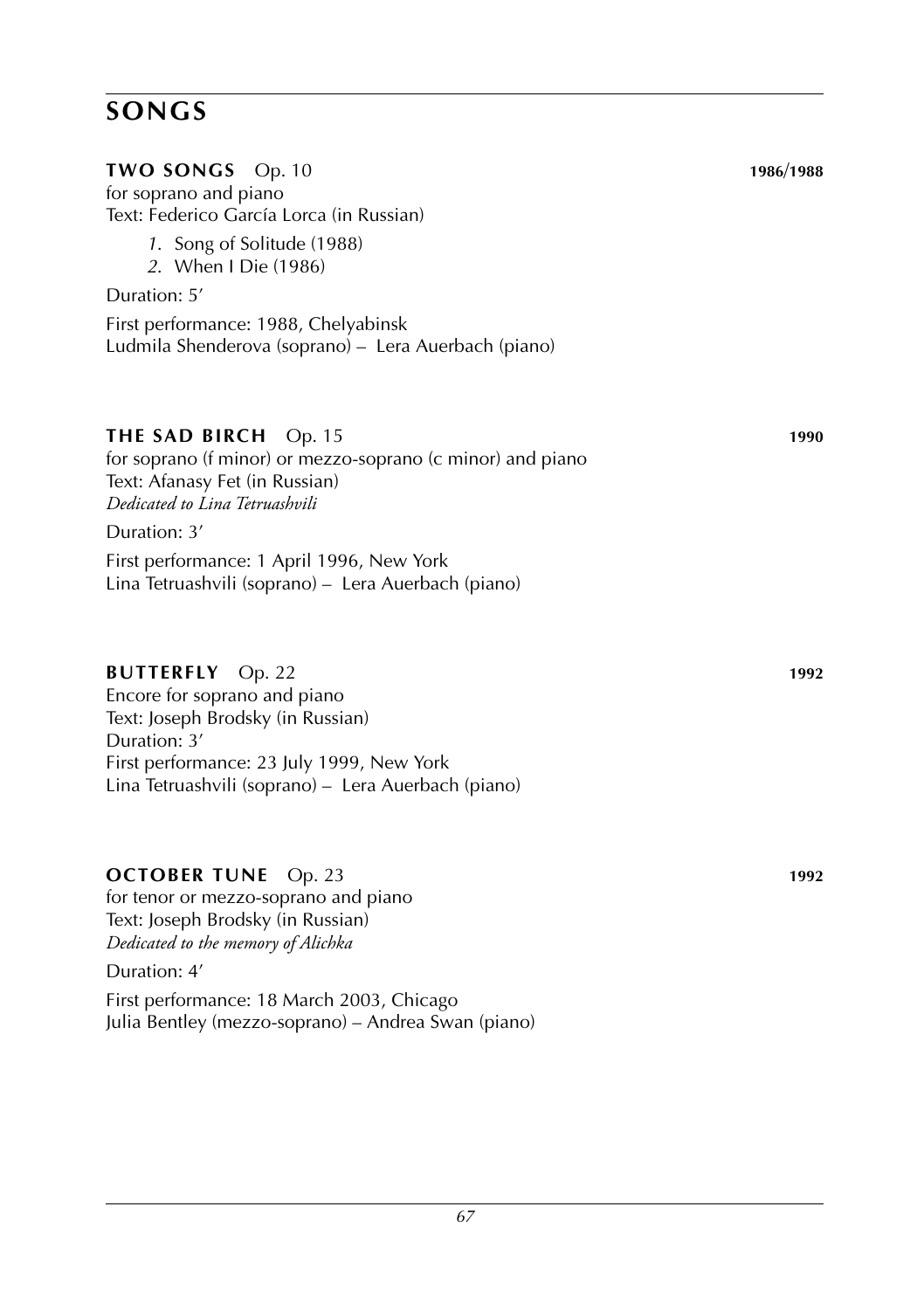# SONGS

## TWO SONGS Op. 10 **1986/1988**

for soprano and piano
Text: Federico García Lorca (in Russian)

1. Song of Solitude (1988)
2. When I Die (1986)

Duration: 5′

First performance: 1988, Chelyabinsk
Ludmila Shenderova (soprano) – Lera Auerbach (piano)

## THE SAD BIRCH Op. 15 **1990**

for soprano (f minor) or mezzo-soprano (c minor) and piano
Text: Afanasy Fet (in Russian)
*Dedicated to Lina Tetruashvili*

Duration: 3′

First performance: 1 April 1996, New York
Lina Tetruashvili (soprano) – Lera Auerbach (piano)

## BUTTERFLY Op. 22 **1992**

Encore for soprano and piano
Text: Joseph Brodsky (in Russian)
Duration: 3′
First performance: 23 July 1999, New York
Lina Tetruashvili (soprano) – Lera Auerbach (piano)

## OCTOBER TUNE Op. 23 **1992**

for tenor or mezzo-soprano and piano
Text: Joseph Brodsky (in Russian)
*Dedicated to the memory of Alichka*

Duration: 4′

First performance: 18 March 2003, Chicago
Julia Bentley (mezzo-soprano) – Andrea Swan (piano)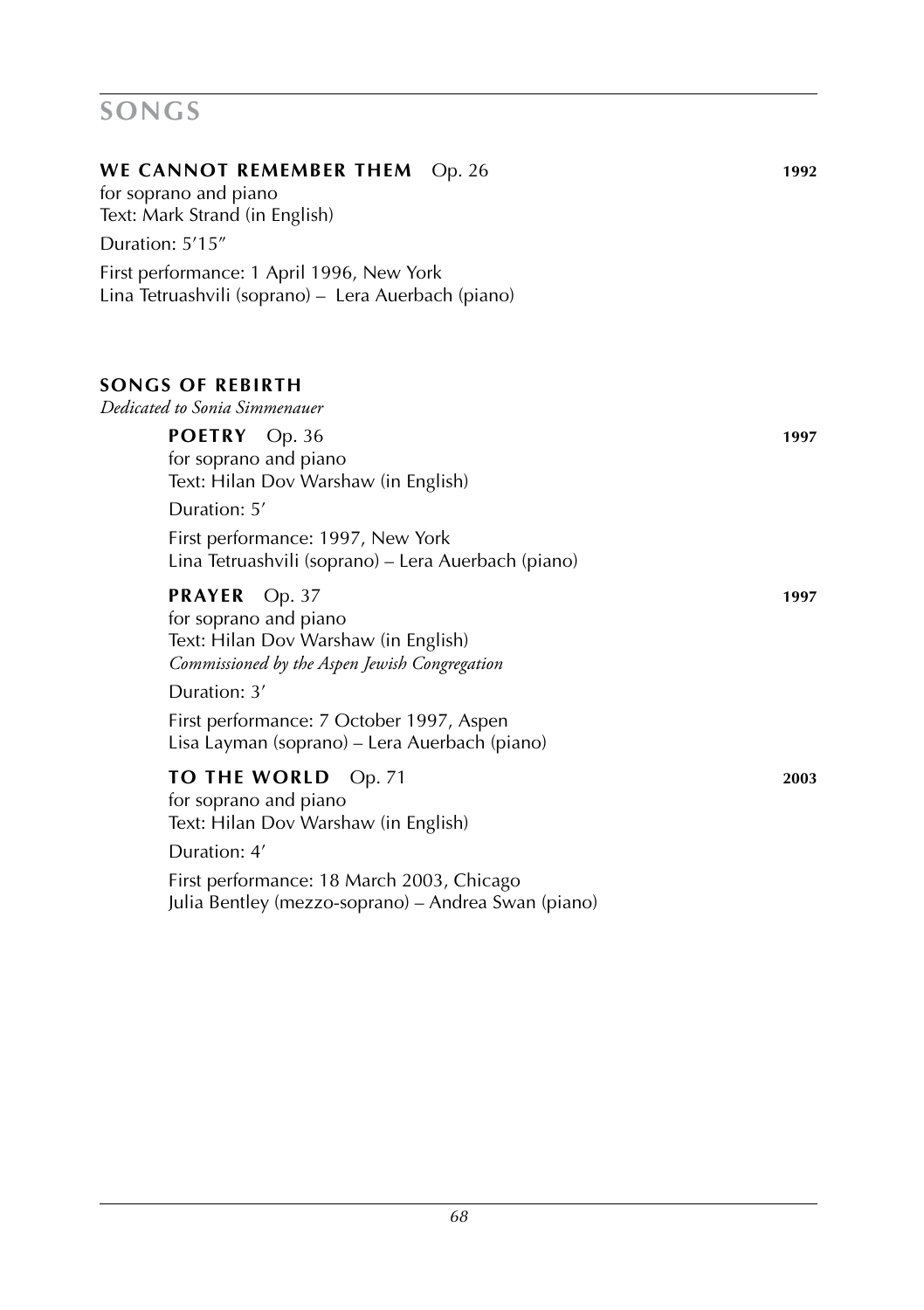# SONGS

## WE CANNOT REMEMBER THEM Op. 26 **1992**

for soprano and piano
Text: Mark Strand (in English)

Duration: 5′15″

First performance: 1 April 1996, New York
Lina Tetruashvili (soprano) – Lera Auerbach (piano)

## SONGS OF REBIRTH

*Dedicated to Sonia Simmenauer*

### POETRY Op. 36 **1997**

for soprano and piano
Text: Hilan Dov Warshaw (in English)

Duration: 5′

First performance: 1997, New York
Lina Tetruashvili (soprano) – Lera Auerbach (piano)

### PRAYER Op. 37 **1997**

for soprano and piano
Text: Hilan Dov Warshaw (in English)
*Commissioned by the Aspen Jewish Congregation*

Duration: 3′

First performance: 7 October 1997, Aspen
Lisa Layman (soprano) – Lera Auerbach (piano)

### TO THE WORLD Op. 71 **2003**

for soprano and piano
Text: Hilan Dov Warshaw (in English)

Duration: 4′

First performance: 18 March 2003, Chicago
Julia Bentley (mezzo-soprano) – Andrea Swan (piano)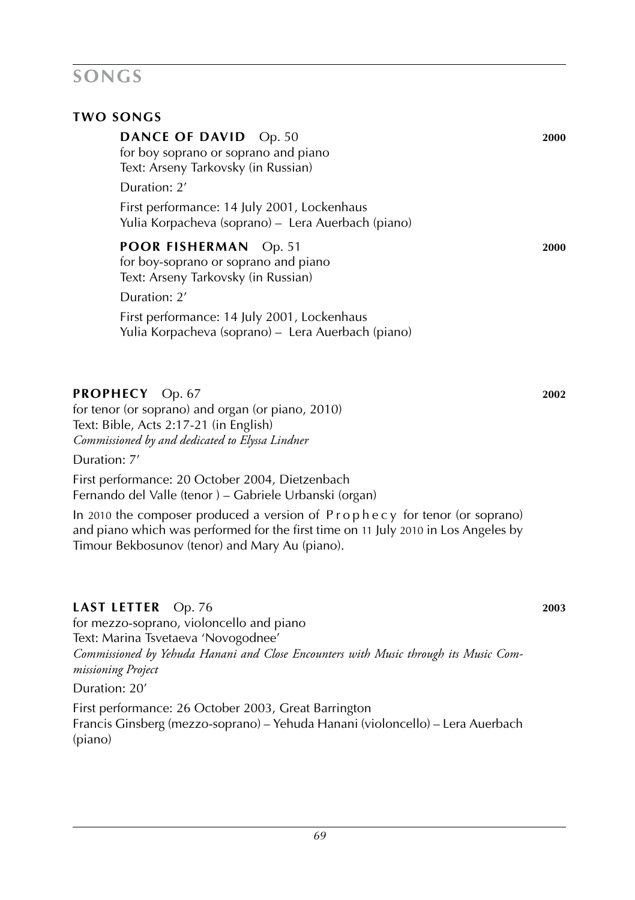# SONGS

## TWO SONGS

### DANCE OF DAVID Op. 50 — 2000

for boy soprano or soprano and piano
Text: Arseny Tarkovsky (in Russian)

Duration: 2'

First performance: 14 July 2001, Lockenhaus
Yulia Korpacheva (soprano) – Lera Auerbach (piano)

### POOR FISHERMAN Op. 51 — 2000

for boy-soprano or soprano and piano
Text: Arseny Tarkovsky (in Russian)

Duration: 2'

First performance: 14 July 2001, Lockenhaus
Yulia Korpacheva (soprano) – Lera Auerbach (piano)

## PROPHECY Op. 67 — 2002

for tenor (or soprano) and organ (or piano, 2010)
Text: Bible, Acts 2:17-21 (in English)
*Commissioned by and dedicated to Elyssa Lindner*

Duration: 7'

First performance: 20 October 2004, Dietzenbach
Fernando del Valle (tenor ) – Gabriele Urbanski (organ)

In 2010 the composer produced a version of Prophecy for tenor (or soprano) and piano which was performed for the first time on 11 July 2010 in Los Angeles by Timour Bekbosunov (tenor) and Mary Au (piano).

## LAST LETTER Op. 76 — 2003

for mezzo-soprano, violoncello and piano
Text: Marina Tsvetaeva 'Novogodnee'
*Commissioned by Yehuda Hanani and Close Encounters with Music through its Music Commissioning Project*

Duration: 20'

First performance: 26 October 2003, Great Barrington
Francis Ginsberg (mezzo-soprano) – Yehuda Hanani (violoncello) – Lera Auerbach (piano)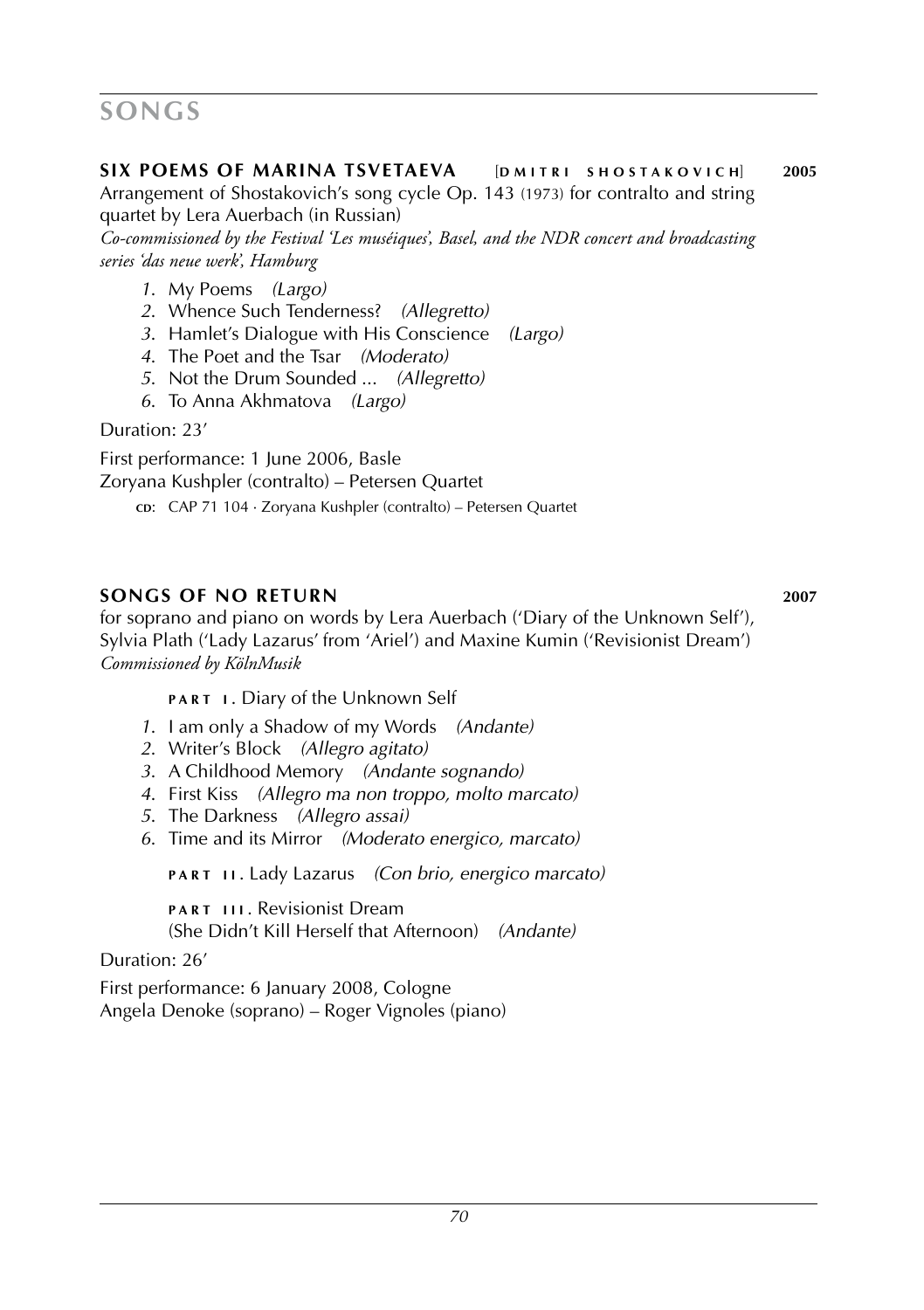# SONGS

## SIX POEMS OF MARINA TSVETAEVA [DMITRI SHOSTAKOVICH] 2005

Arrangement of Shostakovich's song cycle Op. 143 (1973) for contralto and string quartet by Lera Auerbach (in Russian)
*Co-commissioned by the Festival 'Les muséiques', Basel, and the NDR concert and broadcasting series 'das neue werk', Hamburg*

1. My Poems *(Largo)*
2. Whence Such Tenderness? *(Allegretto)*
3. Hamlet's Dialogue with His Conscience *(Largo)*
4. The Poet and the Tsar *(Moderato)*
5. Not the Drum Sounded ... *(Allegretto)*
6. To Anna Akhmatova *(Largo)*

Duration: 23'

First performance: 1 June 2006, Basle
Zoryana Kushpler (contralto) – Petersen Quartet

CD: CAP 71 104 · Zoryana Kushpler (contralto) – Petersen Quartet

## SONGS OF NO RETURN 2007

for soprano and piano on words by Lera Auerbach ('Diary of the Unknown Self'), Sylvia Plath ('Lady Lazarus' from 'Ariel') and Maxine Kumin ('Revisionist Dream')
*Commissioned by KölnMusik*

PART I. Diary of the Unknown Self

1. I am only a Shadow of my Words *(Andante)*
2. Writer's Block *(Allegro agitato)*
3. A Childhood Memory *(Andante sognando)*
4. First Kiss *(Allegro ma non troppo, molto marcato)*
5. The Darkness *(Allegro assai)*
6. Time and its Mirror *(Moderato energico, marcato)*

PART II. Lady Lazarus *(Con brio, energico marcato)*

PART III. Revisionist Dream
(She Didn't Kill Herself that Afternoon) *(Andante)*

Duration: 26'

First performance: 6 January 2008, Cologne
Angela Denoke (soprano) – Roger Vignoles (piano)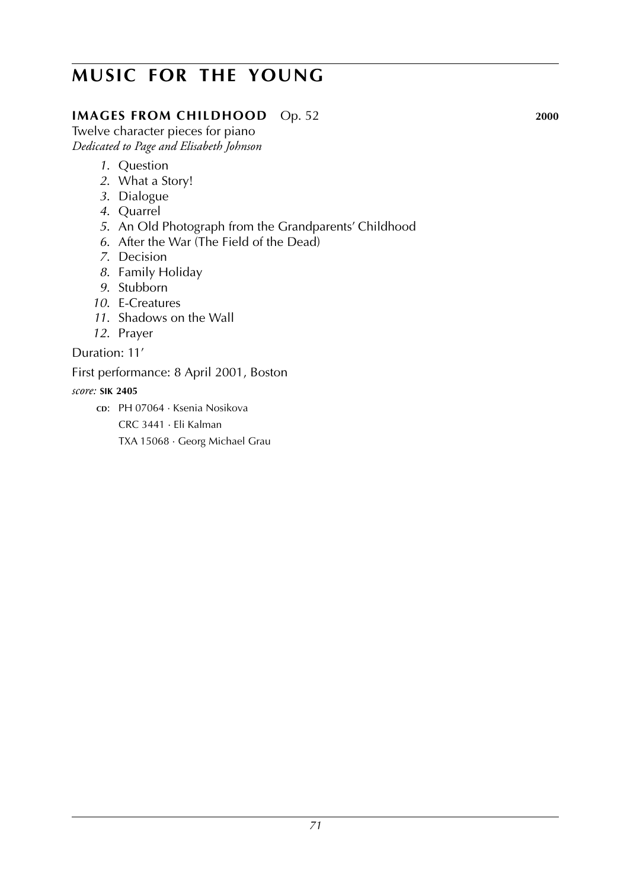# MUSIC FOR THE YOUNG

## IMAGES FROM CHILDHOOD Op. 52 **2000**

Twelve character pieces for piano
*Dedicated to Page and Elisabeth Johnson*

*1*. Question
*2*. What a Story!
*3*. Dialogue
*4*. Quarrel
*5*. An Old Photograph from the Grandparents' Childhood
*6*. After the War (The Field of the Dead)
*7*. Decision
*8*. Family Holiday
*9*. Stubborn
*10*. E-Creatures
*11*. Shadows on the Wall
*12*. Prayer

Duration: 11′

First performance: 8 April 2001, Boston

*score:* **SIK 2405**

**CD**: PH 07064 · Ksenia Nosikova
CRC 3441 · Eli Kalman
TXA 15068 · Georg Michael Grau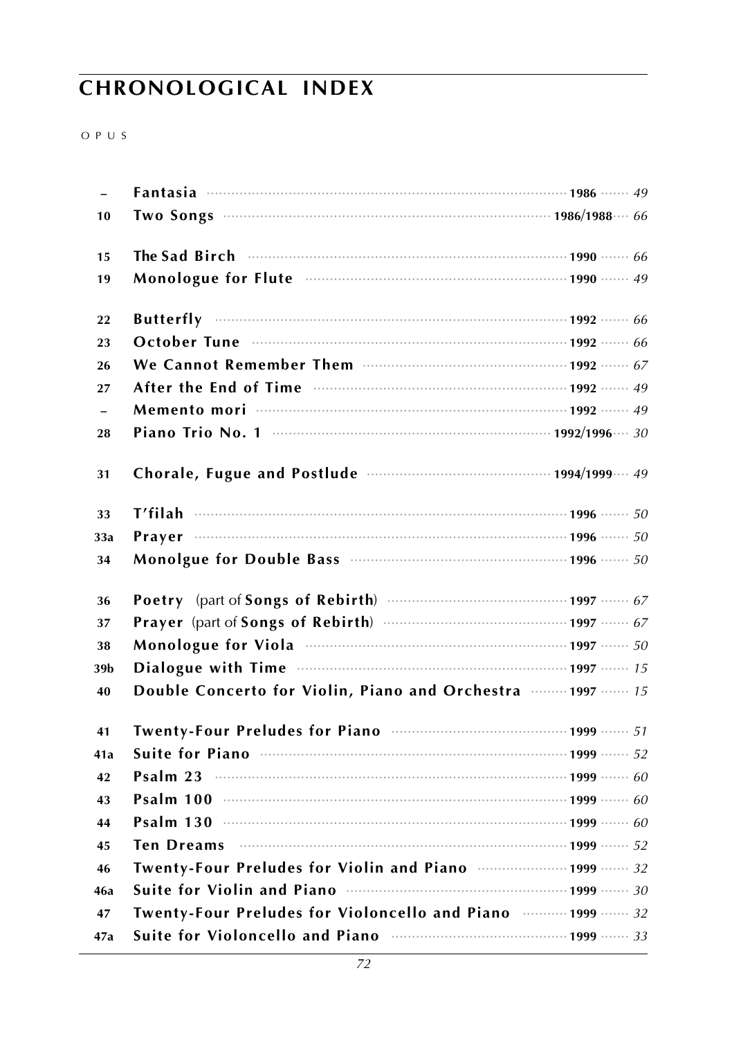# CHRONOLOGICAL INDEX

| OPUS | | | |
|---|---|---|---|
| – | **Fantasia** | **1986** | *49* |
| 10 | **Two Songs** | **1986/1988** | *66* |
| 15 | **The Sad Birch** | **1990** | *66* |
| 19 | **Monologue for Flute** | **1990** | *49* |
| 22 | **Butterfly** | **1992** | *66* |
| 23 | **October Tune** | **1992** | *66* |
| 26 | **We Cannot Remember Them** | **1992** | *67* |
| 27 | **After the End of Time** | **1992** | *49* |
| – | **Memento mori** | **1992** | *49* |
| 28 | **Piano Trio No. 1** | **1992/1996** | *30* |
| 31 | **Chorale, Fugue and Postlude** | **1994/1999** | *49* |
| 33 | **T'filah** | **1996** | *50* |
| 33a | **Prayer** | **1996** | *50* |
| 34 | **Monolgue for Double Bass** | **1996** | *50* |
| 36 | **Poetry** (part of **Songs of Rebirth**) | **1997** | *67* |
| 37 | **Prayer** (part of **Songs of Rebirth**) | **1997** | *67* |
| 38 | **Monologue for Viola** | **1997** | *50* |
| 39b | **Dialogue with Time** | **1997** | *15* |
| 40 | **Double Concerto for Violin, Piano and Orchestra** | **1997** | *15* |
| 41 | **Twenty-Four Preludes for Piano** | **1999** | *51* |
| 41a | **Suite for Piano** | **1999** | *52* |
| 42 | **Psalm 23** | **1999** | *60* |
| 43 | **Psalm 100** | **1999** | *60* |
| 44 | **Psalm 130** | **1999** | *60* |
| 45 | **Ten Dreams** | **1999** | *52* |
| 46 | **Twenty-Four Preludes for Violin and Piano** | **1999** | *32* |
| 46a | **Suite for Violin and Piano** | **1999** | *30* |
| 47 | **Twenty-Four Preludes for Violoncello and Piano** | **1999** | *32* |
| 47a | **Suite for Violoncello and Piano** | **1999** | *33* |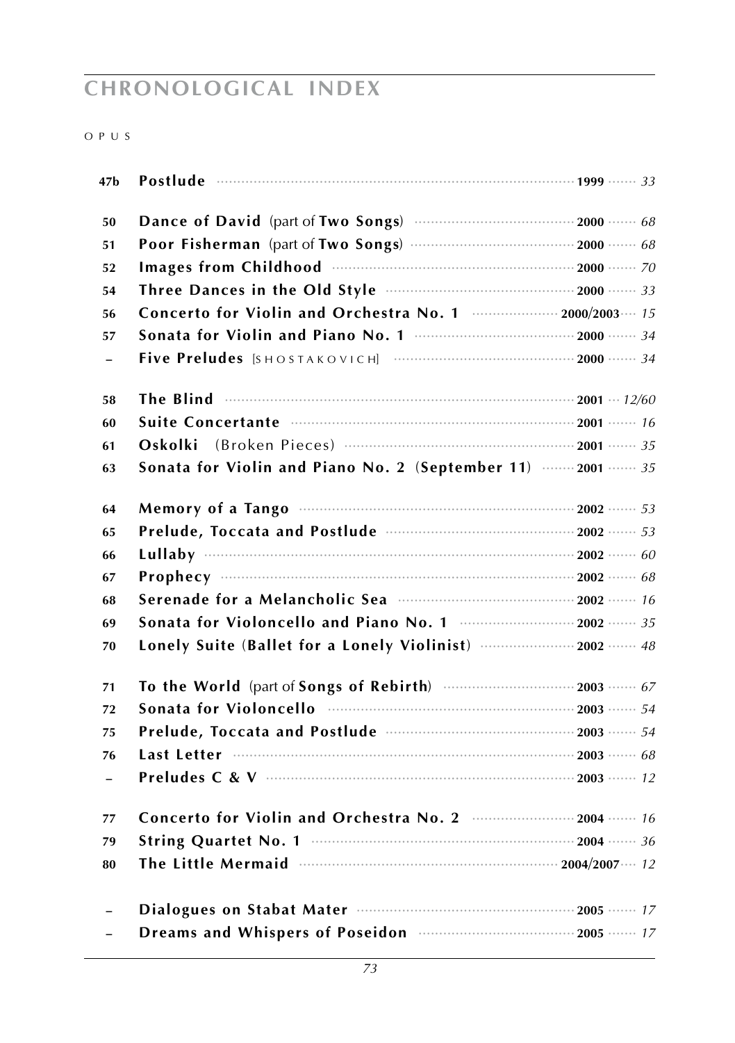# CHRONOLOGICAL INDEX

OPUS

| Opus | Title | Year | Page |
|---|---|---|---|
| 47b | **Postlude** | **1999** | *33* |
| 50 | **Dance of David** (part of **Two Songs**) | **2000** | *68* |
| 51 | **Poor Fisherman** (part of **Two Songs**) | **2000** | *68* |
| 52 | **Images from Childhood** | **2000** | *70* |
| 54 | **Three Dances in the Old Style** | **2000** | *33* |
| 56 | **Concerto for Violin and Orchestra No. 1** | **2000/2003** | *15* |
| 57 | **Sonata for Violin and Piano No. 1** | **2000** | *34* |
| – | **Five Preludes** [SHOSTAKOVICH] | **2000** | *34* |
| 58 | **The Blind** | **2001** | *12/60* |
| 60 | **Suite Concertante** | **2001** | *16* |
| 61 | **Oskolki** (Broken Pieces) | **2001** | *35* |
| 63 | **Sonata for Violin and Piano No. 2** (**September 11**) | **2001** | *35* |
| 64 | **Memory of a Tango** | **2002** | *53* |
| 65 | **Prelude, Toccata and Postlude** | **2002** | *53* |
| 66 | **Lullaby** | **2002** | *60* |
| 67 | **Prophecy** | **2002** | *68* |
| 68 | **Serenade for a Melancholic Sea** | **2002** | *16* |
| 69 | **Sonata for Violoncello and Piano No. 1** | **2002** | *35* |
| 70 | **Lonely Suite** (**Ballet for a Lonely Violinist**) | **2002** | *48* |
| 71 | **To the World** (part of **Songs of Rebirth**) | **2003** | *67* |
| 72 | **Sonata for Violoncello** | **2003** | *54* |
| 75 | **Prelude, Toccata and Postlude** | **2003** | *54* |
| 76 | **Last Letter** | **2003** | *68* |
| – | **Preludes C & V** | **2003** | *12* |
| 77 | **Concerto for Violin and Orchestra No. 2** | **2004** | *16* |
| 79 | **String Quartet No. 1** | **2004** | *36* |
| 80 | **The Little Mermaid** | **2004/2007** | *12* |
| – | **Dialogues on Stabat Mater** | **2005** | *17* |
| – | **Dreams and Whispers of Poseidon** | **2005** | *17* |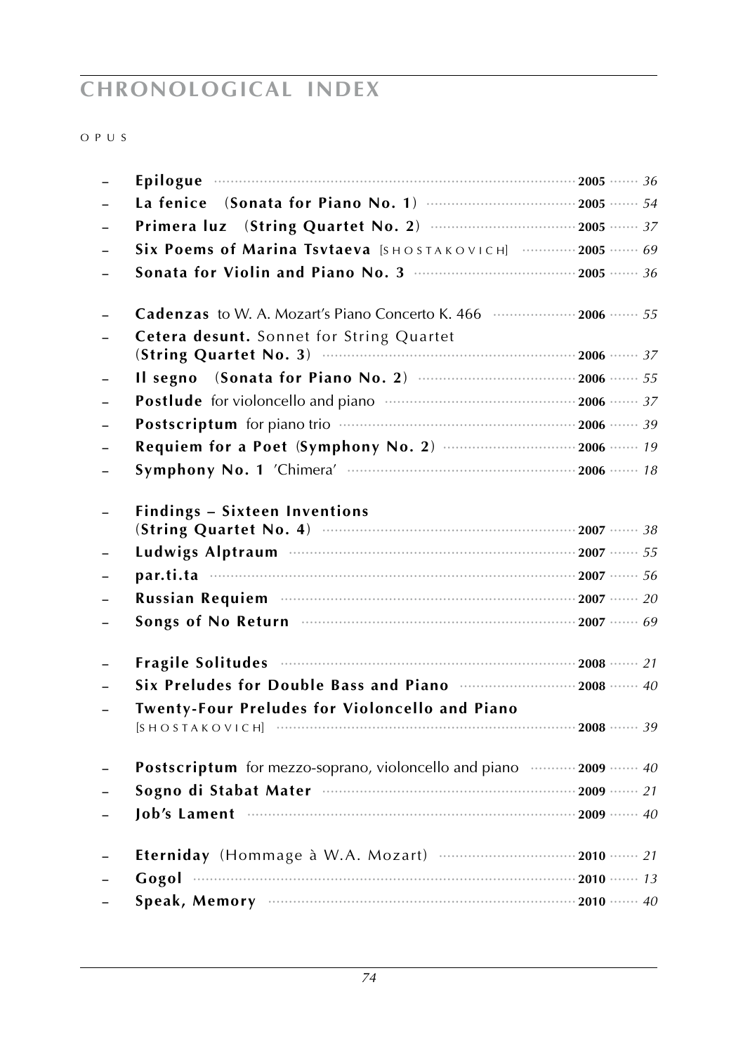# CHRONOLOGICAL INDEX

OPUS

| | Title | Year | Page |
|---|---|---|---|
| – | **Epilogue** | **2005** | *36* |
| – | **La fenice (Sonata for Piano No. 1)** | **2005** | *54* |
| – | **Primera luz (String Quartet No. 2)** | **2005** | *37* |
| – | **Six Poems of Marina Tsvtaeva** [SHOSTAKOVICH] | **2005** | *69* |
| – | **Sonata for Violin and Piano No. 3** | **2005** | *36* |
| – | **Cadenzas** to W. A. Mozart's Piano Concerto K. 466 | **2006** | *55* |
| – | **Cetera desunt.** Sonnet for String Quartet (**String Quartet No. 3**) | **2006** | *37* |
| – | **Il segno (Sonata for Piano No. 2)** | **2006** | *55* |
| – | **Postlude** for violoncello and piano | **2006** | *37* |
| – | **Postscriptum** for piano trio | **2006** | *39* |
| – | **Requiem for a Poet (Symphony No. 2)** | **2006** | *19* |
| – | **Symphony No. 1** 'Chimera' | **2006** | *18* |
| – | **Findings – Sixteen Inventions (String Quartet No. 4)** | **2007** | *38* |
| – | **Ludwigs Alptraum** | **2007** | *55* |
| – | **par.ti.ta** | **2007** | *56* |
| – | **Russian Requiem** | **2007** | *20* |
| – | **Songs of No Return** | **2007** | *69* |
| – | **Fragile Solitudes** | **2008** | *21* |
| – | **Six Preludes for Double Bass and Piano** | **2008** | *40* |
| – | **Twenty-Four Preludes for Violoncello and Piano** [SHOSTAKOVICH] | **2008** | *39* |
| – | **Postscriptum** for mezzo-soprano, violoncello and piano | **2009** | *40* |
| – | **Sogno di Stabat Mater** | **2009** | *21* |
| – | **Job's Lament** | **2009** | *40* |
| – | **Eterniday** (Hommage à W.A. Mozart) | **2010** | *21* |
| – | **Gogol** | **2010** | *13* |
| – | **Speak, Memory** | **2010** | *40* |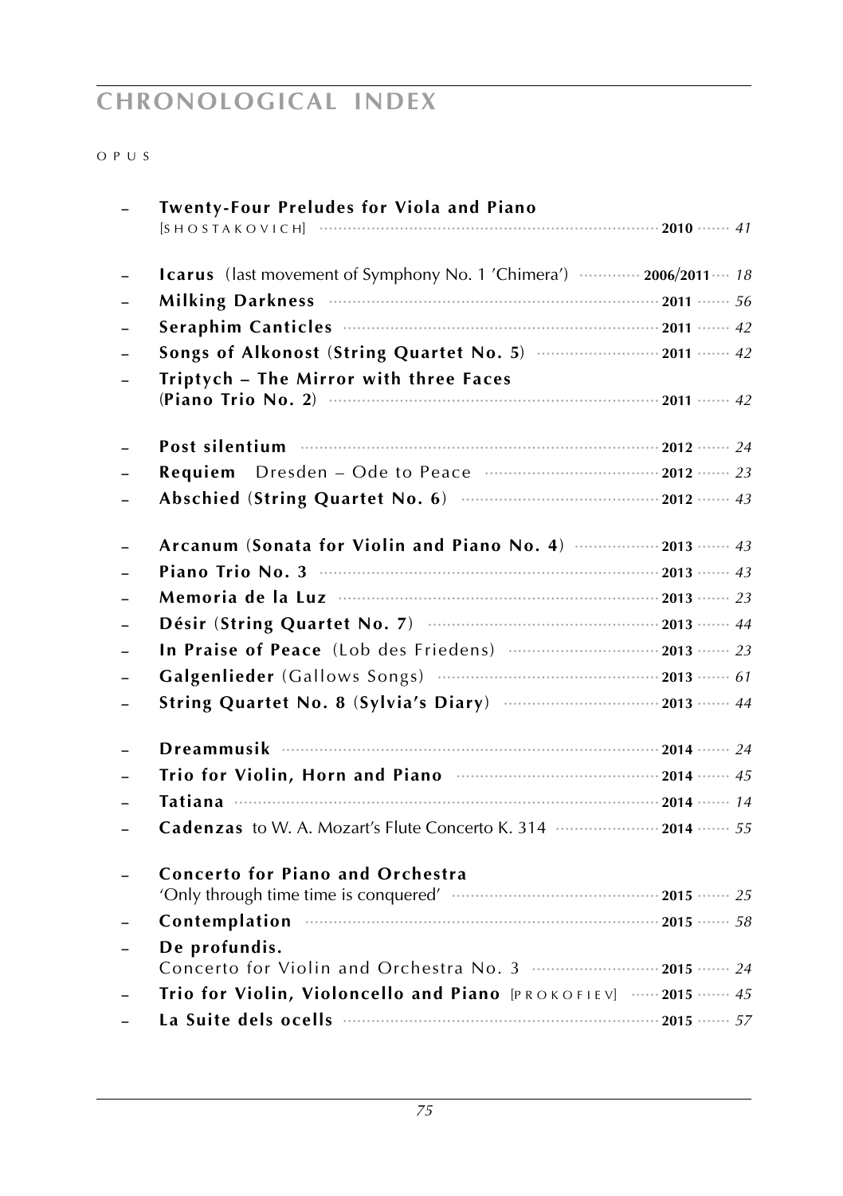# CHRONOLOGICAL INDEX

OPUS

- **Twenty-Four Preludes for Viola and Piano** [SHOSTAKOVICH] ··· **2010** ··· *41*

- **Icarus** (last movement of Symphony No. 1 'Chimera') ··· **2006/2011** ··· *18*
- **Milking Darkness** ··· **2011** ··· *56*
- **Seraphim Canticles** ··· **2011** ··· *42*
- **Songs of Alkonost (String Quartet No. 5)** ··· **2011** ··· *42*
- **Triptych – The Mirror with three Faces (Piano Trio No. 2)** ··· **2011** ··· *42*

- **Post silentium** ··· **2012** ··· *24*
- **Requiem** Dresden – Ode to Peace ··· **2012** ··· *23*
- **Abschied (String Quartet No. 6)** ··· **2012** ··· *43*

- **Arcanum (Sonata for Violin and Piano No. 4)** ··· **2013** ··· *43*
- **Piano Trio No. 3** ··· **2013** ··· *43*
- **Memoria de la Luz** ··· **2013** ··· *23*
- **Désir (String Quartet No. 7)** ··· **2013** ··· *44*
- **In Praise of Peace** (Lob des Friedens) ··· **2013** ··· *23*
- **Galgenlieder** (Gallows Songs) ··· **2013** ··· *61*
- **String Quartet No. 8 (Sylvia's Diary)** ··· **2013** ··· *44*

- **Dreammusik** ··· **2014** ··· *24*
- **Trio for Violin, Horn and Piano** ··· **2014** ··· *45*
- **Tatiana** ··· **2014** ··· *14*
- **Cadenzas** to W. A. Mozart's Flute Concerto K. 314 ··· **2014** ··· *55*

- **Concerto for Piano and Orchestra** 'Only through time time is conquered' ··· **2015** ··· *25*
- **Contemplation** ··· **2015** ··· *58*
- **De profundis.** Concerto for Violin and Orchestra No. 3 ··· **2015** ··· *24*
- **Trio for Violin, Violoncello and Piano** [PROKOFIEV] ··· **2015** ··· *45*
- **La Suite dels ocells** ··· **2015** ··· *57*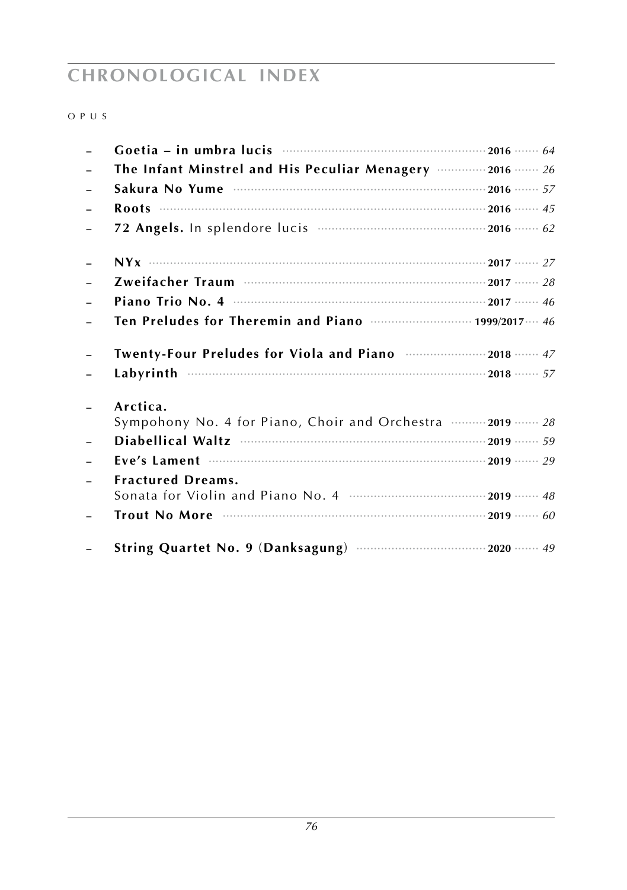# CHRONOLOGICAL INDEX

OPUS

| Opus | Title | Year | Page |
|---|---|---|---|
| – | **Goetia – in umbra lucis** | **2016** | *64* |
| – | **The Infant Minstrel and His Peculiar Menagery** | **2016** | *26* |
| – | **Sakura No Yume** | **2016** | *57* |
| – | **Roots** | **2016** | *45* |
| – | **72 Angels.** In splendore lucis | **2016** | *62* |
| – | **NYx** | **2017** | *27* |
| – | **Zweifacher Traum** | **2017** | *28* |
| – | **Piano Trio No. 4** | **2017** | *46* |
| – | **Ten Preludes for Theremin and Piano** | **1999/2017** | *46* |
| – | **Twenty-Four Preludes for Viola and Piano** | **2018** | *47* |
| – | **Labyrinth** | **2018** | *57* |
| – | **Arctica.** Sympohony No. 4 for Piano, Choir and Orchestra | **2019** | *28* |
| – | **Diabellical Waltz** | **2019** | *59* |
| – | **Eve's Lament** | **2019** | *29* |
| – | **Fractured Dreams.** Sonata for Violin and Piano No. 4 | **2019** | *48* |
| – | **Trout No More** | **2019** | *60* |
| – | **String Quartet No. 9 (Danksagung)** | **2020** | *49* |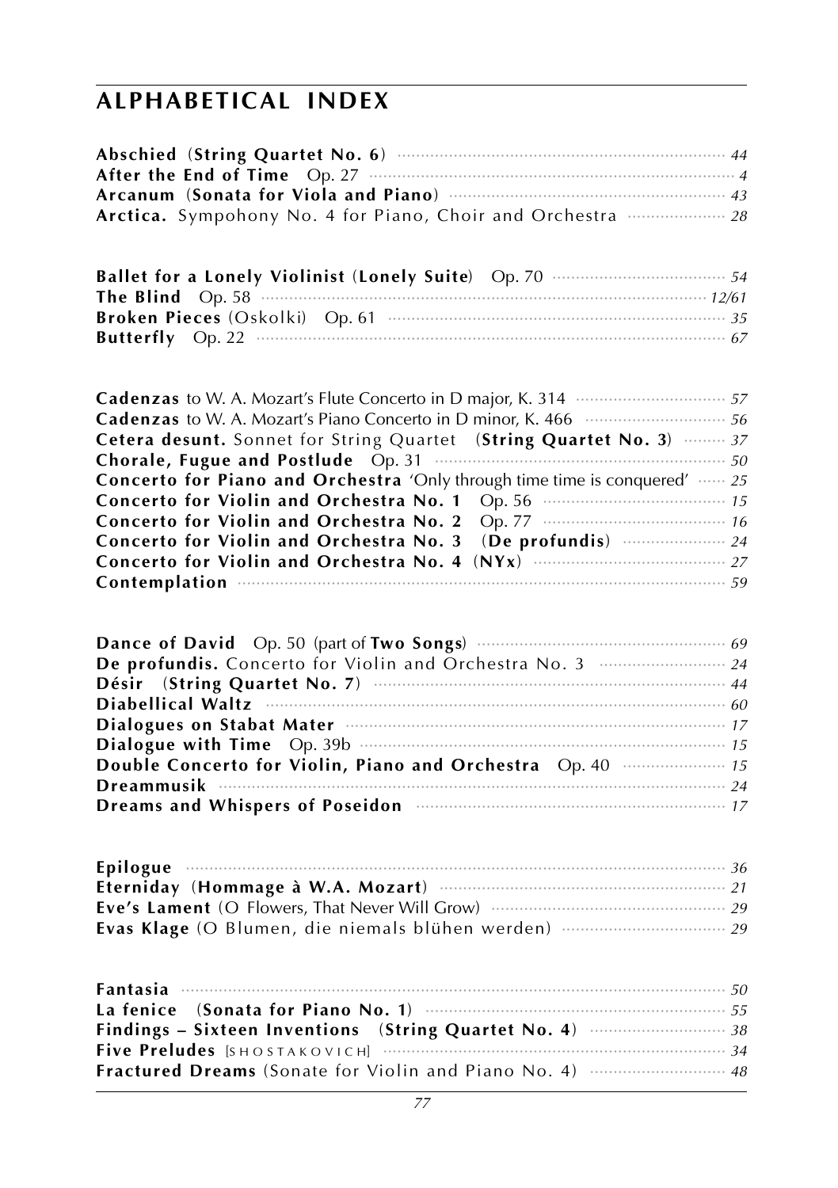# ALPHABETICAL INDEX

**Abschied** (**String Quartet No. 6**) ........ *44*
**After the End of Time** Op. 27 ........ *4*
**Arcanum** (**Sonata for Viola and Piano**) ........ *43*
**Arctica.** Sympohony No. 4 for Piano, Choir and Orchestra ........ *28*

**Ballet for a Lonely Violinist** (**Lonely Suite**) Op. 70 ........ *54*
**The Blind** Op. 58 ........ *12/61*
**Broken Pieces** (Oskolki) Op. 61 ........ *35*
**Butterfly** Op. 22 ........ *67*

**Cadenzas** to W. A. Mozart's Flute Concerto in D major, K. 314 ........ *57*
**Cadenzas** to W. A. Mozart's Piano Concerto in D minor, K. 466 ........ *56*
**Cetera desunt.** Sonnet for String Quartet (**String Quartet No. 3**) ........ *37*
**Chorale, Fugue and Postlude** Op. 31 ........ *50*
**Concerto for Piano and Orchestra** 'Only through time time is conquered' ........ *25*
**Concerto for Violin and Orchestra No. 1** Op. 56 ........ *15*
**Concerto for Violin and Orchestra No. 2** Op. 77 ........ *16*
**Concerto for Violin and Orchestra No. 3** (**De profundis**) ........ *24*
**Concerto for Violin and Orchestra No. 4** (**NYx**) ........ *27*
**Contemplation** ........ *59*

**Dance of David** Op. 50 (part of **Two Songs**) ........ *69*
**De profundis.** Concerto for Violin and Orchestra No. 3 ........ *24*
**Désir** (**String Quartet No. 7**) ........ *44*
**Diabellical Waltz** ........ *60*
**Dialogues on Stabat Mater** ........ *17*
**Dialogue with Time** Op. 39b ........ *15*
**Double Concerto for Violin, Piano and Orchestra** Op. 40 ........ *15*
**Dreammusik** ........ *24*
**Dreams and Whispers of Poseidon** ........ *17*

**Epilogue** ........ *36*
**Eterniday** (**Hommage à W.A. Mozart**) ........ *21*
**Eve's Lament** (O Flowers, That Never Will Grow) ........ *29*
**Evas Klage** (O Blumen, die niemals blühen werden) ........ *29*

**Fantasia** ........ *50*
**La fenice** (**Sonata for Piano No. 1**) ........ *55*
**Findings – Sixteen Inventions** (**String Quartet No. 4**) ........ *38*
**Five Preludes** [SHOSTAKOVICH] ........ *34*
**Fractured Dreams** (Sonate for Violin and Piano No. 4) ........ *48*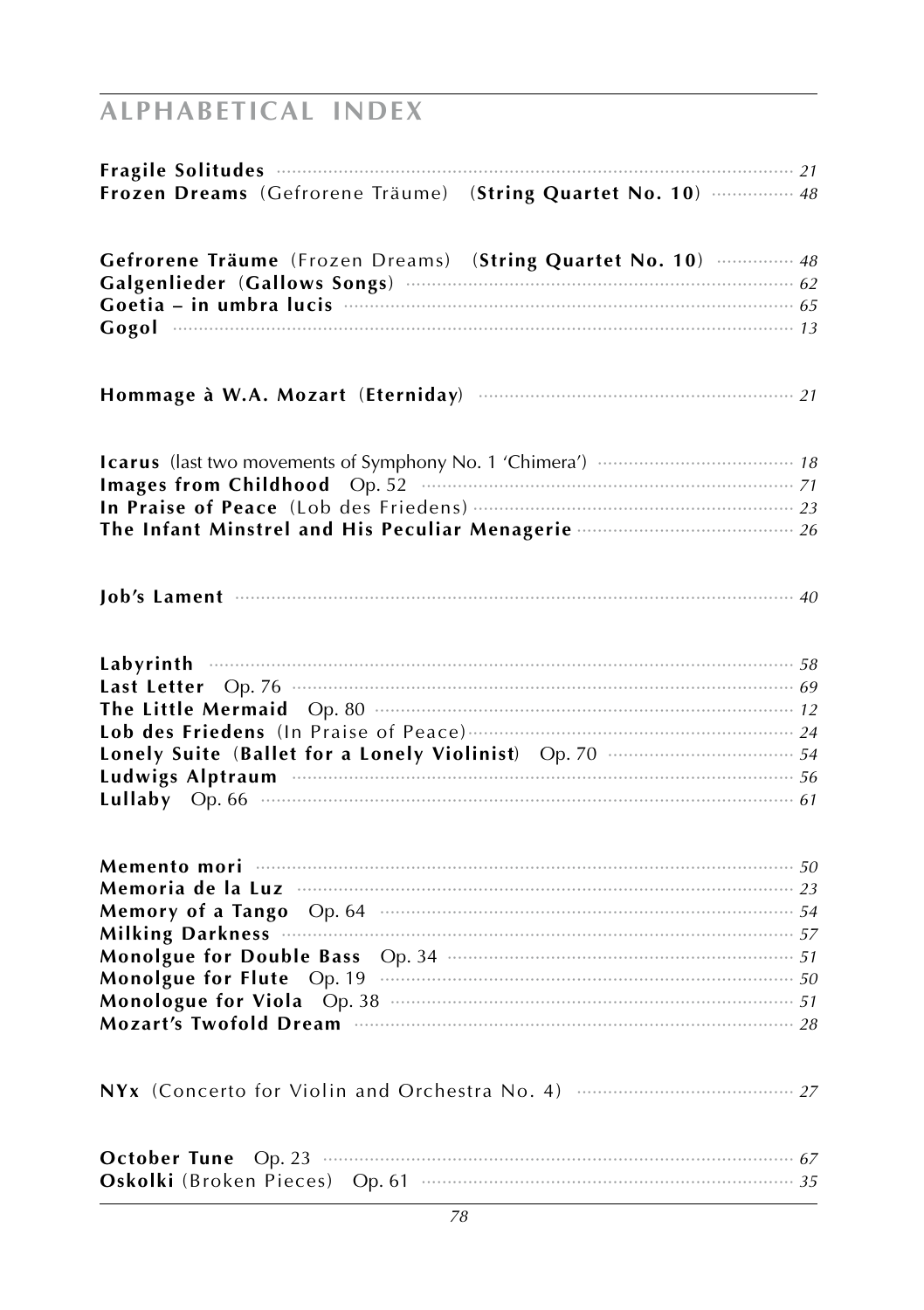## ALPHABETICAL INDEX

**Fragile Solitudes** ........ *21*
**Frozen Dreams** (Gefrorene Träume) (**String Quartet No. 10**) ........ *48*

**Gefrorene Träume** (Frozen Dreams) (**String Quartet No. 10**) ........ *48*
**Galgenlieder** (**Gallows Songs**) ........ *62*
**Goetia – in umbra lucis** ........ *65*
**Gogol** ........ *13*

**Hommage à W.A. Mozart** (**Eterniday**) ........ *21*

**Icarus** (last two movements of Symphony No. 1 'Chimera') ........ *18*
**Images from Childhood** Op. 52 ........ *71*
**In Praise of Peace** (Lob des Friedens) ........ *23*
**The Infant Minstrel and His Peculiar Menagerie** ........ *26*

**Job's Lament** ........ *40*

**Labyrinth** ........ *58*
**Last Letter** Op. 76 ........ *69*
**The Little Mermaid** Op. 80 ........ *12*
**Lob des Friedens** (In Praise of Peace) ........ *24*
**Lonely Suite** (**Ballet for a Lonely Violinist**) Op. 70 ........ *54*
**Ludwigs Alptraum** ........ *56*
**Lullaby** Op. 66 ........ *61*

**Memento mori** ........ *50*
**Memoria de la Luz** ........ *23*
**Memory of a Tango** Op. 64 ........ *54*
**Milking Darkness** ........ *57*
**Monolgue for Double Bass** Op. 34 ........ *51*
**Monolgue for Flute** Op. 19 ........ *50*
**Monologue for Viola** Op. 38 ........ *51*
**Mozart's Twofold Dream** ........ *28*

**NYx** (Concerto for Violin and Orchestra No. 4) ........ *27*

**October Tune** Op. 23 ........ *67*
**Oskolki** (Broken Pieces) Op. 61 ........ *35*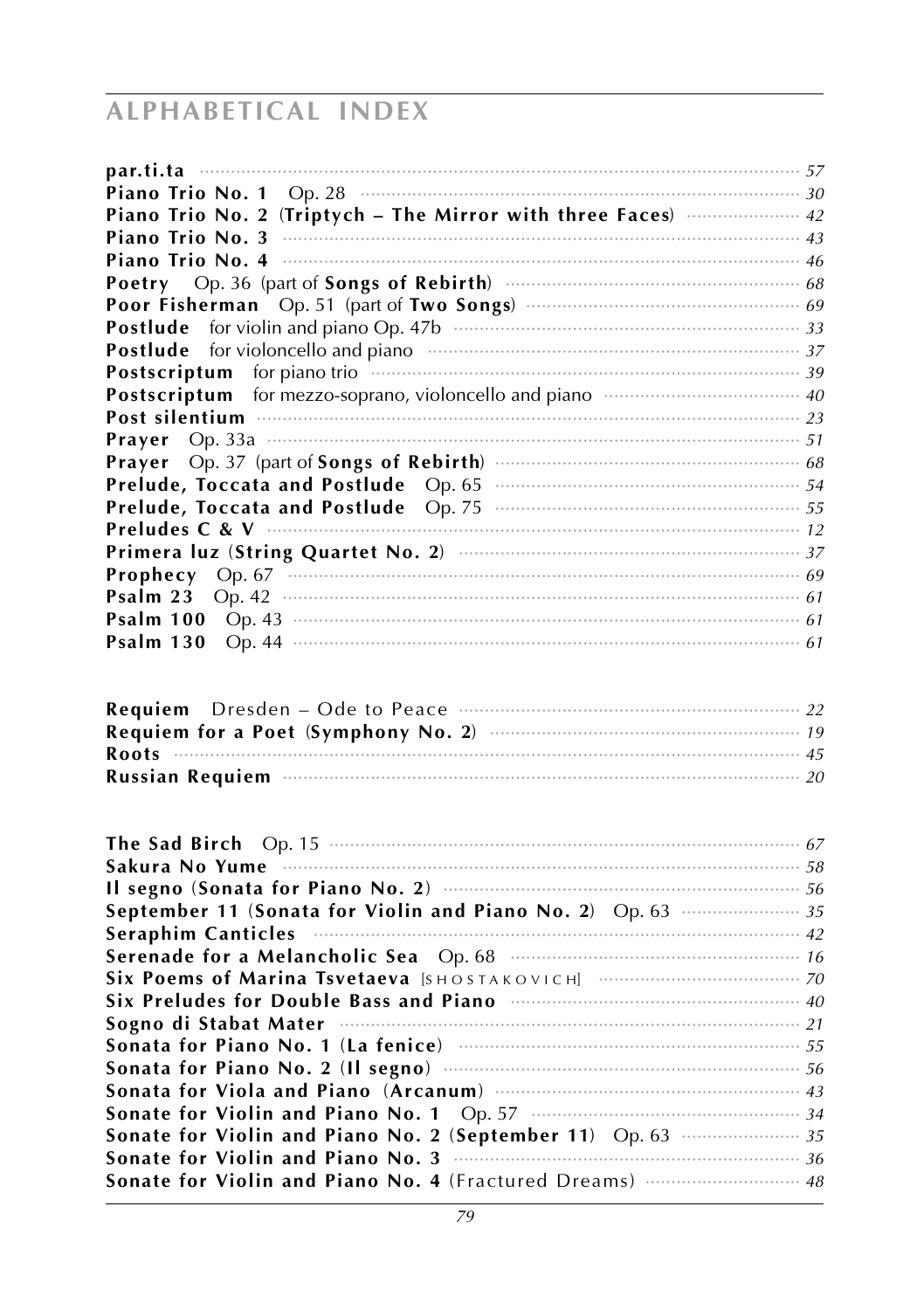## ALPHABETICAL INDEX

**par.ti.ta** ............ *57*
**Piano Trio No. 1** Op. 28 ............ *30*
**Piano Trio No. 2** (**Triptych – The Mirror with three Faces**) ............ *42*
**Piano Trio No. 3** ............ *43*
**Piano Trio No. 4** ............ *46*
**Poetry** Op. 36 (part of **Songs of Rebirth**) ............ *68*
**Poor Fisherman** Op. 51 (part of **Two Songs**) ............ *69*
**Postlude** for violin and piano Op. 47b ............ *33*
**Postlude** for violoncello and piano ............ *37*
**Postscriptum** for piano trio ............ *39*
**Postscriptum** for mezzo-soprano, violoncello and piano ............ *40*
**Post silentium** ............ *23*
**Prayer** Op. 33a ............ *51*
**Prayer** Op. 37 (part of **Songs of Rebirth**) ............ *68*
**Prelude, Toccata and Postlude** Op. 65 ............ *54*
**Prelude, Toccata and Postlude** Op. 75 ............ *55*
**Preludes C & V** ............ *12*
**Primera luz** (**String Quartet No. 2**) ............ *37*
**Prophecy** Op. 67 ............ *69*
**Psalm 23** Op. 42 ............ *61*
**Psalm 100** Op. 43 ............ *61*
**Psalm 130** Op. 44 ............ *61*

**Requiem** Dresden – Ode to Peace ............ *22*
**Requiem for a Poet** (**Symphony No. 2**) ............ *19*
**Roots** ............ *45*
**Russian Requiem** ............ *20*

**The Sad Birch** Op. 15 ............ *67*
**Sakura No Yume** ............ *58*
**Il segno** (**Sonata for Piano No. 2**) ............ *56*
**September 11** (**Sonata for Violin and Piano No. 2**) Op. 63 ............ *35*
**Seraphim Canticles** ............ *42*
**Serenade for a Melancholic Sea** Op. 68 ............ *16*
**Six Poems of Marina Tsvetaeva** [SHOSTAKOVICH] ............ *70*
**Six Preludes for Double Bass and Piano** ............ *40*
**Sogno di Stabat Mater** ............ *21*
**Sonata for Piano No. 1** (**La fenice**) ............ *55*
**Sonata for Piano No. 2** (**Il segno**) ............ *56*
**Sonata for Viola and Piano** (**Arcanum**) ............ *43*
**Sonate for Violin and Piano No. 1** Op. 57 ............ *34*
**Sonate for Violin and Piano No. 2** (**September 11**) Op. 63 ............ *35*
**Sonate for Violin and Piano No. 3** ............ *36*
**Sonate for Violin and Piano No. 4** (Fractured Dreams) ............ *48*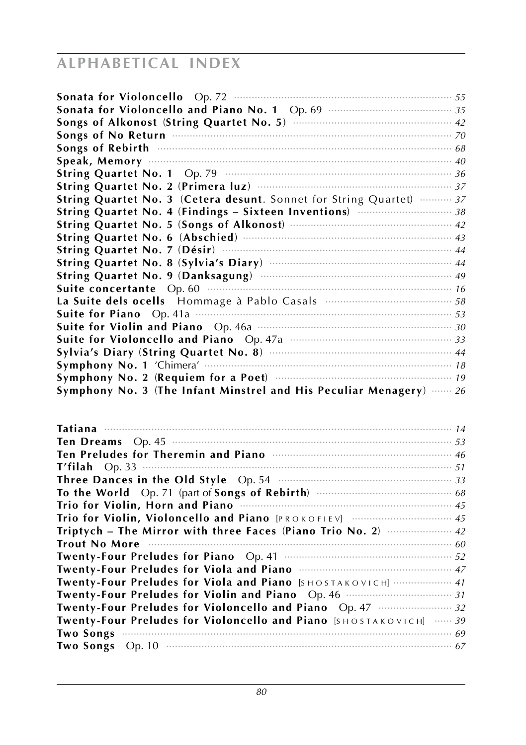# ALPHABETICAL INDEX

**Sonata for Violoncello** Op. 72 ........ 55
**Sonata for Violoncello and Piano No. 1** Op. 69 ........ 35
**Songs of Alkonost** (**String Quartet No. 5**) ........ 42
**Songs of No Return** ........ 70
**Songs of Rebirth** ........ 68
**Speak, Memory** ........ 40
**String Quartet No. 1** Op. 79 ........ 36
**String Quartet No. 2** (**Primera luz**) ........ 37
**String Quartet No. 3** (**Cetera desunt**. Sonnet for String Quartet) ........ 37
**String Quartet No. 4** (**Findings – Sixteen Inventions**) ........ 38
**String Quartet No. 5** (**Songs of Alkonost**) ........ 42
**String Quartet No. 6** (**Abschied**) ........ 43
**String Quartet No. 7** (**Désir**) ........ 44
**String Quartet No. 8** (**Sylvia's Diary**) ........ 44
**String Quartet No. 9** (**Danksagung**) ........ 49
**Suite concertante** Op. 60 ........ 16
**La Suite dels ocells** Hommage à Pablo Casals ........ 58
**Suite for Piano** Op. 41a ........ 53
**Suite for Violin and Piano** Op. 46a ........ 30
**Suite for Violoncello and Piano** Op. 47a ........ 33
**Sylvia's Diary** (**String Quartet No. 8**) ........ 44
**Symphony No. 1** 'Chimera' ........ 18
**Symphony No. 2** (**Requiem for a Poet**) ........ 19
**Symphony No. 3** (**The Infant Minstrel and His Peculiar Menagery**) ........ 26

**Tatiana** ........ 14
**Ten Dreams** Op. 45 ........ 53
**Ten Preludes for Theremin and Piano** ........ 46
**T'filah** Op. 33 ........ 51
**Three Dances in the Old Style** Op. 54 ........ 33
**To the World** Op. 71 (part of **Songs of Rebirth**) ........ 68
**Trio for Violin, Horn and Piano** ........ 45
**Trio for Violin, Violoncello and Piano** [PROKOFIEV] ........ 45
**Triptych – The Mirror with three Faces** (**Piano Trio No. 2**) ........ 42
**Trout No More** ........ 60
**Twenty-Four Preludes for Piano** Op. 41 ........ 52
**Twenty-Four Preludes for Viola and Piano** ........ 47
**Twenty-Four Preludes for Viola and Piano** [SHOSTAKOVICH] ........ 41
**Twenty-Four Preludes for Violin and Piano** Op. 46 ........ 31
**Twenty-Four Preludes for Violoncello and Piano** Op. 47 ........ 32
**Twenty-Four Preludes for Violoncello and Piano** [SHOSTAKOVICH] ........ 39
**Two Songs** ........ 69
**Two Songs** Op. 10 ........ 67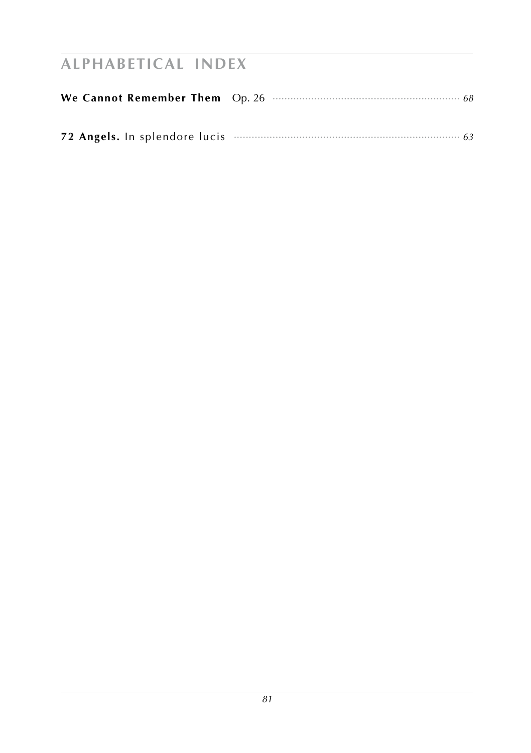# ALPHABETICAL INDEX

**We Cannot Remember Them** Op. 26 ........................................................ *68*

**72 Angels.** In splendore lucis ........................................................ *63*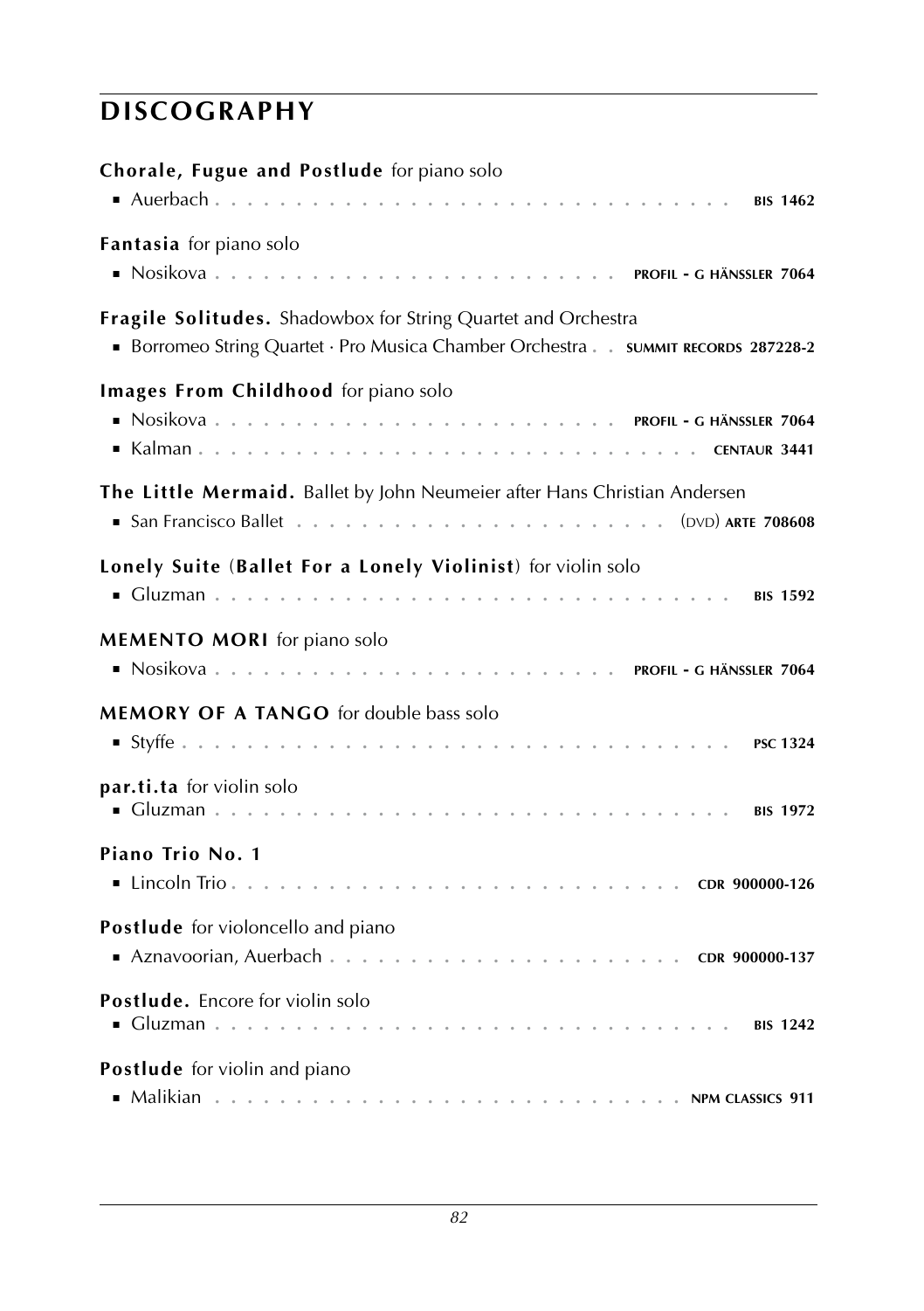# DISCOGRAPHY

**Chorale, Fugue and Postlude** for piano solo

- Auerbach . . . . . . . . . . . . . . . . . . . . . . . . . . . . . . BIS 1462

**Fantasia** for piano solo

- Nosikova . . . . . . . . . . . . . . . . . . . . . . . . PROFIL - G HÄNSSLER 7064

**Fragile Solitudes.** Shadowbox for String Quartet and Orchestra

- Borromeo String Quartet · Pro Musica Chamber Orchestra . . SUMMIT RECORDS 287228-2

**Images From Childhood** for piano solo

- Nosikova . . . . . . . . . . . . . . . . . . . . . . . . PROFIL - G HÄNSSLER 7064
- Kalman . . . . . . . . . . . . . . . . . . . . . . . . . . . . . CENTAUR 3441

**The Little Mermaid.** Ballet by John Neumeier after Hans Christian Andersen

- San Francisco Ballet . . . . . . . . . . . . . . . . . . . . . . (DVD) ARTE 708608

**Lonely Suite** (**Ballet For a Lonely Violinist**) for violin solo

- Gluzman . . . . . . . . . . . . . . . . . . . . . . . . . . . . . . BIS 1592

**MEMENTO MORI** for piano solo

- Nosikova . . . . . . . . . . . . . . . . . . . . . . . . PROFIL - G HÄNSSLER 7064

**MEMORY OF A TANGO** for double bass solo

- Styffe . . . . . . . . . . . . . . . . . . . . . . . . . . . . . . . PSC 1324

**par.ti.ta** for violin solo

- Gluzman . . . . . . . . . . . . . . . . . . . . . . . . . . . . . . BIS 1972

**Piano Trio No. 1**

- Lincoln Trio . . . . . . . . . . . . . . . . . . . . . . . . . . CDR 900000-126

**Postlude** for violoncello and piano

- Aznavoorian, Auerbach . . . . . . . . . . . . . . . . . . . . . CDR 900000-137

**Postlude.** Encore for violin solo

- Gluzman . . . . . . . . . . . . . . . . . . . . . . . . . . . . . . BIS 1242

**Postlude** for violin and piano

- Malikian . . . . . . . . . . . . . . . . . . . . . . . . . . . NPM CLASSICS 911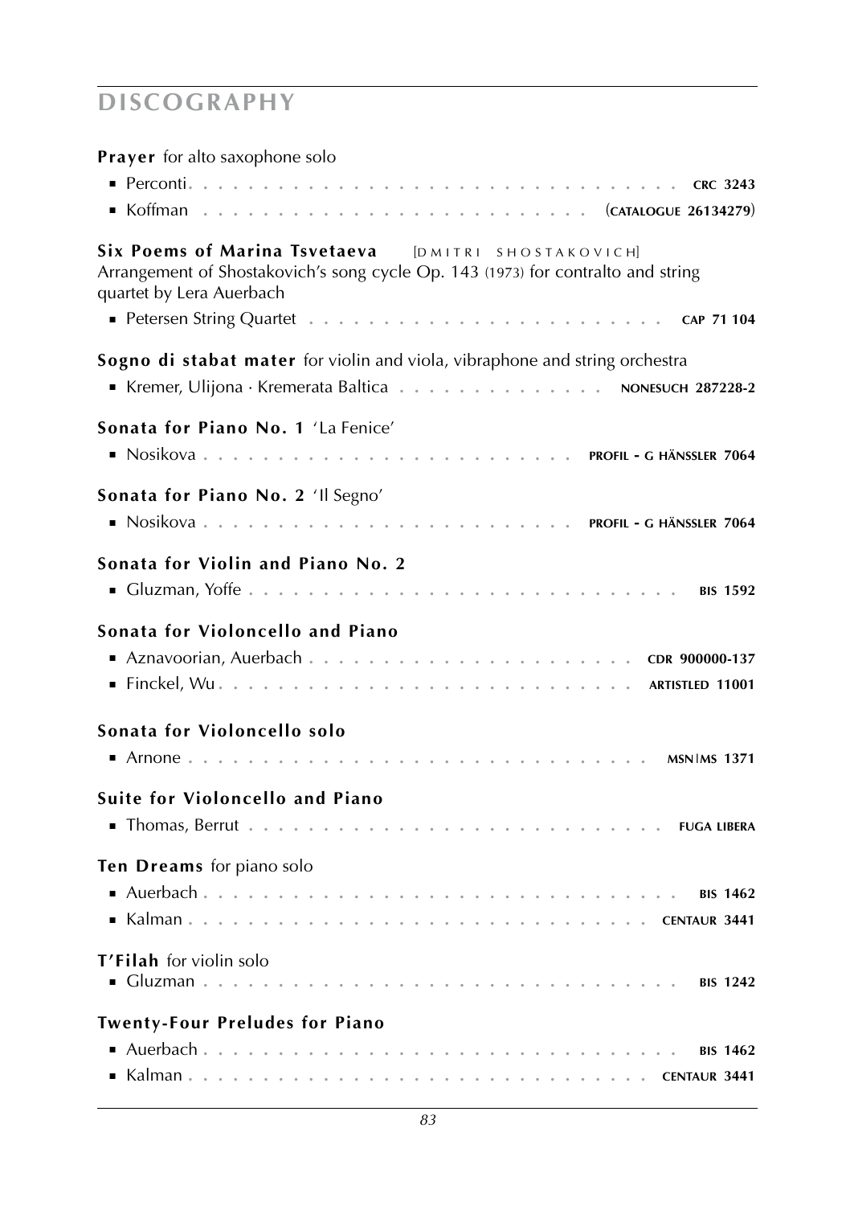# DISCOGRAPHY

**Prayer** for alto saxophone solo

- Perconti . . . . . . . . . . . . . . . . . . . . . . . . . . . . . . . . CRC 3243
- Koffman . . . . . . . . . . . . . . . . . . . . . . . . (CATALOGUE 26134279)

**Six Poems of Marina Tsvetaeva** [DMITRI SHOSTAKOVICH]
Arrangement of Shostakovich's song cycle Op. 143 (1973) for contralto and string quartet by Lera Auerbach

- Petersen String Quartet . . . . . . . . . . . . . . . . . . . . . . CAP 71 104

**Sogno di stabat mater** for violin and viola, vibraphone and string orchestra

- Kremer, Ulijona · Kremerata Baltica . . . . . . . . . . . . . . NONESUCH 287228-2

**Sonata for Piano No. 1** 'La Fenice'

- Nosikova . . . . . . . . . . . . . . . . . . . . . . . . PROFIL - G HÄNSSLER 7064

**Sonata for Piano No. 2** 'Il Segno'

- Nosikova . . . . . . . . . . . . . . . . . . . . . . . . PROFIL - G HÄNSSLER 7064

**Sonata for Violin and Piano No. 2**

- Gluzman, Yoffe . . . . . . . . . . . . . . . . . . . . . . . . . . . . BIS 1592

**Sonata for Violoncello and Piano**

- Aznavoorian, Auerbach . . . . . . . . . . . . . . . . . . . . . CDR 900000-137
- Finckel, Wu . . . . . . . . . . . . . . . . . . . . . . . . . . . ARTISTLED 11001

**Sonata for Violoncello solo**

- Arnone . . . . . . . . . . . . . . . . . . . . . . . . . . . . . . . MSN|MS 1371

**Suite for Violoncello and Piano**

- Thomas, Berrut . . . . . . . . . . . . . . . . . . . . . . . . . . . FUGA LIBERA

**Ten Dreams** for piano solo

- Auerbach . . . . . . . . . . . . . . . . . . . . . . . . . . . . . . . BIS 1462
- Kalman . . . . . . . . . . . . . . . . . . . . . . . . . . . . . . CENTAUR 3441

**T'Filah** for violin solo

- Gluzman . . . . . . . . . . . . . . . . . . . . . . . . . . . . . . . BIS 1242

**Twenty-Four Preludes for Piano**

- Auerbach . . . . . . . . . . . . . . . . . . . . . . . . . . . . . . . BIS 1462
- Kalman . . . . . . . . . . . . . . . . . . . . . . . . . . . . . . CENTAUR 3441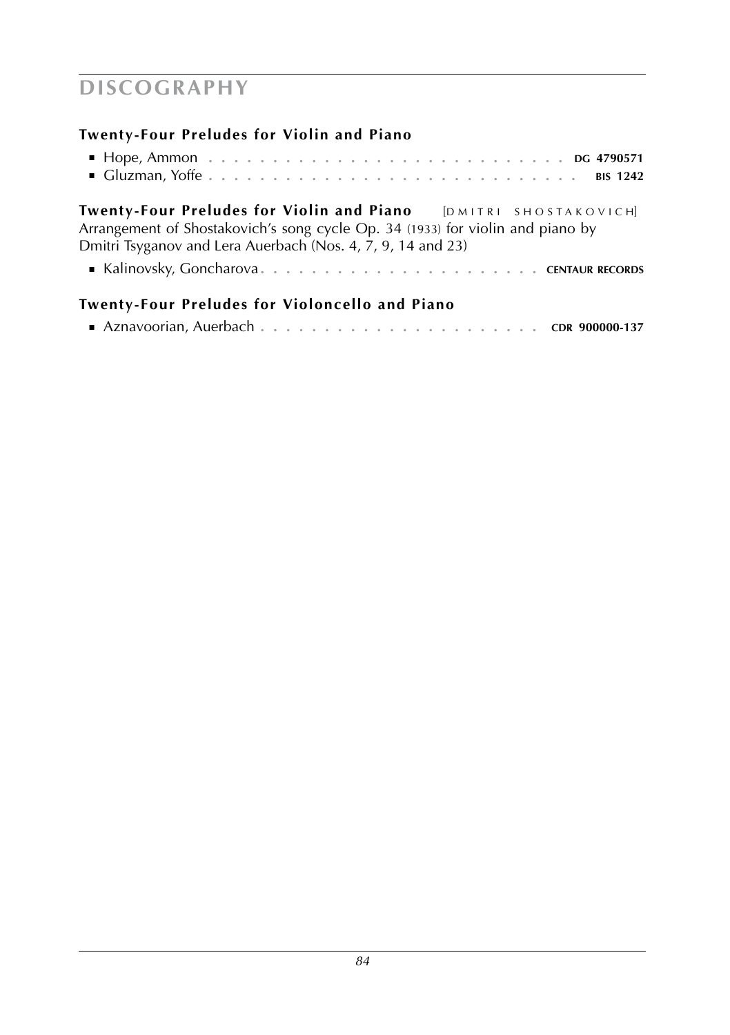# DISCOGRAPHY

### Twenty-Four Preludes for Violin and Piano

- Hope, Ammon . . . . . . . . . . . . . . . . . . . . . . . . . . . **DG 4790571**
- Gluzman, Yoffe . . . . . . . . . . . . . . . . . . . . . . . . . . . **BIS 1242**

### Twenty-Four Preludes for Violin and Piano [DMITRI SHOSTAKOVICH]

Arrangement of Shostakovich's song cycle Op. 34 (1933) for violin and piano by Dmitri Tsyganov and Lera Auerbach (Nos. 4, 7, 9, 14 and 23)

- Kalinovsky, Goncharova . . . . . . . . . . . . . . . . . . . . . . **CENTAUR RECORDS**

### Twenty-Four Preludes for Violoncello and Piano

- Aznavoorian, Auerbach . . . . . . . . . . . . . . . . . . . . . . **CDR 900000-137**